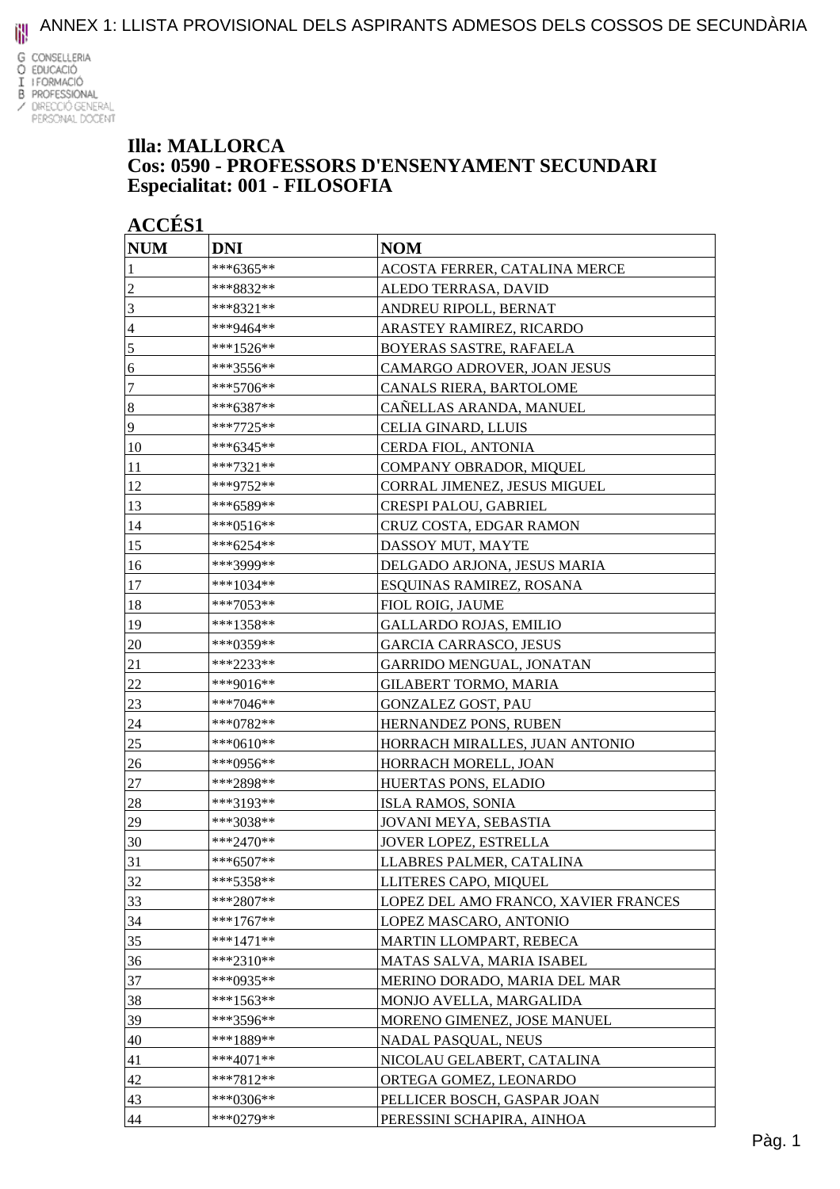# ANNEX 1: LLISTA PROVISIONAL DELS ASPIRANTS ADMESOS DELS COSSOS DE SECUNDÀRIA

**Illa: MALLORCA**
**Cos: 0590 - PROFESSORS D'ENSENYAMENT SECUNDARI**
**Especialitat: 001 - FILOSOFIA**

## ACCÉS1

| NUM | DNI | NOM |
|---|---|---|
| 1 | ***6365** | ACOSTA FERRER, CATALINA MERCE |
| 2 | ***8832** | ALEDO TERRASA, DAVID |
| 3 | ***8321** | ANDREU RIPOLL, BERNAT |
| 4 | ***9464** | ARASTEY RAMIREZ, RICARDO |
| 5 | ***1526** | BOYERAS SASTRE, RAFAELA |
| 6 | ***3556** | CAMARGO ADROVER, JOAN JESUS |
| 7 | ***5706** | CANALS RIERA, BARTOLOME |
| 8 | ***6387** | CAÑELLAS ARANDA, MANUEL |
| 9 | ***7725** | CELIA GINARD, LLUIS |
| 10 | ***6345** | CERDA FIOL, ANTONIA |
| 11 | ***7321** | COMPANY OBRADOR, MIQUEL |
| 12 | ***9752** | CORRAL JIMENEZ, JESUS MIGUEL |
| 13 | ***6589** | CRESPI PALOU, GABRIEL |
| 14 | ***0516** | CRUZ COSTA, EDGAR RAMON |
| 15 | ***6254** | DASSOY MUT, MAYTE |
| 16 | ***3999** | DELGADO ARJONA, JESUS MARIA |
| 17 | ***1034** | ESQUINAS RAMIREZ, ROSANA |
| 18 | ***7053** | FIOL ROIG, JAUME |
| 19 | ***1358** | GALLARDO ROJAS, EMILIO |
| 20 | ***0359** | GARCIA CARRASCO, JESUS |
| 21 | ***2233** | GARRIDO MENGUAL, JONATAN |
| 22 | ***9016** | GILABERT TORMO, MARIA |
| 23 | ***7046** | GONZALEZ GOST, PAU |
| 24 | ***0782** | HERNANDEZ PONS, RUBEN |
| 25 | ***0610** | HORRACH MIRALLES, JUAN ANTONIO |
| 26 | ***0956** | HORRACH MORELL, JOAN |
| 27 | ***2898** | HUERTAS PONS, ELADIO |
| 28 | ***3193** | ISLA RAMOS, SONIA |
| 29 | ***3038** | JOVANI MEYA, SEBASTIA |
| 30 | ***2470** | JOVER LOPEZ, ESTRELLA |
| 31 | ***6507** | LLABRES PALMER, CATALINA |
| 32 | ***5358** | LLITERES CAPO, MIQUEL |
| 33 | ***2807** | LOPEZ DEL AMO FRANCO, XAVIER FRANCES |
| 34 | ***1767** | LOPEZ MASCARO, ANTONIO |
| 35 | ***1471** | MARTIN LLOMPART, REBECA |
| 36 | ***2310** | MATAS SALVA, MARIA ISABEL |
| 37 | ***0935** | MERINO DORADO, MARIA DEL MAR |
| 38 | ***1563** | MONJO AVELLA, MARGALIDA |
| 39 | ***3596** | MORENO GIMENEZ, JOSE MANUEL |
| 40 | ***1889** | NADAL PASQUAL, NEUS |
| 41 | ***4071** | NICOLAU GELABERT, CATALINA |
| 42 | ***7812** | ORTEGA GOMEZ, LEONARDO |
| 43 | ***0306** | PELLICER BOSCH, GASPAR JOAN |
| 44 | ***0279** | PERESSINI SCHAPIRA, AINHOA |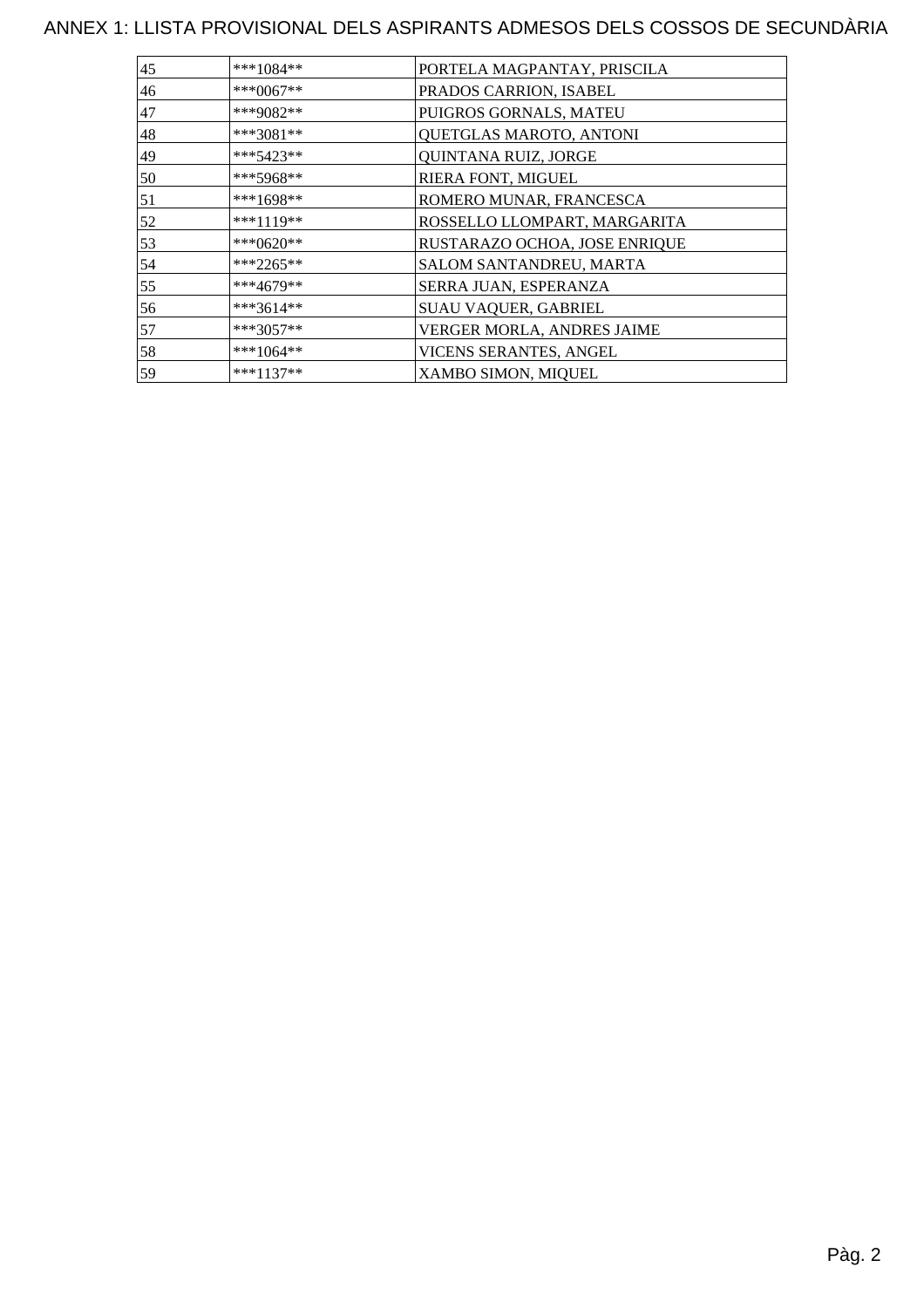# ANNEX 1: LLISTA PROVISIONAL DELS ASPIRANTS ADMESOS DELS COSSOS DE SECUNDÀRIA

| | | |
|---|---|---|
| 45 | ***1084** | PORTELA MAGPANTAY, PRISCILA |
| 46 | ***0067** | PRADOS CARRION, ISABEL |
| 47 | ***9082** | PUIGROS GORNALS, MATEU |
| 48 | ***3081** | QUETGLAS MAROTO, ANTONI |
| 49 | ***5423** | QUINTANA RUIZ, JORGE |
| 50 | ***5968** | RIERA FONT, MIGUEL |
| 51 | ***1698** | ROMERO MUNAR, FRANCESCA |
| 52 | ***1119** | ROSSELLO LLOMPART, MARGARITA |
| 53 | ***0620** | RUSTARAZO OCHOA, JOSE ENRIQUE |
| 54 | ***2265** | SALOM SANTANDREU, MARTA |
| 55 | ***4679** | SERRA JUAN, ESPERANZA |
| 56 | ***3614** | SUAU VAQUER, GABRIEL |
| 57 | ***3057** | VERGER MORLA, ANDRES JAIME |
| 58 | ***1064** | VICENS SERANTES, ANGEL |
| 59 | ***1137** | XAMBO SIMON, MIQUEL |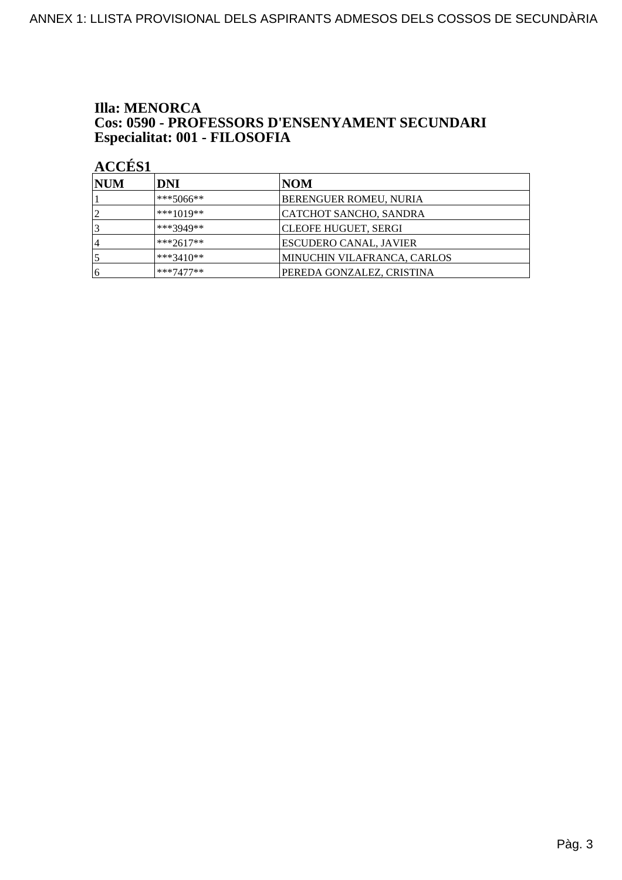**Illa: MENORCA**
**Cos: 0590 - PROFESSORS D'ENSENYAMENT SECUNDARI**
**Especialitat: 001 - FILOSOFIA**

**ACCÉS1**

| NUM | DNI | NOM |
|---|---|---|
| 1 | ***5066** | BERENGUER ROMEU, NURIA |
| 2 | ***1019** | CATCHOT SANCHO, SANDRA |
| 3 | ***3949** | CLEOFE HUGUET, SERGI |
| 4 | ***2617** | ESCUDERO CANAL, JAVIER |
| 5 | ***3410** | MINUCHIN VILAFRANCA, CARLOS |
| 6 | ***7477** | PEREDA GONZALEZ, CRISTINA |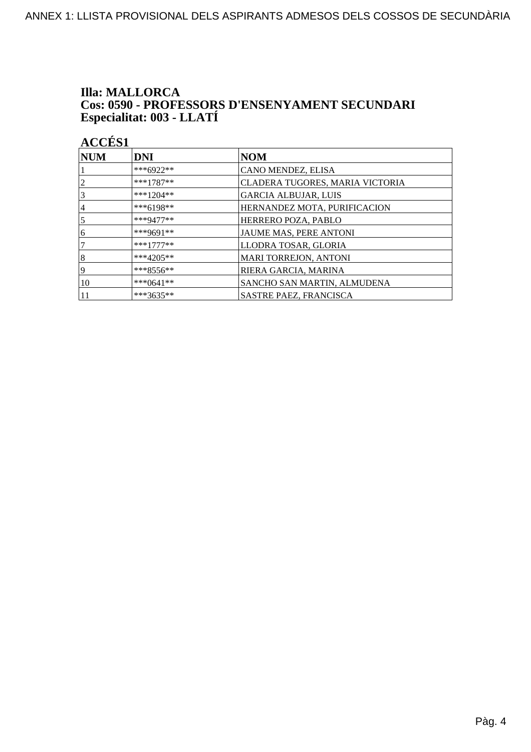**Illa: MALLORCA**
**Cos: 0590 - PROFESSORS D'ENSENYAMENT SECUNDARI**
**Especialitat: 003 - LLATÍ**

**ACCÉS1**

| NUM | DNI | NOM |
|---|---|---|
| 1 | ***6922** | CANO MENDEZ, ELISA |
| 2 | ***1787** | CLADERA TUGORES, MARIA VICTORIA |
| 3 | ***1204** | GARCIA ALBUJAR, LUIS |
| 4 | ***6198** | HERNANDEZ MOTA, PURIFICACION |
| 5 | ***9477** | HERRERO POZA, PABLO |
| 6 | ***9691** | JAUME MAS, PERE ANTONI |
| 7 | ***1777** | LLODRA TOSAR, GLORIA |
| 8 | ***4205** | MARI TORREJON, ANTONI |
| 9 | ***8556** | RIERA GARCIA, MARINA |
| 10 | ***0641** | SANCHO SAN MARTIN, ALMUDENA |
| 11 | ***3635** | SASTRE PAEZ, FRANCISCA |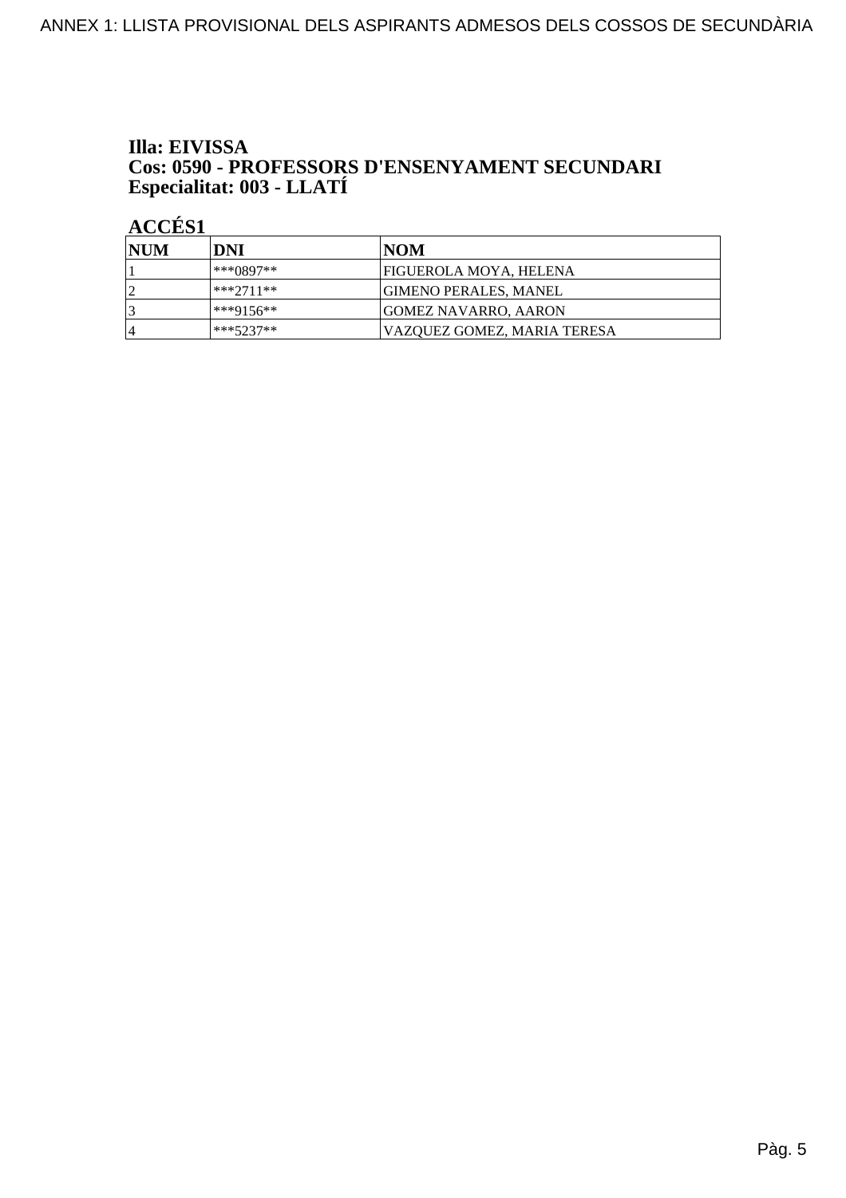**Illa: EIVISSA**
**Cos: 0590 - PROFESSORS D'ENSENYAMENT SECUNDARI**
**Especialitat: 003 - LLATÍ**

**ACCÉS1**

| NUM | DNI | NOM |
|---|---|---|
| 1 | ***0897** | FIGUEROLA MOYA, HELENA |
| 2 | ***2711** | GIMENO PERALES, MANEL |
| 3 | ***9156** | GOMEZ NAVARRO, AARON |
| 4 | ***5237** | VAZQUEZ GOMEZ, MARIA TERESA |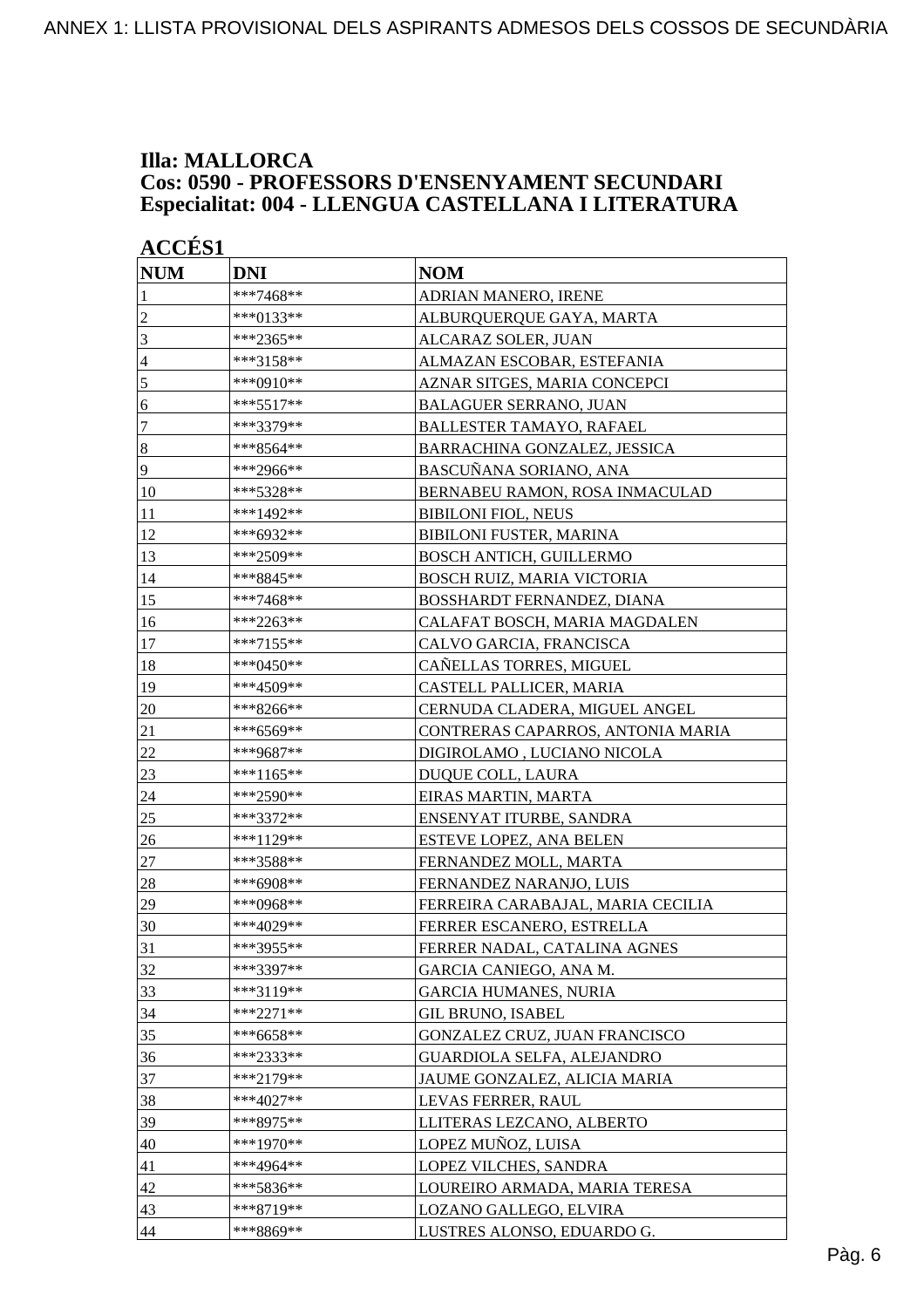**Illa: MALLORCA**
**Cos: 0590 - PROFESSORS D'ENSENYAMENT SECUNDARI**
**Especialitat: 004 - LLENGUA CASTELLANA I LITERATURA**

**ACCÉS1**

| NUM | DNI | NOM |
|---|---|---|
| 1 | ***7468** | ADRIAN MANERO, IRENE |
| 2 | ***0133** | ALBURQUERQUE GAYA, MARTA |
| 3 | ***2365** | ALCARAZ SOLER, JUAN |
| 4 | ***3158** | ALMAZAN ESCOBAR, ESTEFANIA |
| 5 | ***0910** | AZNAR SITGES, MARIA CONCEPCI |
| 6 | ***5517** | BALAGUER SERRANO, JUAN |
| 7 | ***3379** | BALLESTER TAMAYO, RAFAEL |
| 8 | ***8564** | BARRACHINA GONZALEZ, JESSICA |
| 9 | ***2966** | BASCUÑANA SORIANO, ANA |
| 10 | ***5328** | BERNABEU RAMON, ROSA INMACULAD |
| 11 | ***1492** | BIBILONI FIOL, NEUS |
| 12 | ***6932** | BIBILONI FUSTER, MARINA |
| 13 | ***2509** | BOSCH ANTICH, GUILLERMO |
| 14 | ***8845** | BOSCH RUIZ, MARIA VICTORIA |
| 15 | ***7468** | BOSSHARDT FERNANDEZ, DIANA |
| 16 | ***2263** | CALAFAT BOSCH, MARIA MAGDALEN |
| 17 | ***7155** | CALVO GARCIA, FRANCISCA |
| 18 | ***0450** | CAÑELLAS TORRES, MIGUEL |
| 19 | ***4509** | CASTELL PALLICER, MARIA |
| 20 | ***8266** | CERNUDA CLADERA, MIGUEL ANGEL |
| 21 | ***6569** | CONTRERAS CAPARROS, ANTONIA MARIA |
| 22 | ***9687** | DIGIROLAMO , LUCIANO NICOLA |
| 23 | ***1165** | DUQUE COLL, LAURA |
| 24 | ***2590** | EIRAS MARTIN, MARTA |
| 25 | ***3372** | ENSENYAT ITURBE, SANDRA |
| 26 | ***1129** | ESTEVE LOPEZ, ANA BELEN |
| 27 | ***3588** | FERNANDEZ MOLL, MARTA |
| 28 | ***6908** | FERNANDEZ NARANJO, LUIS |
| 29 | ***0968** | FERREIRA CARABAJAL, MARIA CECILIA |
| 30 | ***4029** | FERRER ESCANERO, ESTRELLA |
| 31 | ***3955** | FERRER NADAL, CATALINA AGNES |
| 32 | ***3397** | GARCIA CANIEGO, ANA M. |
| 33 | ***3119** | GARCIA HUMANES, NURIA |
| 34 | ***2271** | GIL BRUNO, ISABEL |
| 35 | ***6658** | GONZALEZ CRUZ, JUAN FRANCISCO |
| 36 | ***2333** | GUARDIOLA SELFA, ALEJANDRO |
| 37 | ***2179** | JAUME GONZALEZ, ALICIA MARIA |
| 38 | ***4027** | LEVAS FERRER, RAUL |
| 39 | ***8975** | LLITERAS LEZCANO, ALBERTO |
| 40 | ***1970** | LOPEZ MUÑOZ, LUISA |
| 41 | ***4964** | LOPEZ VILCHES, SANDRA |
| 42 | ***5836** | LOUREIRO ARMADA, MARIA TERESA |
| 43 | ***8719** | LOZANO GALLEGO, ELVIRA |
| 44 | ***8869** | LUSTRES ALONSO, EDUARDO G. |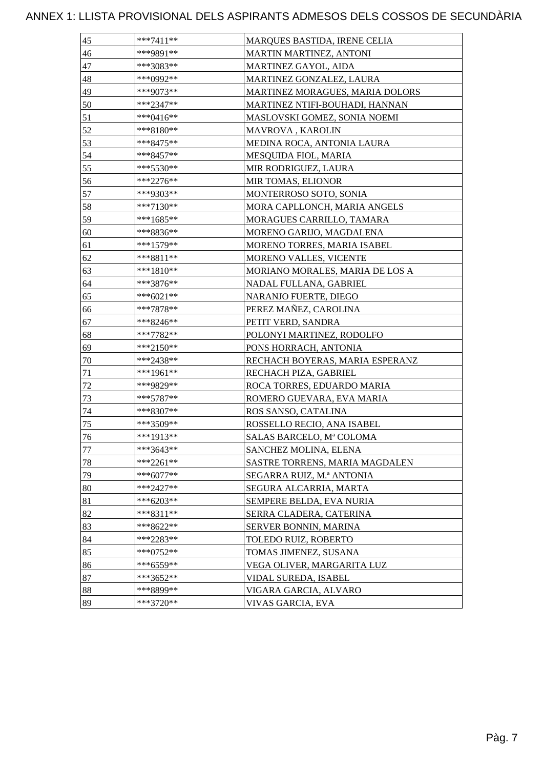# ANNEX 1: LLISTA PROVISIONAL DELS ASPIRANTS ADMESOS DELS COSSOS DE SECUNDÀRIA

| | | |
|---|---|---|
| 45 | ***7411** | MARQUES BASTIDA, IRENE CELIA |
| 46 | ***9891** | MARTIN MARTINEZ, ANTONI |
| 47 | ***3083** | MARTINEZ GAYOL, AIDA |
| 48 | ***0992** | MARTINEZ GONZALEZ, LAURA |
| 49 | ***9073** | MARTINEZ MORAGUES, MARIA DOLORS |
| 50 | ***2347** | MARTINEZ NTIFI-BOUHADI, HANNAN |
| 51 | ***0416** | MASLOVSKI GOMEZ, SONIA NOEMI |
| 52 | ***8180** | MAVROVA , KAROLIN |
| 53 | ***8475** | MEDINA ROCA, ANTONIA LAURA |
| 54 | ***8457** | MESQUIDA FIOL, MARIA |
| 55 | ***5530** | MIR RODRIGUEZ, LAURA |
| 56 | ***2276** | MIR TOMAS, ELIONOR |
| 57 | ***9303** | MONTERROSO SOTO, SONIA |
| 58 | ***7130** | MORA CAPLLONCH, MARIA ANGELS |
| 59 | ***1685** | MORAGUES CARRILLO, TAMARA |
| 60 | ***8836** | MORENO GARIJO, MAGDALENA |
| 61 | ***1579** | MORENO TORRES, MARIA ISABEL |
| 62 | ***8811** | MORENO VALLES, VICENTE |
| 63 | ***1810** | MORIANO MORALES, MARIA DE LOS A |
| 64 | ***3876** | NADAL FULLANA, GABRIEL |
| 65 | ***6021** | NARANJO FUERTE, DIEGO |
| 66 | ***7878** | PEREZ MAÑEZ, CAROLINA |
| 67 | ***8246** | PETIT VERD, SANDRA |
| 68 | ***7782** | POLONYI MARTINEZ, RODOLFO |
| 69 | ***2150** | PONS HORRACH, ANTONIA |
| 70 | ***2438** | RECHACH BOYERAS, MARIA ESPERANZ |
| 71 | ***1961** | RECHACH PIZA, GABRIEL |
| 72 | ***9829** | ROCA TORRES, EDUARDO MARIA |
| 73 | ***5787** | ROMERO GUEVARA, EVA MARIA |
| 74 | ***8307** | ROS SANSO, CATALINA |
| 75 | ***3509** | ROSSELLO RECIO, ANA ISABEL |
| 76 | ***1913** | SALAS BARCELO, Mª COLOMA |
| 77 | ***3643** | SANCHEZ MOLINA, ELENA |
| 78 | ***2261** | SASTRE TORRENS, MARIA MAGDALEN |
| 79 | ***6077** | SEGARRA RUIZ, M.ª ANTONIA |
| 80 | ***2427** | SEGURA ALCARRIA, MARTA |
| 81 | ***6203** | SEMPERE BELDA, EVA NURIA |
| 82 | ***8311** | SERRA CLADERA, CATERINA |
| 83 | ***8622** | SERVER BONNIN, MARINA |
| 84 | ***2283** | TOLEDO RUIZ, ROBERTO |
| 85 | ***0752** | TOMAS JIMENEZ, SUSANA |
| 86 | ***6559** | VEGA OLIVER, MARGARITA LUZ |
| 87 | ***3652** | VIDAL SUREDA, ISABEL |
| 88 | ***8899** | VIGARA GARCIA, ALVARO |
| 89 | ***3720** | VIVAS GARCIA, EVA |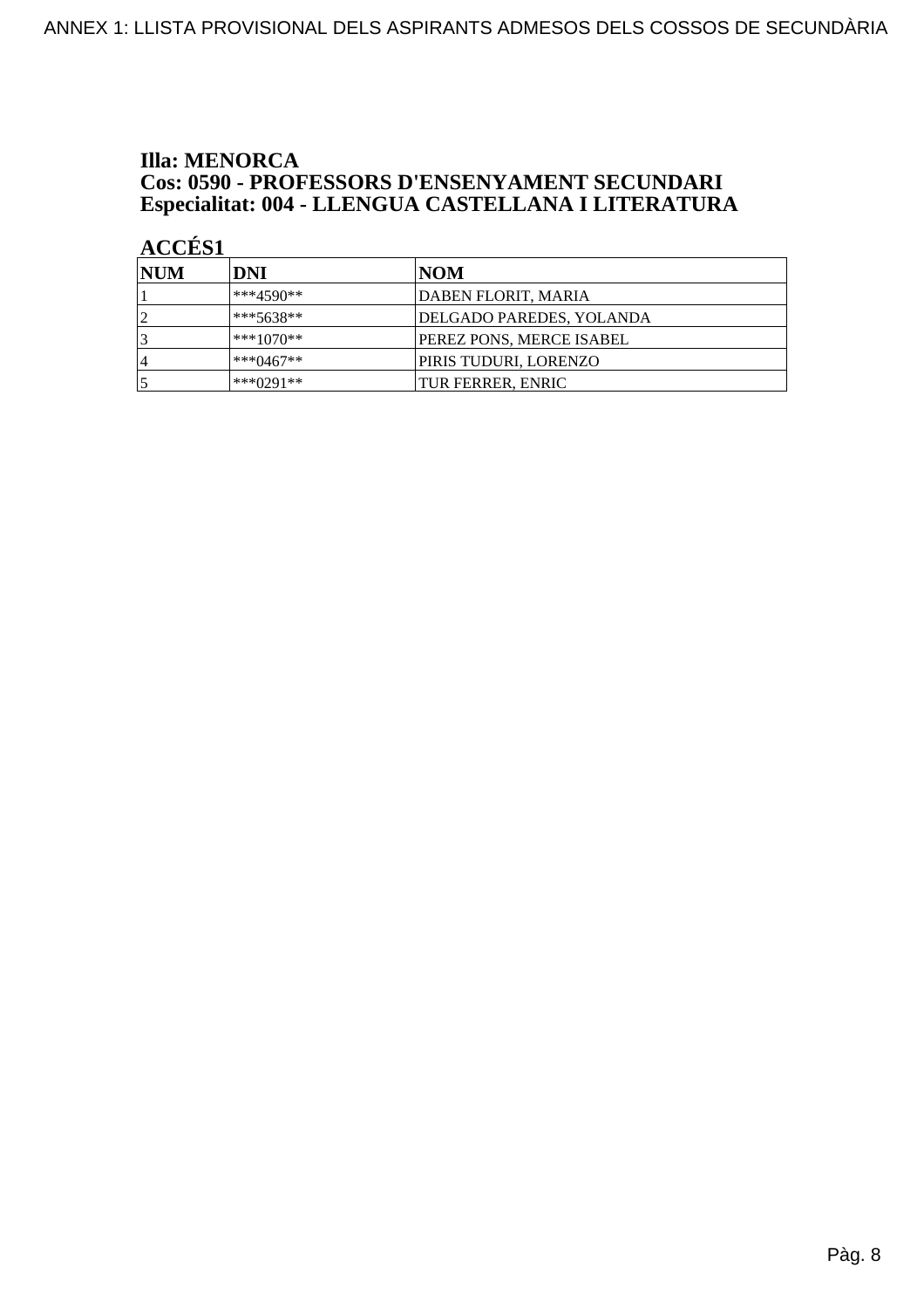**Illa: MENORCA**
**Cos: 0590 - PROFESSORS D'ENSENYAMENT SECUNDARI**
**Especialitat: 004 - LLENGUA CASTELLANA I LITERATURA**

**ACCÉS1**

| NUM | DNI | NOM |
|---|---|---|
| 1 | ***4590** | DABEN FLORIT, MARIA |
| 2 | ***5638** | DELGADO PAREDES, YOLANDA |
| 3 | ***1070** | PEREZ PONS, MERCE ISABEL |
| 4 | ***0467** | PIRIS TUDURI, LORENZO |
| 5 | ***0291** | TUR FERRER, ENRIC |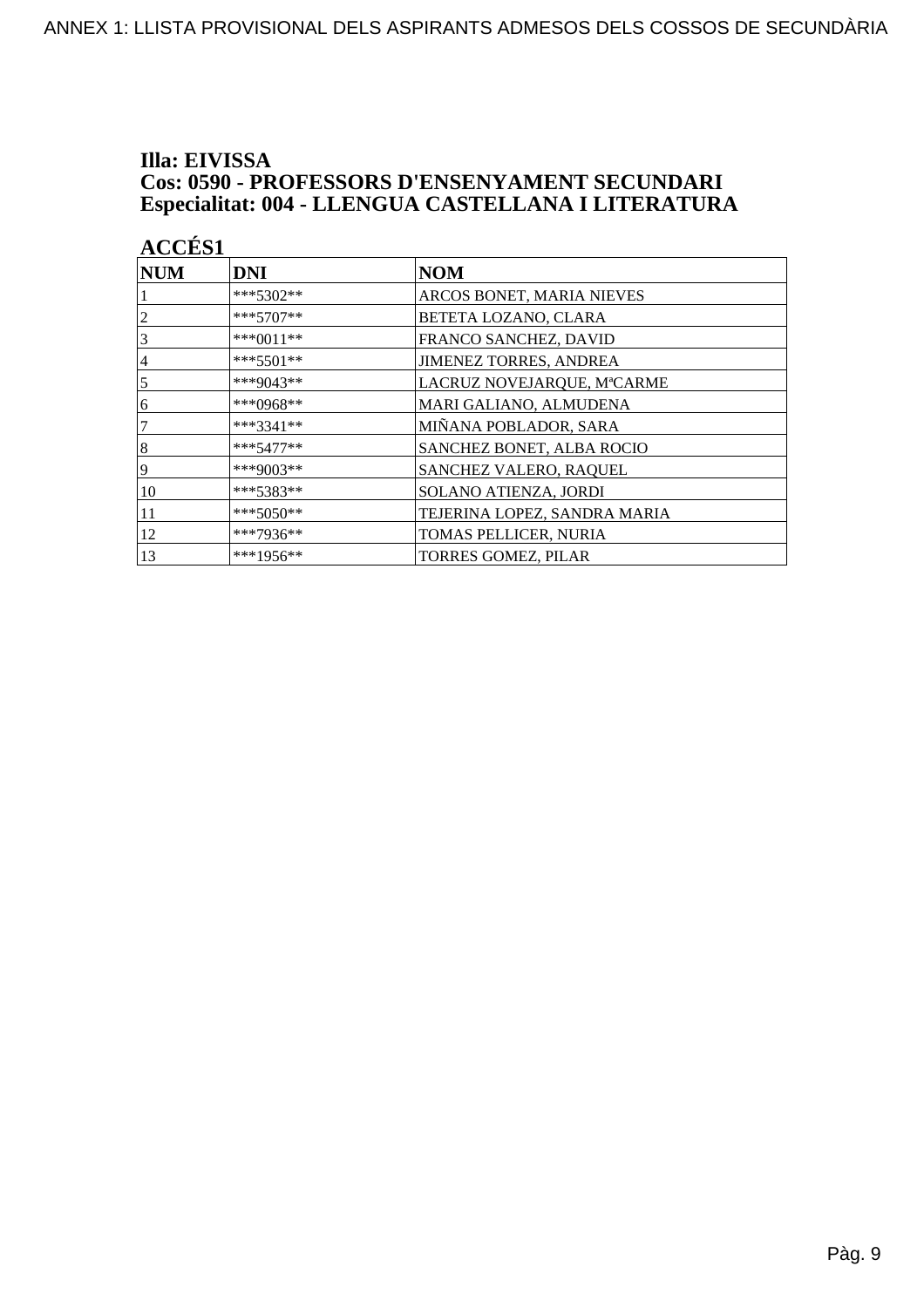**Illa: EIVISSA**
**Cos: 0590 - PROFESSORS D'ENSENYAMENT SECUNDARI**
**Especialitat: 004 - LLENGUA CASTELLANA I LITERATURA**

**ACCÉS1**

| NUM | DNI | NOM |
|---|---|---|
| 1 | ***5302** | ARCOS BONET, MARIA NIEVES |
| 2 | ***5707** | BETETA LOZANO, CLARA |
| 3 | ***0011** | FRANCO SANCHEZ, DAVID |
| 4 | ***5501** | JIMENEZ TORRES, ANDREA |
| 5 | ***9043** | LACRUZ NOVEJARQUE, MªCARME |
| 6 | ***0968** | MARI GALIANO, ALMUDENA |
| 7 | ***3341** | MIÑANA POBLADOR, SARA |
| 8 | ***5477** | SANCHEZ BONET, ALBA ROCIO |
| 9 | ***9003** | SANCHEZ VALERO, RAQUEL |
| 10 | ***5383** | SOLANO ATIENZA, JORDI |
| 11 | ***5050** | TEJERINA LOPEZ, SANDRA MARIA |
| 12 | ***7936** | TOMAS PELLICER, NURIA |
| 13 | ***1956** | TORRES GOMEZ, PILAR |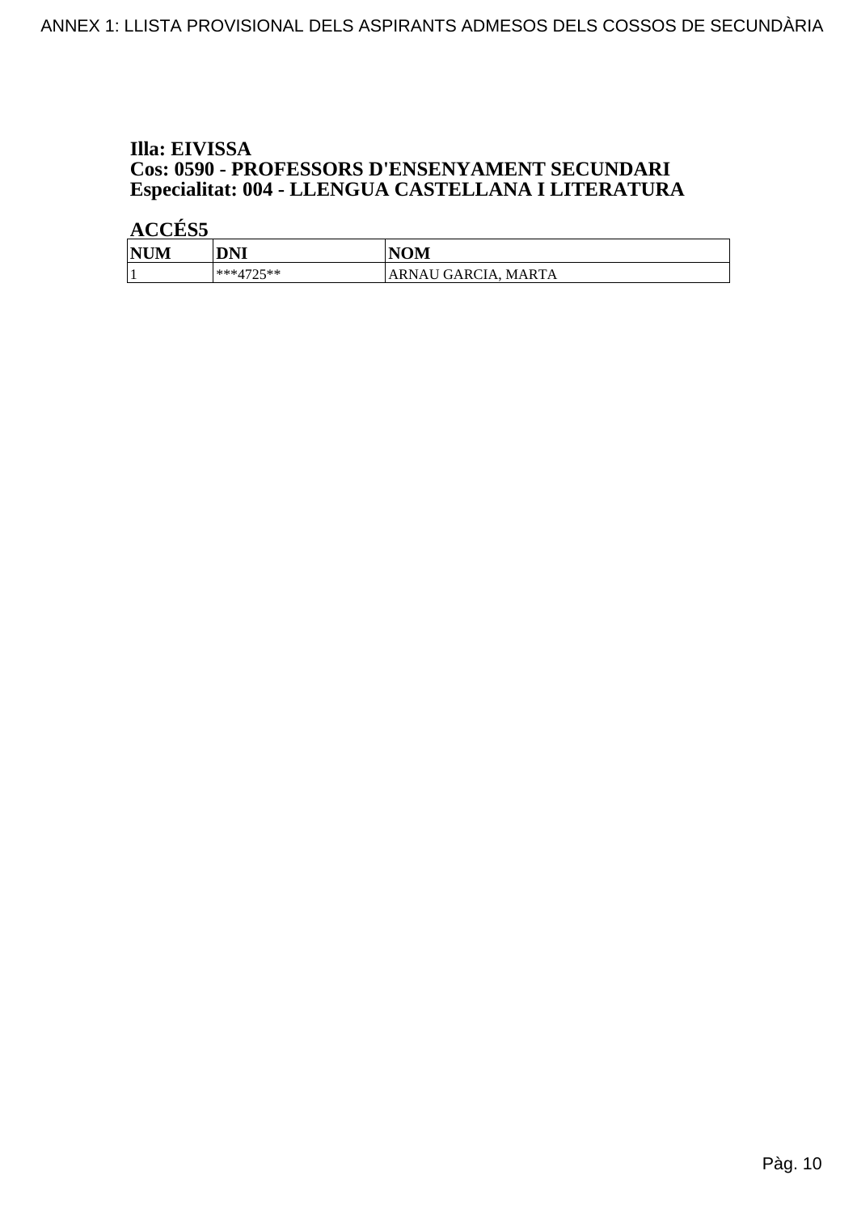**Illa: EIVISSA**
**Cos: 0590 - PROFESSORS D'ENSENYAMENT SECUNDARI**
**Especialitat: 004 - LLENGUA CASTELLANA I LITERATURA**

**ACCÉS5**

| NUM | DNI | NOM |
|---|---|---|
| 1 | ***4725** | ARNAU GARCIA, MARTA |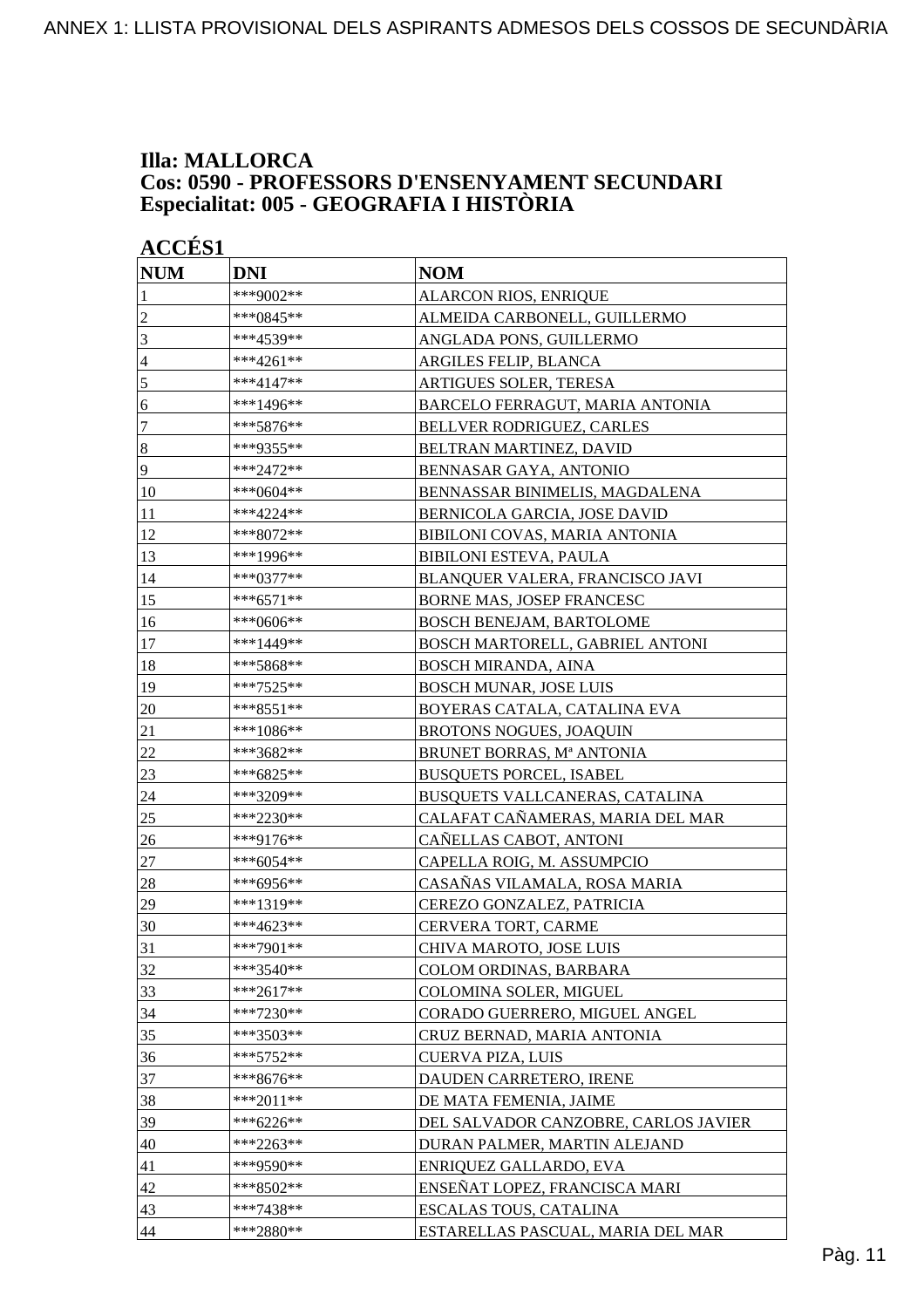## Illa: MALLORCA
## Cos: 0590 - PROFESSORS D'ENSENYAMENT SECUNDARI
## Especialitat: 005 - GEOGRAFIA I HISTÒRIA

### ACCÉS1

| NUM | DNI | NOM |
|---|---|---|
| 1 | ***9002** | ALARCON RIOS, ENRIQUE |
| 2 | ***0845** | ALMEIDA CARBONELL, GUILLERMO |
| 3 | ***4539** | ANGLADA PONS, GUILLERMO |
| 4 | ***4261** | ARGILES FELIP, BLANCA |
| 5 | ***4147** | ARTIGUES SOLER, TERESA |
| 6 | ***1496** | BARCELO FERRAGUT, MARIA ANTONIA |
| 7 | ***5876** | BELLVER RODRIGUEZ, CARLES |
| 8 | ***9355** | BELTRAN MARTINEZ, DAVID |
| 9 | ***2472** | BENNASAR GAYA, ANTONIO |
| 10 | ***0604** | BENNASSAR BINIMELIS, MAGDALENA |
| 11 | ***4224** | BERNICOLA GARCIA, JOSE DAVID |
| 12 | ***8072** | BIBILONI COVAS, MARIA ANTONIA |
| 13 | ***1996** | BIBILONI ESTEVA, PAULA |
| 14 | ***0377** | BLANQUER VALERA, FRANCISCO JAVI |
| 15 | ***6571** | BORNE MAS, JOSEP FRANCESC |
| 16 | ***0606** | BOSCH BENEJAM, BARTOLOME |
| 17 | ***1449** | BOSCH MARTORELL, GABRIEL ANTONI |
| 18 | ***5868** | BOSCH MIRANDA, AINA |
| 19 | ***7525** | BOSCH MUNAR, JOSE LUIS |
| 20 | ***8551** | BOYERAS CATALA, CATALINA EVA |
| 21 | ***1086** | BROTONS NOGUES, JOAQUIN |
| 22 | ***3682** | BRUNET BORRAS, Mª ANTONIA |
| 23 | ***6825** | BUSQUETS PORCEL, ISABEL |
| 24 | ***3209** | BUSQUETS VALLCANERAS, CATALINA |
| 25 | ***2230** | CALAFAT CAÑAMERAS, MARIA DEL MAR |
| 26 | ***9176** | CAÑELLAS CABOT, ANTONI |
| 27 | ***6054** | CAPELLA ROIG, M. ASSUMPCIO |
| 28 | ***6956** | CASAÑAS VILAMALA, ROSA MARIA |
| 29 | ***1319** | CEREZO GONZALEZ, PATRICIA |
| 30 | ***4623** | CERVERA TORT, CARME |
| 31 | ***7901** | CHIVA MAROTO, JOSE LUIS |
| 32 | ***3540** | COLOM ORDINAS, BARBARA |
| 33 | ***2617** | COLOMINA SOLER, MIGUEL |
| 34 | ***7230** | CORADO GUERRERO, MIGUEL ANGEL |
| 35 | ***3503** | CRUZ BERNAD, MARIA ANTONIA |
| 36 | ***5752** | CUERVA PIZA, LUIS |
| 37 | ***8676** | DAUDEN CARRETERO, IRENE |
| 38 | ***2011** | DE MATA FEMENIA, JAIME |
| 39 | ***6226** | DEL SALVADOR CANZOBRE, CARLOS JAVIER |
| 40 | ***2263** | DURAN PALMER, MARTIN ALEJAND |
| 41 | ***9590** | ENRIQUEZ GALLARDO, EVA |
| 42 | ***8502** | ENSEÑAT LOPEZ, FRANCISCA MARI |
| 43 | ***7438** | ESCALAS TOUS, CATALINA |
| 44 | ***2880** | ESTARELLAS PASCUAL, MARIA DEL MAR |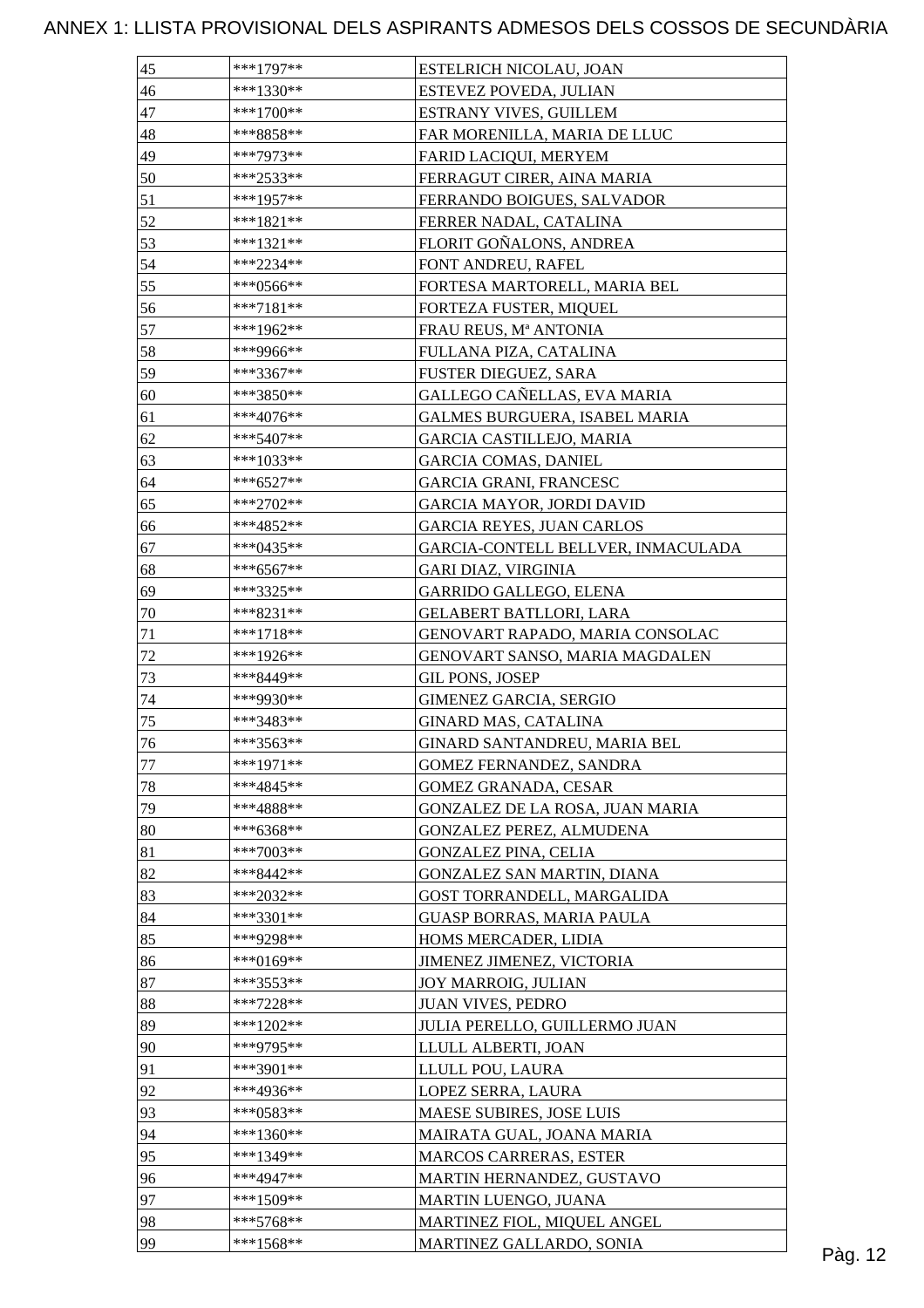ANNEX 1: LLISTA PROVISIONAL DELS ASPIRANTS ADMESOS DELS COSSOS DE SECUNDÀRIA

| | | |
|---|---|---|
| 45 | ***1797** | ESTELRICH NICOLAU, JOAN |
| 46 | ***1330** | ESTEVEZ POVEDA, JULIAN |
| 47 | ***1700** | ESTRANY VIVES, GUILLEM |
| 48 | ***8858** | FAR MORENILLA, MARIA DE LLUC |
| 49 | ***7973** | FARID LACIQUI, MERYEM |
| 50 | ***2533** | FERRAGUT CIRER, AINA MARIA |
| 51 | ***1957** | FERRANDO BOIGUES, SALVADOR |
| 52 | ***1821** | FERRER NADAL, CATALINA |
| 53 | ***1321** | FLORIT GOÑALONS, ANDREA |
| 54 | ***2234** | FONT ANDREU, RAFEL |
| 55 | ***0566** | FORTESA MARTORELL, MARIA BEL |
| 56 | ***7181** | FORTEZA FUSTER, MIQUEL |
| 57 | ***1962** | FRAU REUS, Mª ANTONIA |
| 58 | ***9966** | FULLANA PIZA, CATALINA |
| 59 | ***3367** | FUSTER DIEGUEZ, SARA |
| 60 | ***3850** | GALLEGO CAÑELLAS, EVA MARIA |
| 61 | ***4076** | GALMES BURGUERA, ISABEL MARIA |
| 62 | ***5407** | GARCIA CASTILLEJO, MARIA |
| 63 | ***1033** | GARCIA COMAS, DANIEL |
| 64 | ***6527** | GARCIA GRANI, FRANCESC |
| 65 | ***2702** | GARCIA MAYOR, JORDI DAVID |
| 66 | ***4852** | GARCIA REYES, JUAN CARLOS |
| 67 | ***0435** | GARCIA-CONTELL BELLVER, INMACULADA |
| 68 | ***6567** | GARI DIAZ, VIRGINIA |
| 69 | ***3325** | GARRIDO GALLEGO, ELENA |
| 70 | ***8231** | GELABERT BATLLORI, LARA |
| 71 | ***1718** | GENOVART RAPADO, MARIA CONSOLAC |
| 72 | ***1926** | GENOVART SANSO, MARIA MAGDALEN |
| 73 | ***8449** | GIL PONS, JOSEP |
| 74 | ***9930** | GIMENEZ GARCIA, SERGIO |
| 75 | ***3483** | GINARD MAS, CATALINA |
| 76 | ***3563** | GINARD SANTANDREU, MARIA BEL |
| 77 | ***1971** | GOMEZ FERNANDEZ, SANDRA |
| 78 | ***4845** | GOMEZ GRANADA, CESAR |
| 79 | ***4888** | GONZALEZ DE LA ROSA, JUAN MARIA |
| 80 | ***6368** | GONZALEZ PEREZ, ALMUDENA |
| 81 | ***7003** | GONZALEZ PINA, CELIA |
| 82 | ***8442** | GONZALEZ SAN MARTIN, DIANA |
| 83 | ***2032** | GOST TORRANDELL, MARGALIDA |
| 84 | ***3301** | GUASP BORRAS, MARIA PAULA |
| 85 | ***9298** | HOMS MERCADER, LIDIA |
| 86 | ***0169** | JIMENEZ JIMENEZ, VICTORIA |
| 87 | ***3553** | JOY MARROIG, JULIAN |
| 88 | ***7228** | JUAN VIVES, PEDRO |
| 89 | ***1202** | JULIA PERELLO, GUILLERMO JUAN |
| 90 | ***9795** | LLULL ALBERTI, JOAN |
| 91 | ***3901** | LLULL POU, LAURA |
| 92 | ***4936** | LOPEZ SERRA, LAURA |
| 93 | ***0583** | MAESE SUBIRES, JOSE LUIS |
| 94 | ***1360** | MAIRATA GUAL, JOANA MARIA |
| 95 | ***1349** | MARCOS CARRERAS, ESTER |
| 96 | ***4947** | MARTIN HERNANDEZ, GUSTAVO |
| 97 | ***1509** | MARTIN LUENGO, JUANA |
| 98 | ***5768** | MARTINEZ FIOL, MIQUEL ANGEL |
| 99 | ***1568** | MARTINEZ GALLARDO, SONIA |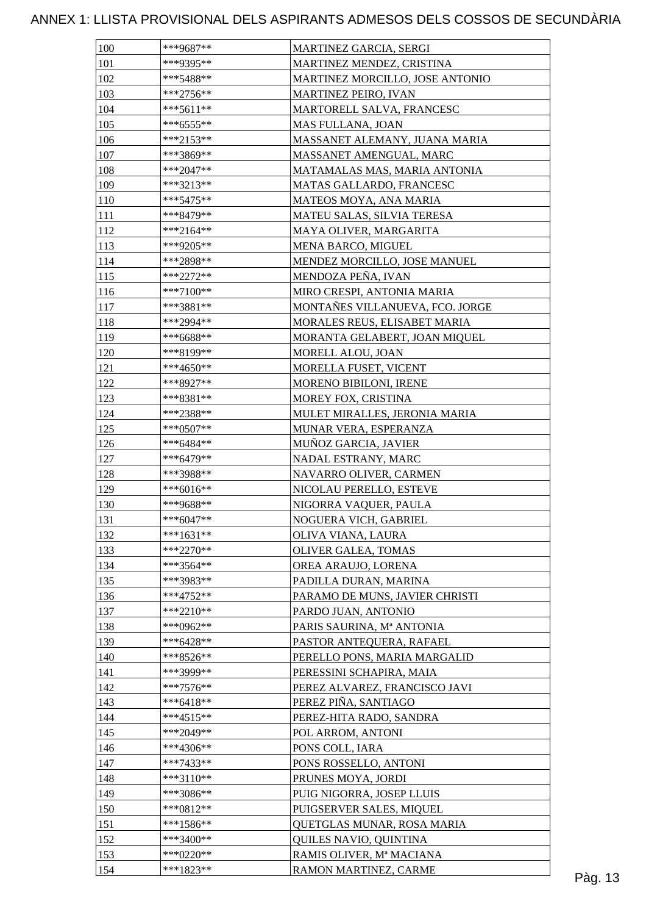ANNEX 1: LLISTA PROVISIONAL DELS ASPIRANTS ADMESOS DELS COSSOS DE SECUNDÀRIA

| | | |
|---|---|---|
| 100 | ***9687** | MARTINEZ GARCIA, SERGI |
| 101 | ***9395** | MARTINEZ MENDEZ, CRISTINA |
| 102 | ***5488** | MARTINEZ MORCILLO, JOSE ANTONIO |
| 103 | ***2756** | MARTINEZ PEIRO, IVAN |
| 104 | ***5611** | MARTORELL SALVA, FRANCESC |
| 105 | ***6555** | MAS FULLANA, JOAN |
| 106 | ***2153** | MASSANET ALEMANY, JUANA MARIA |
| 107 | ***3869** | MASSANET AMENGUAL, MARC |
| 108 | ***2047** | MATAMALAS MAS, MARIA ANTONIA |
| 109 | ***3213** | MATAS GALLARDO, FRANCESC |
| 110 | ***5475** | MATEOS MOYA, ANA MARIA |
| 111 | ***8479** | MATEU SALAS, SILVIA TERESA |
| 112 | ***2164** | MAYA OLIVER, MARGARITA |
| 113 | ***9205** | MENA BARCO, MIGUEL |
| 114 | ***2898** | MENDEZ MORCILLO, JOSE MANUEL |
| 115 | ***2272** | MENDOZA PEÑA, IVAN |
| 116 | ***7100** | MIRO CRESPI, ANTONIA MARIA |
| 117 | ***3881** | MONTAÑES VILLANUEVA, FCO. JORGE |
| 118 | ***2994** | MORALES REUS, ELISABET MARIA |
| 119 | ***6688** | MORANTA GELABERT, JOAN MIQUEL |
| 120 | ***8199** | MORELL ALOU, JOAN |
| 121 | ***4650** | MORELLA FUSET, VICENT |
| 122 | ***8927** | MORENO BIBILONI, IRENE |
| 123 | ***8381** | MOREY FOX, CRISTINA |
| 124 | ***2388** | MULET MIRALLES, JERONIA MARIA |
| 125 | ***0507** | MUNAR VERA, ESPERANZA |
| 126 | ***6484** | MUÑOZ GARCIA, JAVIER |
| 127 | ***6479** | NADAL ESTRANY, MARC |
| 128 | ***3988** | NAVARRO OLIVER, CARMEN |
| 129 | ***6016** | NICOLAU PERELLO, ESTEVE |
| 130 | ***9688** | NIGORRA VAQUER, PAULA |
| 131 | ***6047** | NOGUERA VICH, GABRIEL |
| 132 | ***1631** | OLIVA VIANA, LAURA |
| 133 | ***2270** | OLIVER GALEA, TOMAS |
| 134 | ***3564** | OREA ARAUJO, LORENA |
| 135 | ***3983** | PADILLA DURAN, MARINA |
| 136 | ***4752** | PARAMO DE MUNS, JAVIER CHRISTI |
| 137 | ***2210** | PARDO JUAN, ANTONIO |
| 138 | ***0962** | PARIS SAURINA, Mª ANTONIA |
| 139 | ***6428** | PASTOR ANTEQUERA, RAFAEL |
| 140 | ***8526** | PERELLO PONS, MARIA MARGALID |
| 141 | ***3999** | PERESSINI SCHAPIRA, MAIA |
| 142 | ***7576** | PEREZ ALVAREZ, FRANCISCO JAVI |
| 143 | ***6418** | PEREZ PIÑA, SANTIAGO |
| 144 | ***4515** | PEREZ-HITA RADO, SANDRA |
| 145 | ***2049** | POL ARROM, ANTONI |
| 146 | ***4306** | PONS COLL, IARA |
| 147 | ***7433** | PONS ROSSELLO, ANTONI |
| 148 | ***3110** | PRUNES MOYA, JORDI |
| 149 | ***3086** | PUIG NIGORRA, JOSEP LLUIS |
| 150 | ***0812** | PUIGSERVER SALES, MIQUEL |
| 151 | ***1586** | QUETGLAS MUNAR, ROSA MARIA |
| 152 | ***3400** | QUILES NAVIO, QUINTINA |
| 153 | ***0220** | RAMIS OLIVER, Mª MACIANA |
| 154 | ***1823** | RAMON MARTINEZ, CARME |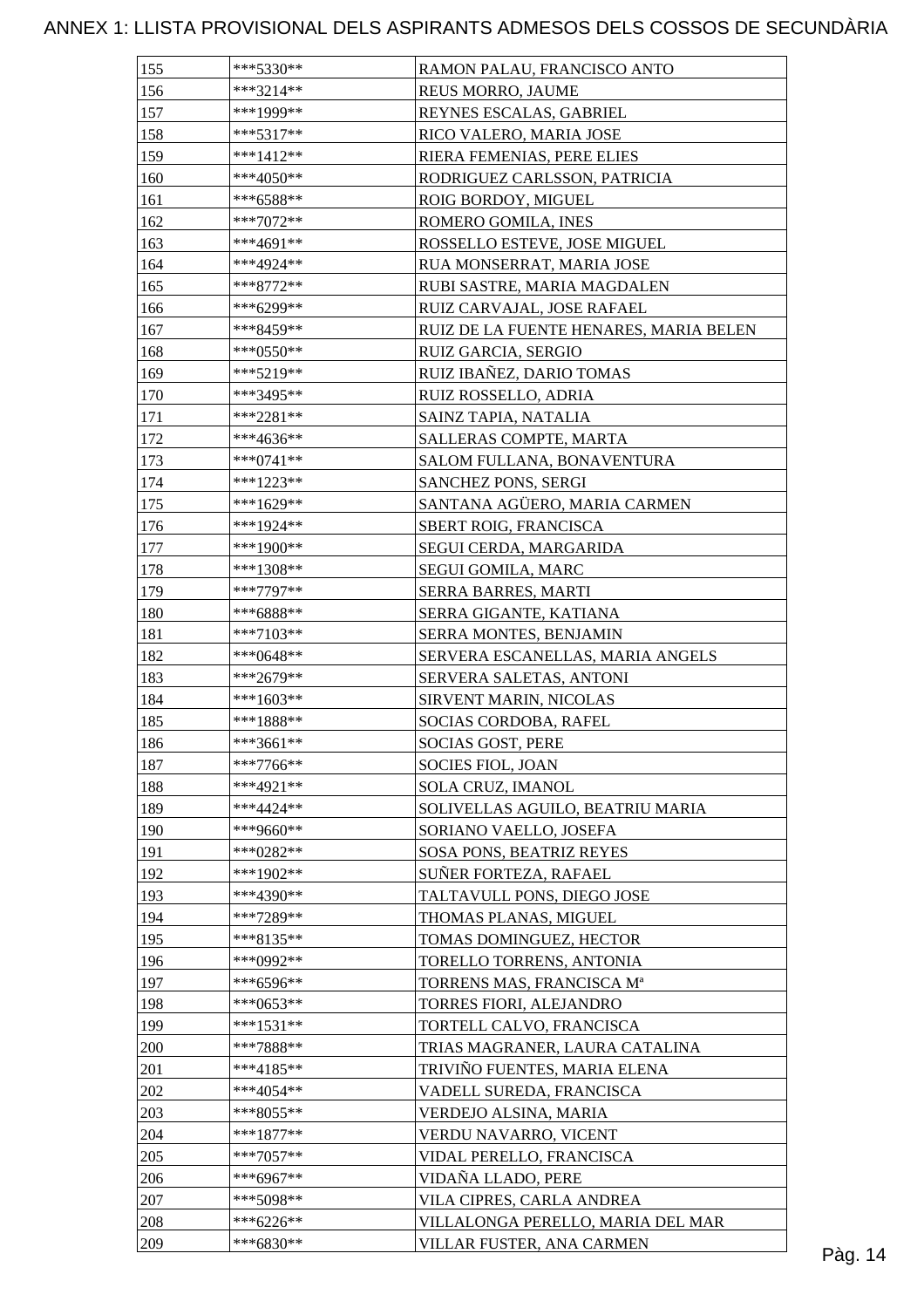# ANNEX 1: LLISTA PROVISIONAL DELS ASPIRANTS ADMESOS DELS COSSOS DE SECUNDÀRIA

| | | |
|---|---|---|
| 155 | ***5330** | RAMON PALAU, FRANCISCO ANTO |
| 156 | ***3214** | REUS MORRO, JAUME |
| 157 | ***1999** | REYNES ESCALAS, GABRIEL |
| 158 | ***5317** | RICO VALERO, MARIA JOSE |
| 159 | ***1412** | RIERA FEMENIAS, PERE ELIES |
| 160 | ***4050** | RODRIGUEZ CARLSSON, PATRICIA |
| 161 | ***6588** | ROIG BORDOY, MIGUEL |
| 162 | ***7072** | ROMERO GOMILA, INES |
| 163 | ***4691** | ROSSELLO ESTEVE, JOSE MIGUEL |
| 164 | ***4924** | RUA MONSERRAT, MARIA JOSE |
| 165 | ***8772** | RUBI SASTRE, MARIA MAGDALEN |
| 166 | ***6299** | RUIZ CARVAJAL, JOSE RAFAEL |
| 167 | ***8459** | RUIZ DE LA FUENTE HENARES, MARIA BELEN |
| 168 | ***0550** | RUIZ GARCIA, SERGIO |
| 169 | ***5219** | RUIZ IBAÑEZ, DARIO TOMAS |
| 170 | ***3495** | RUIZ ROSSELLO, ADRIA |
| 171 | ***2281** | SAINZ TAPIA, NATALIA |
| 172 | ***4636** | SALLERAS COMPTE, MARTA |
| 173 | ***0741** | SALOM FULLANA, BONAVENTURA |
| 174 | ***1223** | SANCHEZ PONS, SERGI |
| 175 | ***1629** | SANTANA AGÜERO, MARIA CARMEN |
| 176 | ***1924** | SBERT ROIG, FRANCISCA |
| 177 | ***1900** | SEGUI CERDA, MARGARIDA |
| 178 | ***1308** | SEGUI GOMILA, MARC |
| 179 | ***7797** | SERRA BARRES, MARTI |
| 180 | ***6888** | SERRA GIGANTE, KATIANA |
| 181 | ***7103** | SERRA MONTES, BENJAMIN |
| 182 | ***0648** | SERVERA ESCANELLAS, MARIA ANGELS |
| 183 | ***2679** | SERVERA SALETAS, ANTONI |
| 184 | ***1603** | SIRVENT MARIN, NICOLAS |
| 185 | ***1888** | SOCIAS CORDOBA, RAFEL |
| 186 | ***3661** | SOCIAS GOST, PERE |
| 187 | ***7766** | SOCIES FIOL, JOAN |
| 188 | ***4921** | SOLA CRUZ, IMANOL |
| 189 | ***4424** | SOLIVELLAS AGUILO, BEATRIU MARIA |
| 190 | ***9660** | SORIANO VAELLO, JOSEFA |
| 191 | ***0282** | SOSA PONS, BEATRIZ REYES |
| 192 | ***1902** | SUÑER FORTEZA, RAFAEL |
| 193 | ***4390** | TALTAVULL PONS, DIEGO JOSE |
| 194 | ***7289** | THOMAS PLANAS, MIGUEL |
| 195 | ***8135** | TOMAS DOMINGUEZ, HECTOR |
| 196 | ***0992** | TORELLO TORRENS, ANTONIA |
| 197 | ***6596** | TORRENS MAS, FRANCISCA Mª |
| 198 | ***0653** | TORRES FIORI, ALEJANDRO |
| 199 | ***1531** | TORTELL CALVO, FRANCISCA |
| 200 | ***7888** | TRIAS MAGRANER, LAURA CATALINA |
| 201 | ***4185** | TRIVIÑO FUENTES, MARIA ELENA |
| 202 | ***4054** | VADELL SUREDA, FRANCISCA |
| 203 | ***8055** | VERDEJO ALSINA, MARIA |
| 204 | ***1877** | VERDU NAVARRO, VICENT |
| 205 | ***7057** | VIDAL PERELLO, FRANCISCA |
| 206 | ***6967** | VIDAÑA LLADO, PERE |
| 207 | ***5098** | VILA CIPRES, CARLA ANDREA |
| 208 | ***6226** | VILLALONGA PERELLO, MARIA DEL MAR |
| 209 | ***6830** | VILLAR FUSTER, ANA CARMEN |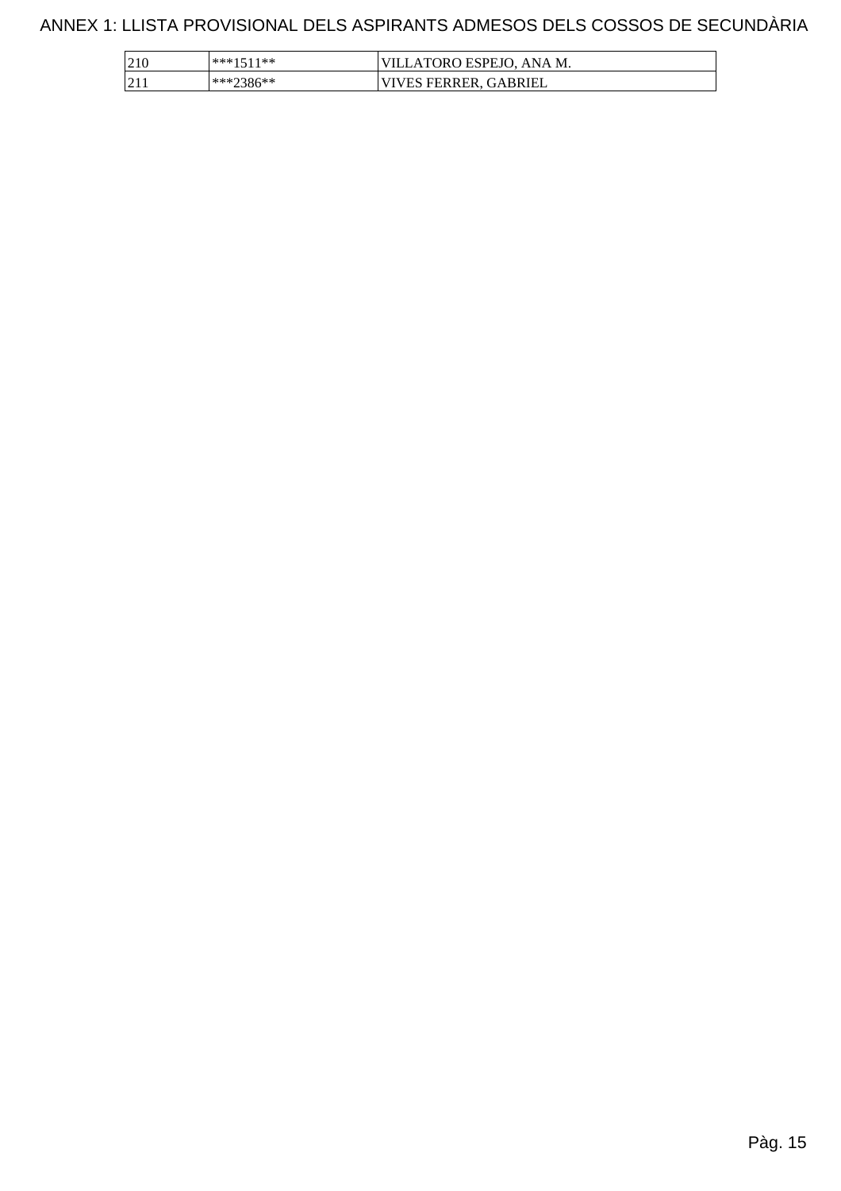ANNEX 1: LLISTA PROVISIONAL DELS ASPIRANTS ADMESOS DELS COSSOS DE SECUNDÀRIA

| | | |
|---|---|---|
| 210 | ***1511** | VILLATORO ESPEJO, ANA M. |
| 211 | ***2386** | VIVES FERRER, GABRIEL |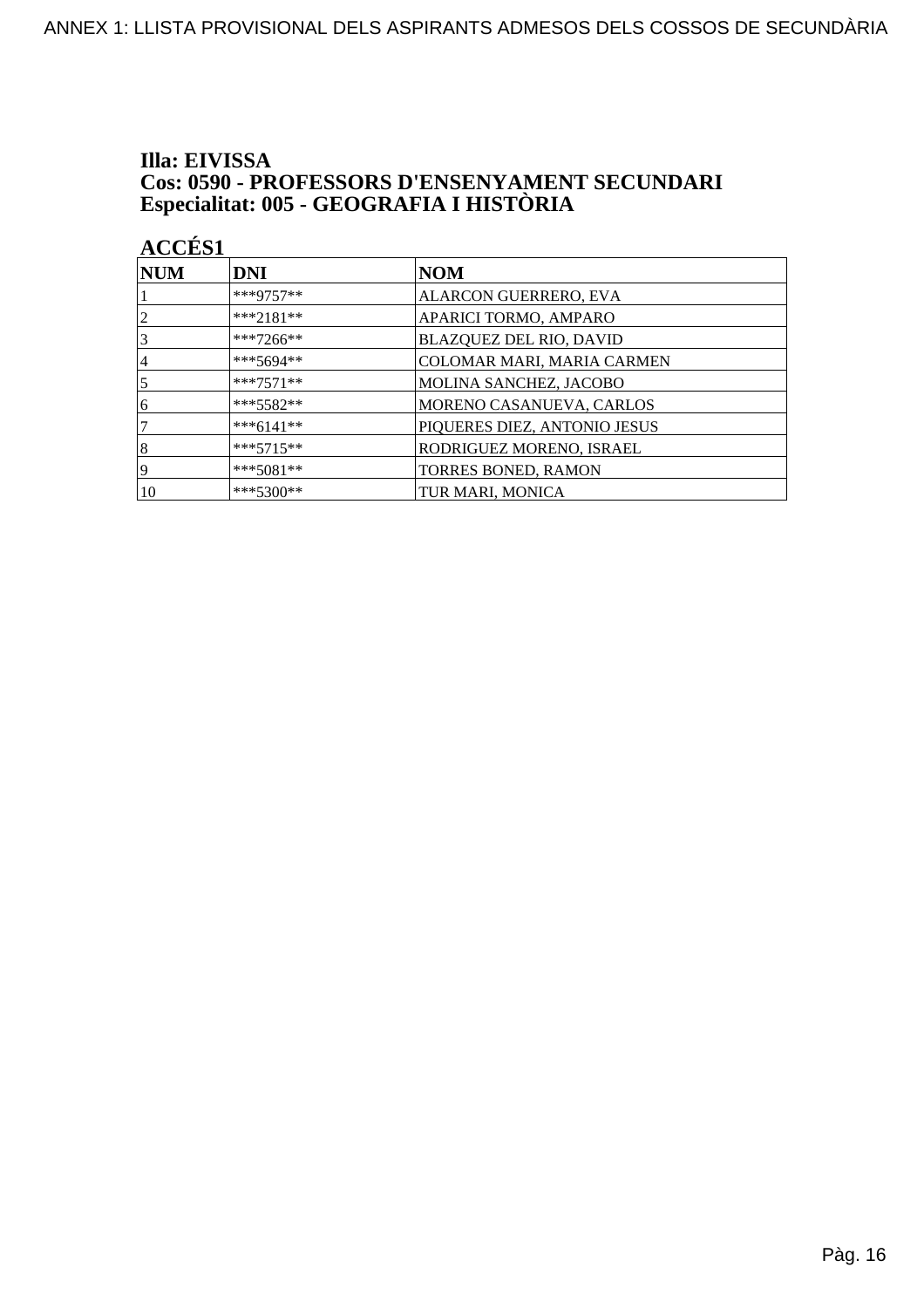**Illa: EIVISSA**
**Cos: 0590 - PROFESSORS D'ENSENYAMENT SECUNDARI**
**Especialitat: 005 - GEOGRAFIA I HISTÒRIA**

**ACCÉS1**

| NUM | DNI | NOM |
|---|---|---|
| 1 | ***9757** | ALARCON GUERRERO, EVA |
| 2 | ***2181** | APARICI TORMO, AMPARO |
| 3 | ***7266** | BLAZQUEZ DEL RIO, DAVID |
| 4 | ***5694** | COLOMAR MARI, MARIA CARMEN |
| 5 | ***7571** | MOLINA SANCHEZ, JACOBO |
| 6 | ***5582** | MORENO CASANUEVA, CARLOS |
| 7 | ***6141** | PIQUERES DIEZ, ANTONIO JESUS |
| 8 | ***5715** | RODRIGUEZ MORENO, ISRAEL |
| 9 | ***5081** | TORRES BONED, RAMON |
| 10 | ***5300** | TUR MARI, MONICA |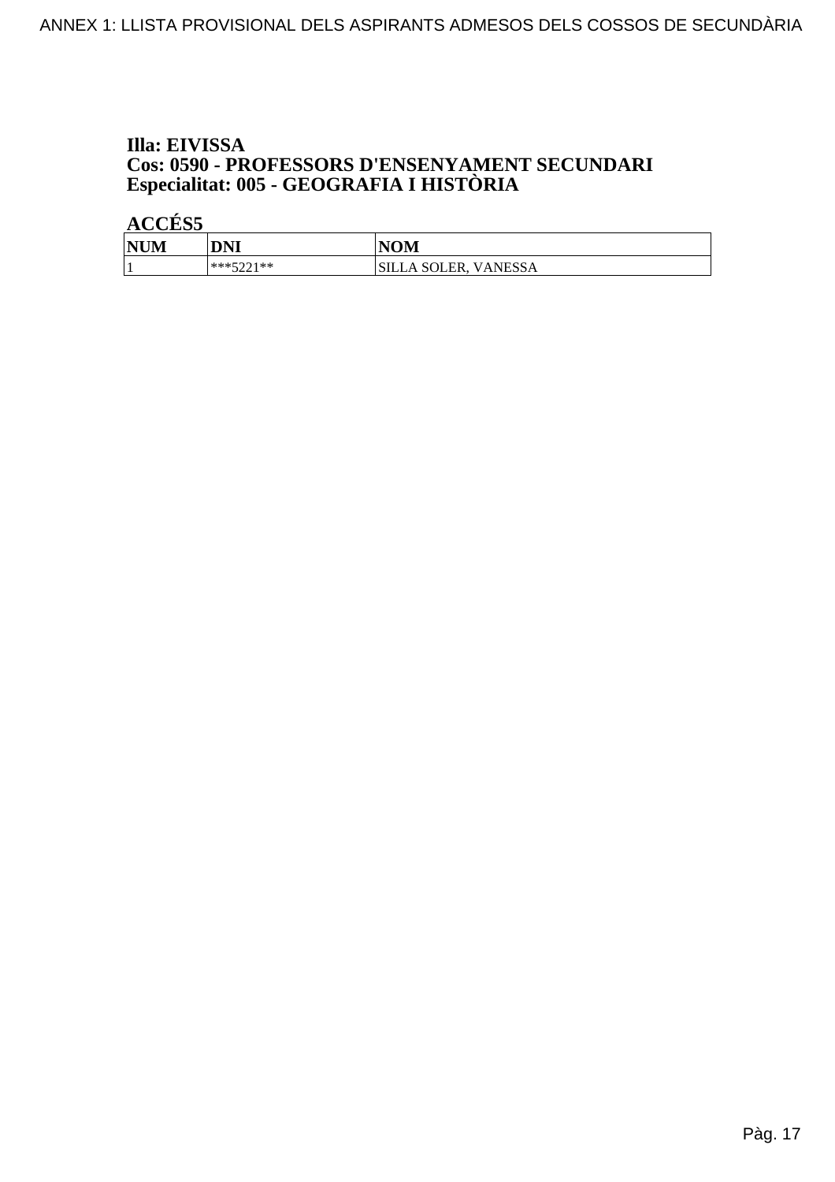**Illa: EIVISSA**
**Cos: 0590 - PROFESSORS D'ENSENYAMENT SECUNDARI**
**Especialitat: 005 - GEOGRAFIA I HISTÒRIA**

**ACCÉS5**

| NUM | DNI | NOM |
| --- | --- | --- |
| 1 | ***5221** | SILLA SOLER, VANESSA |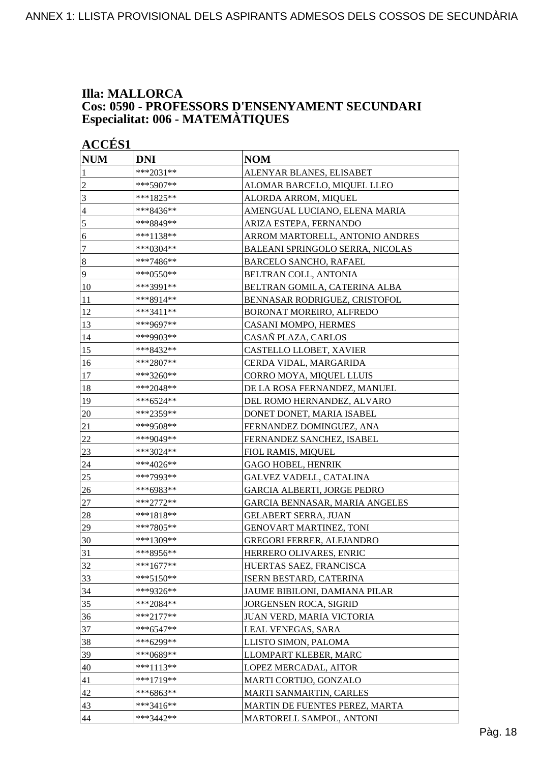**Illa: MALLORCA**
**Cos: 0590 - PROFESSORS D'ENSENYAMENT SECUNDARI**
**Especialitat: 006 - MATEMÀTIQUES**

**ACCÉS1**

| NUM | DNI | NOM |
|---|---|---|
| 1 | ***2031** | ALENYAR BLANES, ELISABET |
| 2 | ***5907** | ALOMAR BARCELO, MIQUEL LLEO |
| 3 | ***1825** | ALORDA ARROM, MIQUEL |
| 4 | ***8436** | AMENGUAL LUCIANO, ELENA MARIA |
| 5 | ***8849** | ARIZA ESTEPA, FERNANDO |
| 6 | ***1138** | ARROM MARTORELL, ANTONIO ANDRES |
| 7 | ***0304** | BALEANI SPRINGOLO SERRA, NICOLAS |
| 8 | ***7486** | BARCELO SANCHO, RAFAEL |
| 9 | ***0550** | BELTRAN COLL, ANTONIA |
| 10 | ***3991** | BELTRAN GOMILA, CATERINA ALBA |
| 11 | ***8914** | BENNASAR RODRIGUEZ, CRISTOFOL |
| 12 | ***3411** | BORONAT MOREIRO, ALFREDO |
| 13 | ***9697** | CASANI MOMPO, HERMES |
| 14 | ***9903** | CASAÑ PLAZA, CARLOS |
| 15 | ***8432** | CASTELLO LLOBET, XAVIER |
| 16 | ***2807** | CERDA VIDAL, MARGARIDA |
| 17 | ***3260** | CORRO MOYA, MIQUEL LLUIS |
| 18 | ***2048** | DE LA ROSA FERNANDEZ, MANUEL |
| 19 | ***6524** | DEL ROMO HERNANDEZ, ALVARO |
| 20 | ***2359** | DONET DONET, MARIA ISABEL |
| 21 | ***9508** | FERNANDEZ DOMINGUEZ, ANA |
| 22 | ***9049** | FERNANDEZ SANCHEZ, ISABEL |
| 23 | ***3024** | FIOL RAMIS, MIQUEL |
| 24 | ***4026** | GAGO HOBEL, HENRIK |
| 25 | ***7993** | GALVEZ VADELL, CATALINA |
| 26 | ***6983** | GARCIA ALBERTI, JORGE PEDRO |
| 27 | ***2772** | GARCIA BENNASAR, MARIA ANGELES |
| 28 | ***1818** | GELABERT SERRA, JUAN |
| 29 | ***7805** | GENOVART MARTINEZ, TONI |
| 30 | ***1309** | GREGORI FERRER, ALEJANDRO |
| 31 | ***8956** | HERRERO OLIVARES, ENRIC |
| 32 | ***1677** | HUERTAS SAEZ, FRANCISCA |
| 33 | ***5150** | ISERN BESTARD, CATERINA |
| 34 | ***9326** | JAUME BIBILONI, DAMIANA PILAR |
| 35 | ***2084** | JORGENSEN ROCA, SIGRID |
| 36 | ***2177** | JUAN VERD, MARIA VICTORIA |
| 37 | ***6547** | LEAL VENEGAS, SARA |
| 38 | ***6299** | LLISTO SIMON, PALOMA |
| 39 | ***0689** | LLOMPART KLEBER, MARC |
| 40 | ***1113** | LOPEZ MERCADAL, AITOR |
| 41 | ***1719** | MARTI CORTIJO, GONZALO |
| 42 | ***6863** | MARTI SANMARTIN, CARLES |
| 43 | ***3416** | MARTIN DE FUENTES PEREZ, MARTA |
| 44 | ***3442** | MARTORELL SAMPOL, ANTONI |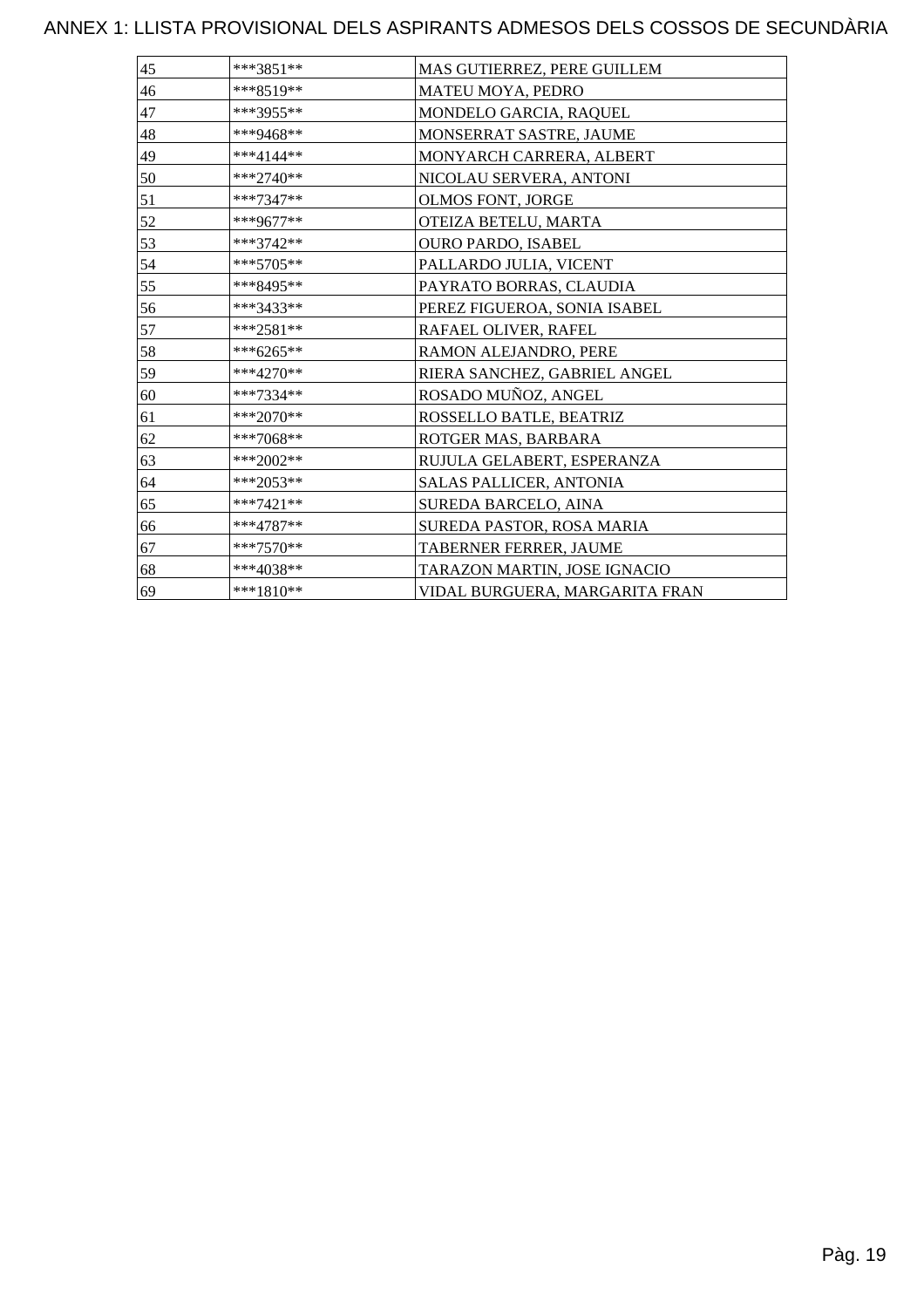# ANNEX 1: LLISTA PROVISIONAL DELS ASPIRANTS ADMESOS DELS COSSOS DE SECUNDÀRIA

| | | |
|---|---|---|
| 45 | ***3851** | MAS GUTIERREZ, PERE GUILLEM |
| 46 | ***8519** | MATEU MOYA, PEDRO |
| 47 | ***3955** | MONDELO GARCIA, RAQUEL |
| 48 | ***9468** | MONSERRAT SASTRE, JAUME |
| 49 | ***4144** | MONYARCH CARRERA, ALBERT |
| 50 | ***2740** | NICOLAU SERVERA, ANTONI |
| 51 | ***7347** | OLMOS FONT, JORGE |
| 52 | ***9677** | OTEIZA BETELU, MARTA |
| 53 | ***3742** | OURO PARDO, ISABEL |
| 54 | ***5705** | PALLARDO JULIA, VICENT |
| 55 | ***8495** | PAYRATO BORRAS, CLAUDIA |
| 56 | ***3433** | PEREZ FIGUEROA, SONIA ISABEL |
| 57 | ***2581** | RAFAEL OLIVER, RAFEL |
| 58 | ***6265** | RAMON ALEJANDRO, PERE |
| 59 | ***4270** | RIERA SANCHEZ, GABRIEL ANGEL |
| 60 | ***7334** | ROSADO MUÑOZ, ANGEL |
| 61 | ***2070** | ROSSELLO BATLE, BEATRIZ |
| 62 | ***7068** | ROTGER MAS, BARBARA |
| 63 | ***2002** | RUJULA GELABERT, ESPERANZA |
| 64 | ***2053** | SALAS PALLICER, ANTONIA |
| 65 | ***7421** | SUREDA BARCELO, AINA |
| 66 | ***4787** | SUREDA PASTOR, ROSA MARIA |
| 67 | ***7570** | TABERNER FERRER, JAUME |
| 68 | ***4038** | TARAZON MARTIN, JOSE IGNACIO |
| 69 | ***1810** | VIDAL BURGUERA, MARGARITA FRAN |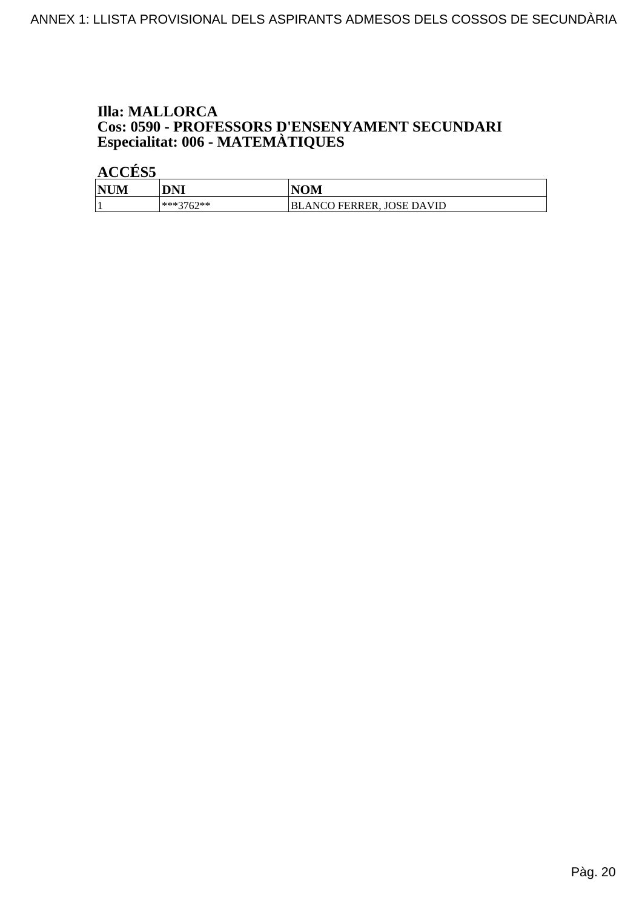**Illa: MALLORCA**
**Cos: 0590 - PROFESSORS D'ENSENYAMENT SECUNDARI**
**Especialitat: 006 - MATEMÀTIQUES**

**ACCÉS5**

| NUM | DNI | NOM |
|---|---|---|
| 1 | ***3762** | BLANCO FERRER, JOSE DAVID |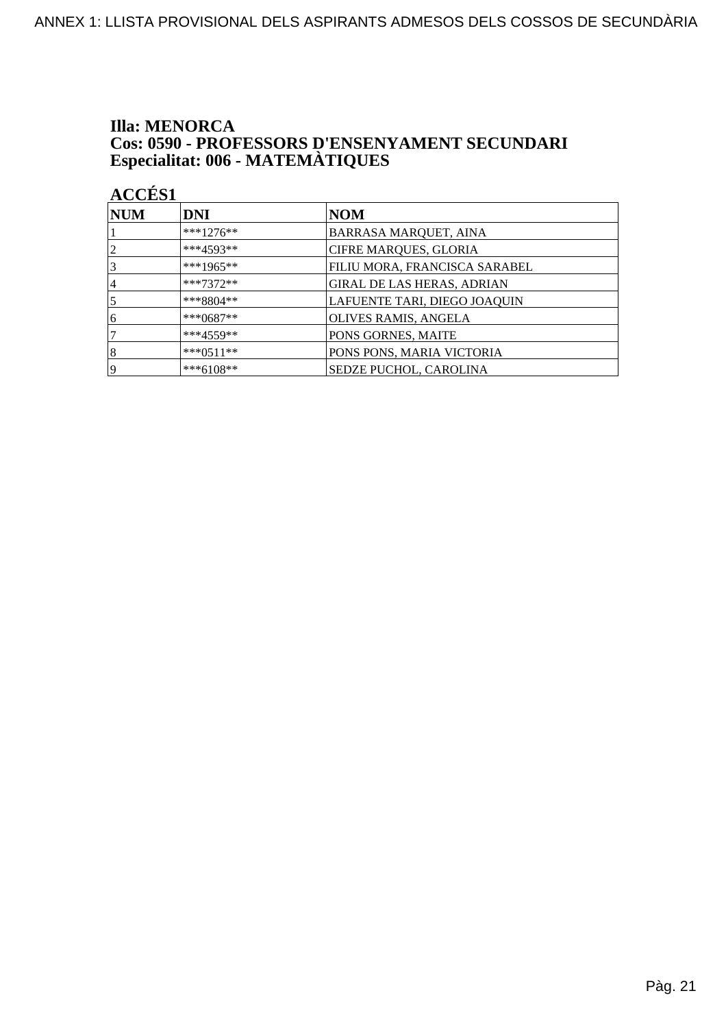**Illa: MENORCA**
**Cos: 0590 - PROFESSORS D'ENSENYAMENT SECUNDARI**
**Especialitat: 006 - MATEMÀTIQUES**

**ACCÉS1**

| NUM | DNI | NOM |
|---|---|---|
| 1 | ***1276** | BARRASA MARQUET, AINA |
| 2 | ***4593** | CIFRE MARQUES, GLORIA |
| 3 | ***1965** | FILIU MORA, FRANCISCA SARABEL |
| 4 | ***7372** | GIRAL DE LAS HERAS, ADRIAN |
| 5 | ***8804** | LAFUENTE TARI, DIEGO JOAQUIN |
| 6 | ***0687** | OLIVES RAMIS, ANGELA |
| 7 | ***4559** | PONS GORNES, MAITE |
| 8 | ***0511** | PONS PONS, MARIA VICTORIA |
| 9 | ***6108** | SEDZE PUCHOL, CAROLINA |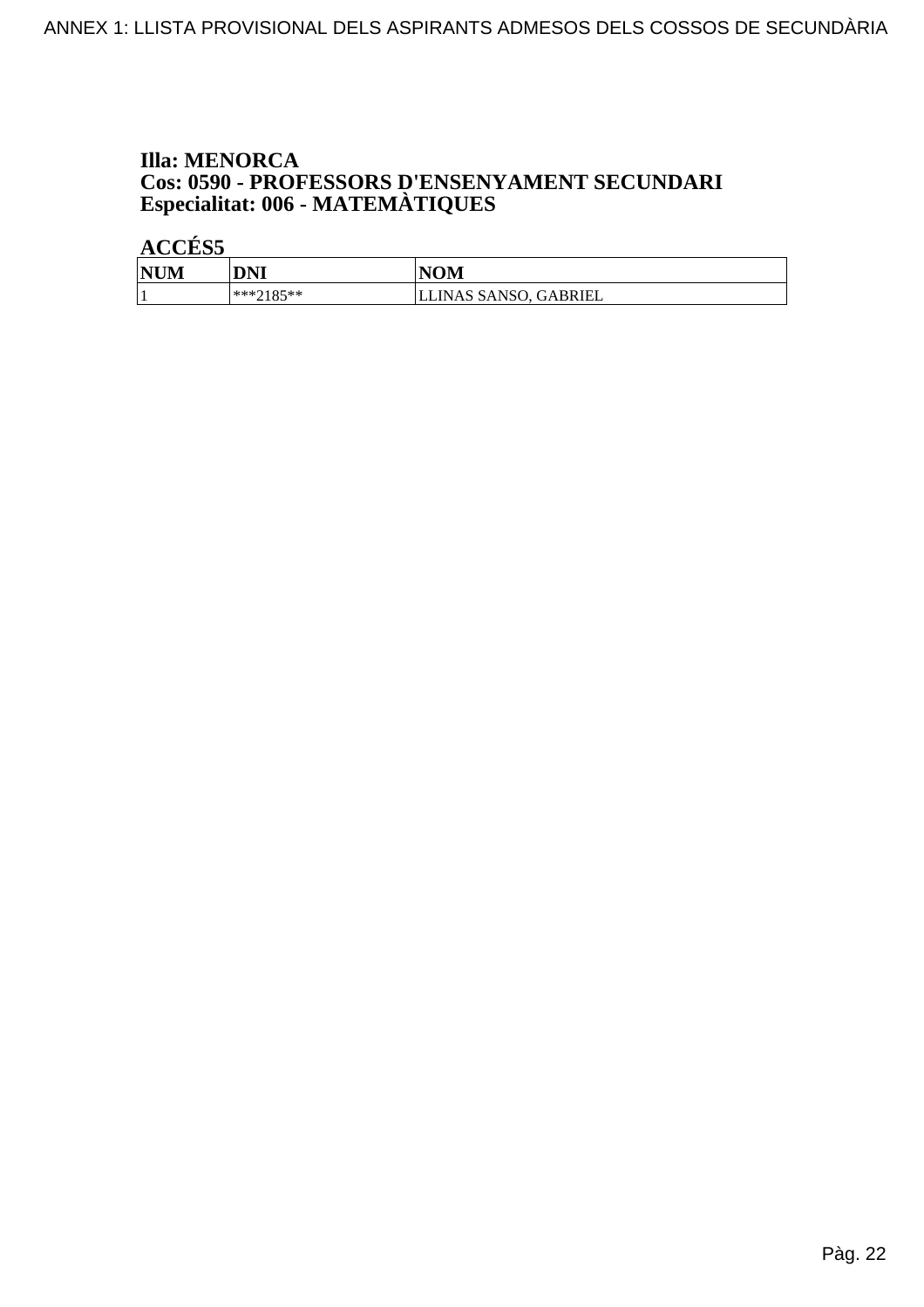**Illa: MENORCA**
**Cos: 0590 - PROFESSORS D'ENSENYAMENT SECUNDARI**
**Especialitat: 006 - MATEMÀTIQUES**

**ACCÉS5**

| NUM | DNI | NOM |
|---|---|---|
| 1 | ***2185** | LLINAS SANSO, GABRIEL |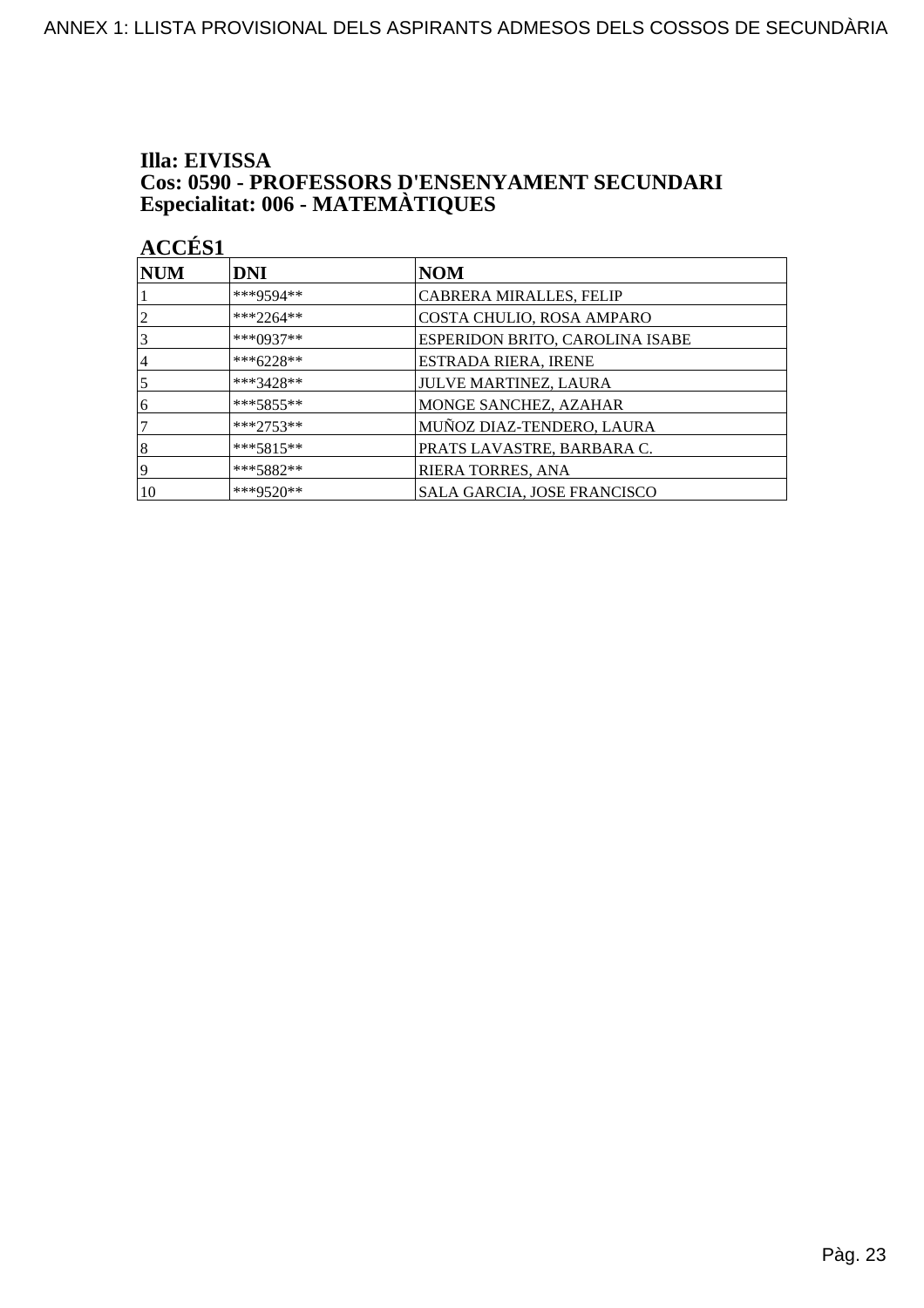**Illa: EIVISSA**
**Cos: 0590 - PROFESSORS D'ENSENYAMENT SECUNDARI**
**Especialitat: 006 - MATEMÀTIQUES**

**ACCÉS1**

| NUM | DNI | NOM |
|---|---|---|
| 1 | ***9594** | CABRERA MIRALLES, FELIP |
| 2 | ***2264** | COSTA CHULIO, ROSA AMPARO |
| 3 | ***0937** | ESPERIDON BRITO, CAROLINA ISABE |
| 4 | ***6228** | ESTRADA RIERA, IRENE |
| 5 | ***3428** | JULVE MARTINEZ, LAURA |
| 6 | ***5855** | MONGE SANCHEZ, AZAHAR |
| 7 | ***2753** | MUÑOZ DIAZ-TENDERO, LAURA |
| 8 | ***5815** | PRATS LAVASTRE, BARBARA C. |
| 9 | ***5882** | RIERA TORRES, ANA |
| 10 | ***9520** | SALA GARCIA, JOSE FRANCISCO |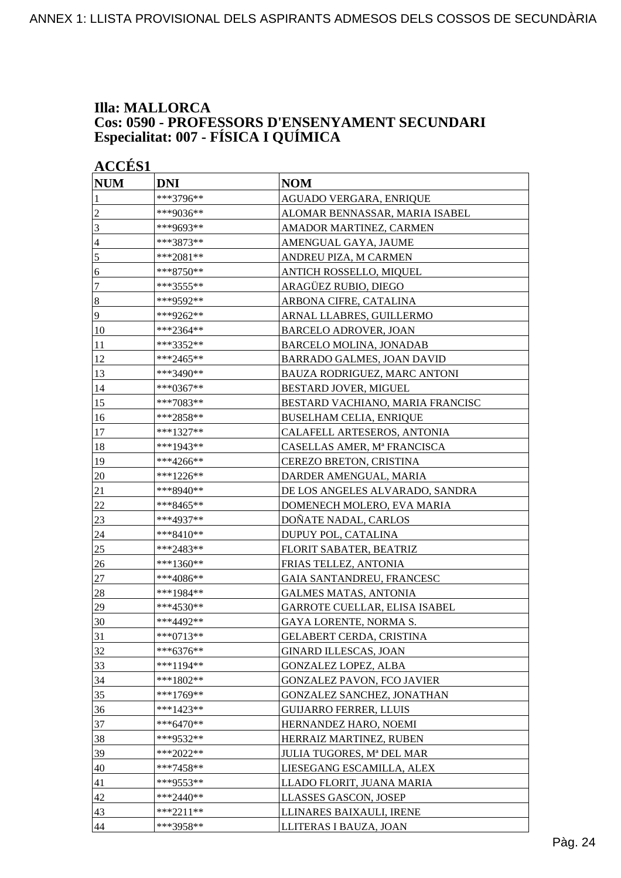**Illa: MALLORCA**
**Cos: 0590 - PROFESSORS D'ENSENYAMENT SECUNDARI**
**Especialitat: 007 - FÍSICA I QUÍMICA**

**ACCÉS1**

| NUM | DNI | NOM |
|---|---|---|
| 1 | ***3796** | AGUADO VERGARA, ENRIQUE |
| 2 | ***9036** | ALOMAR BENNASSAR, MARIA ISABEL |
| 3 | ***9693** | AMADOR MARTINEZ, CARMEN |
| 4 | ***3873** | AMENGUAL GAYA, JAUME |
| 5 | ***2081** | ANDREU PIZA, M CARMEN |
| 6 | ***8750** | ANTICH ROSSELLO, MIQUEL |
| 7 | ***3555** | ARAGÜEZ RUBIO, DIEGO |
| 8 | ***9592** | ARBONA CIFRE, CATALINA |
| 9 | ***9262** | ARNAL LLABRES, GUILLERMO |
| 10 | ***2364** | BARCELO ADROVER, JOAN |
| 11 | ***3352** | BARCELO MOLINA, JONADAB |
| 12 | ***2465** | BARRADO GALMES, JOAN DAVID |
| 13 | ***3490** | BAUZA RODRIGUEZ, MARC ANTONI |
| 14 | ***0367** | BESTARD JOVER, MIGUEL |
| 15 | ***7083** | BESTARD VACHIANO, MARIA FRANCISC |
| 16 | ***2858** | BUSELHAM CELIA, ENRIQUE |
| 17 | ***1327** | CALAFELL ARTESEROS, ANTONIA |
| 18 | ***1943** | CASELLAS AMER, Mª FRANCISCA |
| 19 | ***4266** | CEREZO BRETON, CRISTINA |
| 20 | ***1226** | DARDER AMENGUAL, MARIA |
| 21 | ***8940** | DE LOS ANGELES ALVARADO, SANDRA |
| 22 | ***8465** | DOMENECH MOLERO, EVA MARIA |
| 23 | ***4937** | DOÑATE NADAL, CARLOS |
| 24 | ***8410** | DUPUY POL, CATALINA |
| 25 | ***2483** | FLORIT SABATER, BEATRIZ |
| 26 | ***1360** | FRIAS TELLEZ, ANTONIA |
| 27 | ***4086** | GAIA SANTANDREU, FRANCESC |
| 28 | ***1984** | GALMES MATAS, ANTONIA |
| 29 | ***4530** | GARROTE CUELLAR, ELISA ISABEL |
| 30 | ***4492** | GAYA LORENTE, NORMA S. |
| 31 | ***0713** | GELABERT CERDA, CRISTINA |
| 32 | ***6376** | GINARD ILLESCAS, JOAN |
| 33 | ***1194** | GONZALEZ LOPEZ, ALBA |
| 34 | ***1802** | GONZALEZ PAVON, FCO JAVIER |
| 35 | ***1769** | GONZALEZ SANCHEZ, JONATHAN |
| 36 | ***1423** | GUIJARRO FERRER, LLUIS |
| 37 | ***6470** | HERNANDEZ HARO, NOEMI |
| 38 | ***9532** | HERRAIZ MARTINEZ, RUBEN |
| 39 | ***2022** | JULIA TUGORES, Mª DEL MAR |
| 40 | ***7458** | LIESEGANG ESCAMILLA, ALEX |
| 41 | ***9553** | LLADO FLORIT, JUANA MARIA |
| 42 | ***2440** | LLASSES GASCON, JOSEP |
| 43 | ***2211** | LLINARES BAIXAULI, IRENE |
| 44 | ***3958** | LLITERAS I BAUZA, JOAN |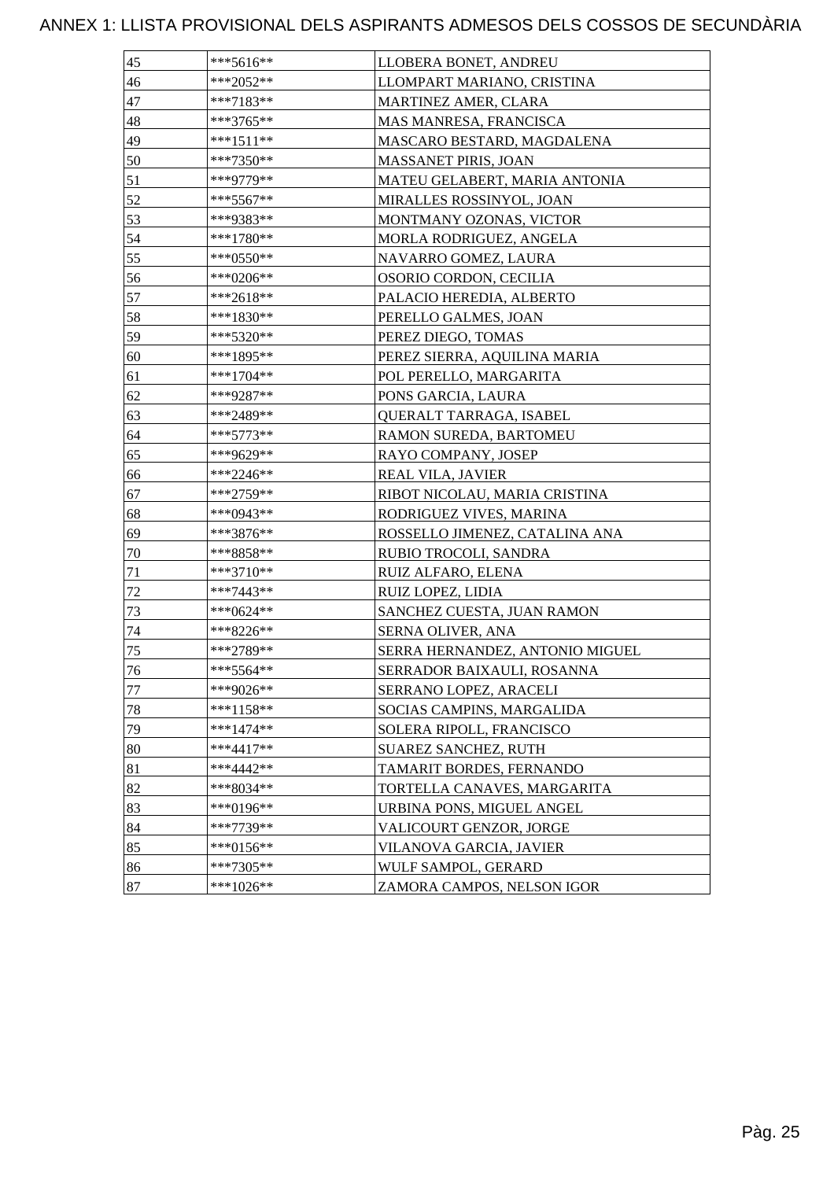# ANNEX 1: LLISTA PROVISIONAL DELS ASPIRANTS ADMESOS DELS COSSOS DE SECUNDÀRIA

| | | |
|---|---|---|
| 45 | ***5616** | LLOBERA BONET, ANDREU |
| 46 | ***2052** | LLOMPART MARIANO, CRISTINA |
| 47 | ***7183** | MARTINEZ AMER, CLARA |
| 48 | ***3765** | MAS MANRESA, FRANCISCA |
| 49 | ***1511** | MASCARO BESTARD, MAGDALENA |
| 50 | ***7350** | MASSANET PIRIS, JOAN |
| 51 | ***9779** | MATEU GELABERT, MARIA ANTONIA |
| 52 | ***5567** | MIRALLES ROSSINYOL, JOAN |
| 53 | ***9383** | MONTMANY OZONAS, VICTOR |
| 54 | ***1780** | MORLA RODRIGUEZ, ANGELA |
| 55 | ***0550** | NAVARRO GOMEZ, LAURA |
| 56 | ***0206** | OSORIO CORDON, CECILIA |
| 57 | ***2618** | PALACIO HEREDIA, ALBERTO |
| 58 | ***1830** | PERELLO GALMES, JOAN |
| 59 | ***5320** | PEREZ DIEGO, TOMAS |
| 60 | ***1895** | PEREZ SIERRA, AQUILINA MARIA |
| 61 | ***1704** | POL PERELLO, MARGARITA |
| 62 | ***9287** | PONS GARCIA, LAURA |
| 63 | ***2489** | QUERALT TARRAGA, ISABEL |
| 64 | ***5773** | RAMON SUREDA, BARTOMEU |
| 65 | ***9629** | RAYO COMPANY, JOSEP |
| 66 | ***2246** | REAL VILA, JAVIER |
| 67 | ***2759** | RIBOT NICOLAU, MARIA CRISTINA |
| 68 | ***0943** | RODRIGUEZ VIVES, MARINA |
| 69 | ***3876** | ROSSELLO JIMENEZ, CATALINA ANA |
| 70 | ***8858** | RUBIO TROCOLI, SANDRA |
| 71 | ***3710** | RUIZ ALFARO, ELENA |
| 72 | ***7443** | RUIZ LOPEZ, LIDIA |
| 73 | ***0624** | SANCHEZ CUESTA, JUAN RAMON |
| 74 | ***8226** | SERNA OLIVER, ANA |
| 75 | ***2789** | SERRA HERNANDEZ, ANTONIO MIGUEL |
| 76 | ***5564** | SERRADOR BAIXAULI, ROSANNA |
| 77 | ***9026** | SERRANO LOPEZ, ARACELI |
| 78 | ***1158** | SOCIAS CAMPINS, MARGALIDA |
| 79 | ***1474** | SOLERA RIPOLL, FRANCISCO |
| 80 | ***4417** | SUAREZ SANCHEZ, RUTH |
| 81 | ***4442** | TAMARIT BORDES, FERNANDO |
| 82 | ***8034** | TORTELLA CANAVES, MARGARITA |
| 83 | ***0196** | URBINA PONS, MIGUEL ANGEL |
| 84 | ***7739** | VALICOURT GENZOR, JORGE |
| 85 | ***0156** | VILANOVA GARCIA, JAVIER |
| 86 | ***7305** | WULF SAMPOL, GERARD |
| 87 | ***1026** | ZAMORA CAMPOS, NELSON IGOR |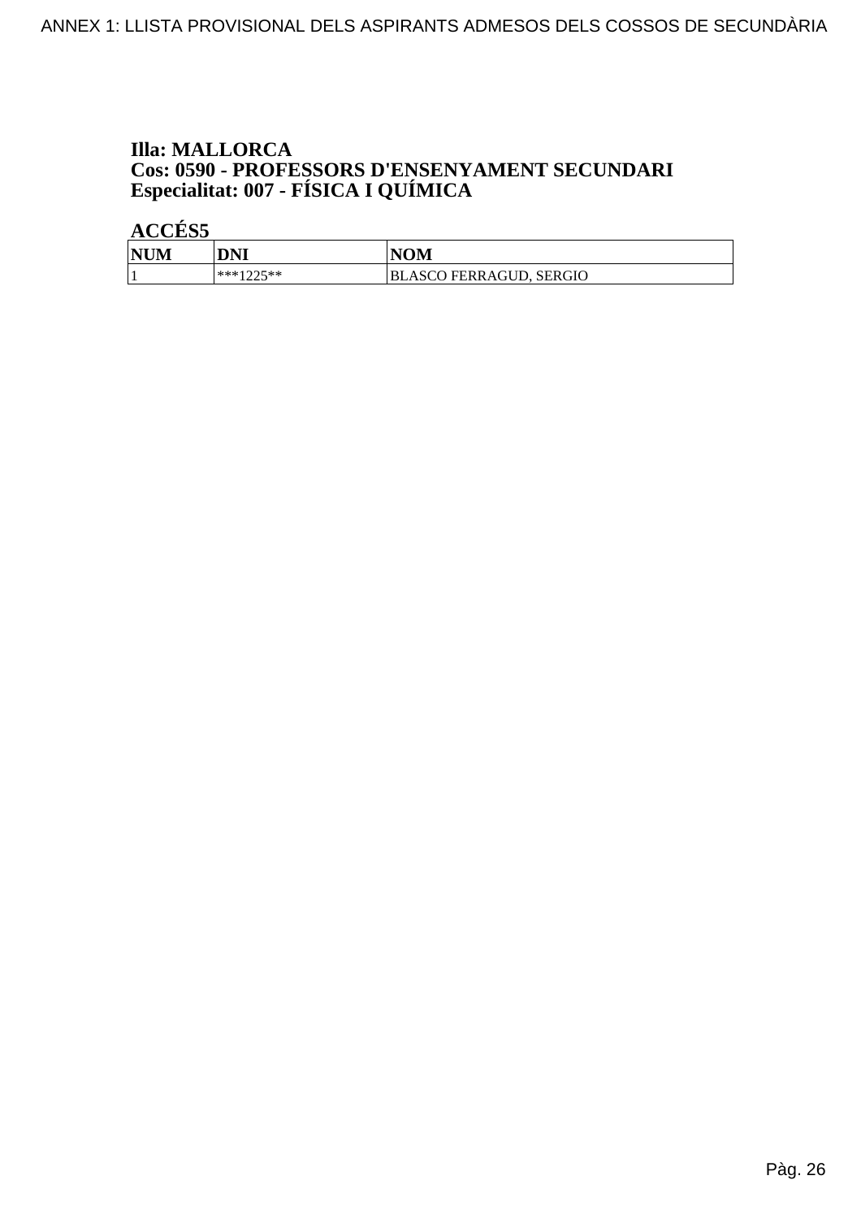**Illa: MALLORCA**
**Cos: 0590 - PROFESSORS D'ENSENYAMENT SECUNDARI**
**Especialitat: 007 - FÍSICA I QUÍMICA**

**ACCÉS5**

| NUM | DNI | NOM |
|---|---|---|
| 1 | ***1225** | BLASCO FERRAGUD, SERGIO |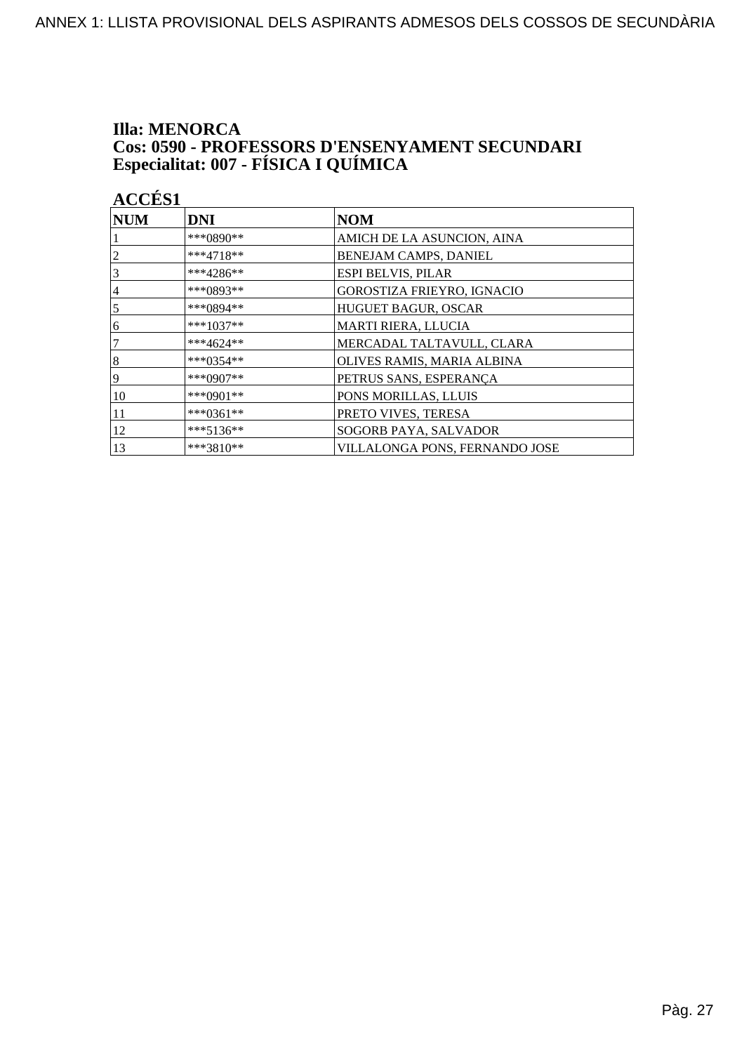**Illa: MENORCA**
**Cos: 0590 - PROFESSORS D'ENSENYAMENT SECUNDARI**
**Especialitat: 007 - FÍSICA I QUÍMICA**

**ACCÉS1**

| NUM | DNI | NOM |
|---|---|---|
| 1 | ***0890** | AMICH DE LA ASUNCION, AINA |
| 2 | ***4718** | BENEJAM CAMPS, DANIEL |
| 3 | ***4286** | ESPI BELVIS, PILAR |
| 4 | ***0893** | GOROSTIZA FRIEYRO, IGNACIO |
| 5 | ***0894** | HUGUET BAGUR, OSCAR |
| 6 | ***1037** | MARTI RIERA, LLUCIA |
| 7 | ***4624** | MERCADAL TALTAVULL, CLARA |
| 8 | ***0354** | OLIVES RAMIS, MARIA ALBINA |
| 9 | ***0907** | PETRUS SANS, ESPERANÇA |
| 10 | ***0901** | PONS MORILLAS, LLUIS |
| 11 | ***0361** | PRETO VIVES, TERESA |
| 12 | ***5136** | SOGORB PAYA, SALVADOR |
| 13 | ***3810** | VILLALONGA PONS, FERNANDO JOSE |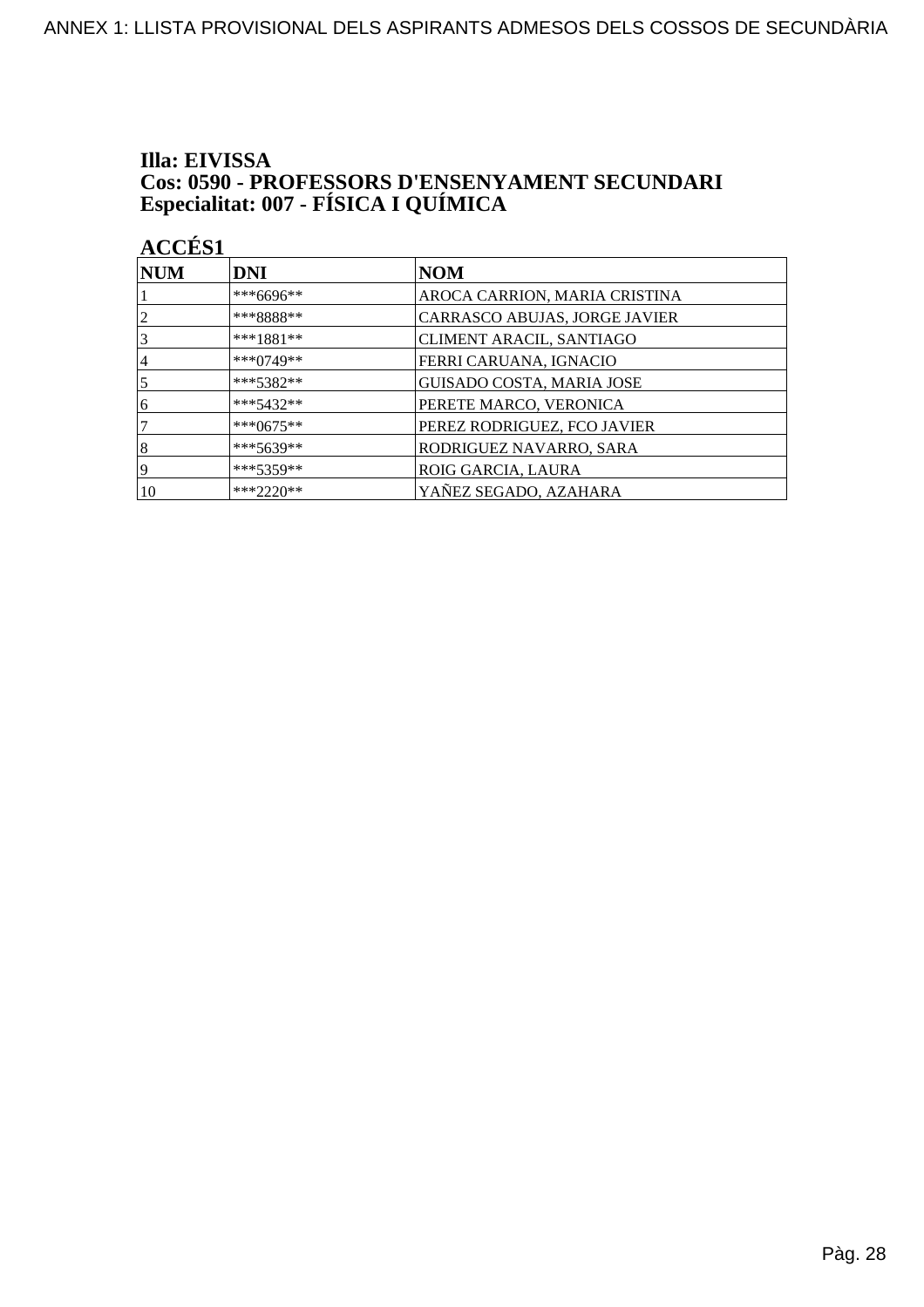**Illa: EIVISSA**
**Cos: 0590 - PROFESSORS D'ENSENYAMENT SECUNDARI**
**Especialitat: 007 - FÍSICA I QUÍMICA**

**ACCÉS1**

| NUM | DNI | NOM |
|---|---|---|
| 1 | ***6696** | AROCA CARRION, MARIA CRISTINA |
| 2 | ***8888** | CARRASCO ABUJAS, JORGE JAVIER |
| 3 | ***1881** | CLIMENT ARACIL, SANTIAGO |
| 4 | ***0749** | FERRI CARUANA, IGNACIO |
| 5 | ***5382** | GUISADO COSTA, MARIA JOSE |
| 6 | ***5432** | PERETE MARCO, VERONICA |
| 7 | ***0675** | PEREZ RODRIGUEZ, FCO JAVIER |
| 8 | ***5639** | RODRIGUEZ NAVARRO, SARA |
| 9 | ***5359** | ROIG GARCIA, LAURA |
| 10 | ***2220** | YAÑEZ SEGADO, AZAHARA |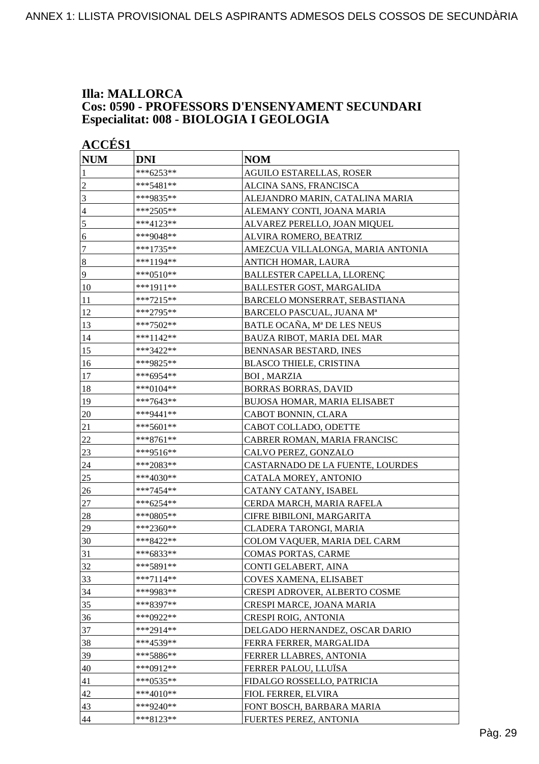**Illa: MALLORCA**
**Cos: 0590 - PROFESSORS D'ENSENYAMENT SECUNDARI**
**Especialitat: 008 - BIOLOGIA I GEOLOGIA**

**ACCÉS1**

| NUM | DNI | NOM |
|---|---|---|
| 1 | ***6253** | AGUILO ESTARELLAS, ROSER |
| 2 | ***5481** | ALCINA SANS, FRANCISCA |
| 3 | ***9835** | ALEJANDRO MARIN, CATALINA MARIA |
| 4 | ***2505** | ALEMANY CONTI, JOANA MARIA |
| 5 | ***4123** | ALVAREZ PERELLO, JOAN MIQUEL |
| 6 | ***9048** | ALVIRA ROMERO, BEATRIZ |
| 7 | ***1735** | AMEZCUA VILLALONGA, MARIA ANTONIA |
| 8 | ***1194** | ANTICH HOMAR, LAURA |
| 9 | ***0510** | BALLESTER CAPELLA, LLORENÇ |
| 10 | ***1911** | BALLESTER GOST, MARGALIDA |
| 11 | ***7215** | BARCELO MONSERRAT, SEBASTIANA |
| 12 | ***2795** | BARCELO PASCUAL, JUANA Mª |
| 13 | ***7502** | BATLE OCAÑA, Mª DE LES NEUS |
| 14 | ***1142** | BAUZA RIBOT, MARIA DEL MAR |
| 15 | ***3422** | BENNASAR BESTARD, INES |
| 16 | ***9825** | BLASCO THIELE, CRISTINA |
| 17 | ***6954** | BOI , MARZIA |
| 18 | ***0104** | BORRAS BORRAS, DAVID |
| 19 | ***7643** | BUJOSA HOMAR, MARIA ELISABET |
| 20 | ***9441** | CABOT BONNIN, CLARA |
| 21 | ***5601** | CABOT COLLADO, ODETTE |
| 22 | ***8761** | CABRER ROMAN, MARIA FRANCISC |
| 23 | ***9516** | CALVO PEREZ, GONZALO |
| 24 | ***2083** | CASTARNADO DE LA FUENTE, LOURDES |
| 25 | ***4030** | CATALA MOREY, ANTONIO |
| 26 | ***7454** | CATANY CATANY, ISABEL |
| 27 | ***6254** | CERDA MARCH, MARIA RAFELA |
| 28 | ***0805** | CIFRE BIBILONI, MARGARITA |
| 29 | ***2360** | CLADERA TARONGI, MARIA |
| 30 | ***8422** | COLOM VAQUER, MARIA DEL CARM |
| 31 | ***6833** | COMAS PORTAS, CARME |
| 32 | ***5891** | CONTI GELABERT, AINA |
| 33 | ***7114** | COVES XAMENA, ELISABET |
| 34 | ***9983** | CRESPI ADROVER, ALBERTO COSME |
| 35 | ***8397** | CRESPI MARCE, JOANA MARIA |
| 36 | ***0922** | CRESPI ROIG, ANTONIA |
| 37 | ***2914** | DELGADO HERNANDEZ, OSCAR DARIO |
| 38 | ***4539** | FERRA FERRER, MARGALIDA |
| 39 | ***5886** | FERRER LLABRES, ANTONIA |
| 40 | ***0912** | FERRER PALOU, LLUÏSA |
| 41 | ***0535** | FIDALGO ROSSELLO, PATRICIA |
| 42 | ***4010** | FIOL FERRER, ELVIRA |
| 43 | ***9240** | FONT BOSCH, BARBARA MARIA |
| 44 | ***8123** | FUERTES PEREZ, ANTONIA |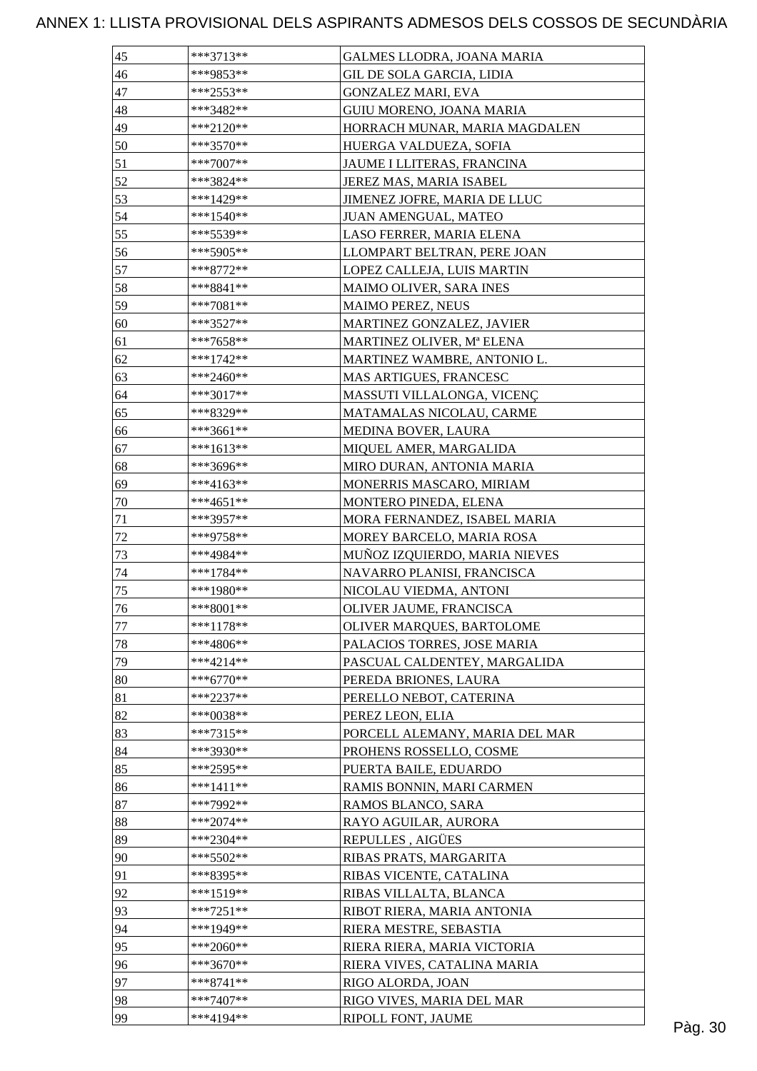# ANNEX 1: LLISTA PROVISIONAL DELS ASPIRANTS ADMESOS DELS COSSOS DE SECUNDÀRIA

| | | |
|---|---|---|
| 45 | ***3713** | GALMES LLODRA, JOANA MARIA |
| 46 | ***9853** | GIL DE SOLA GARCIA, LIDIA |
| 47 | ***2553** | GONZALEZ MARI, EVA |
| 48 | ***3482** | GUIU MORENO, JOANA MARIA |
| 49 | ***2120** | HORRACH MUNAR, MARIA MAGDALEN |
| 50 | ***3570** | HUERGA VALDUEZA, SOFIA |
| 51 | ***7007** | JAUME I LLITERAS, FRANCINA |
| 52 | ***3824** | JEREZ MAS, MARIA ISABEL |
| 53 | ***1429** | JIMENEZ JOFRE, MARIA DE LLUC |
| 54 | ***1540** | JUAN AMENGUAL, MATEO |
| 55 | ***5539** | LASO FERRER, MARIA ELENA |
| 56 | ***5905** | LLOMPART BELTRAN, PERE JOAN |
| 57 | ***8772** | LOPEZ CALLEJA, LUIS MARTIN |
| 58 | ***8841** | MAIMO OLIVER, SARA INES |
| 59 | ***7081** | MAIMO PEREZ, NEUS |
| 60 | ***3527** | MARTINEZ GONZALEZ, JAVIER |
| 61 | ***7658** | MARTINEZ OLIVER, Mª ELENA |
| 62 | ***1742** | MARTINEZ WAMBRE, ANTONIO L. |
| 63 | ***2460** | MAS ARTIGUES, FRANCESC |
| 64 | ***3017** | MASSUTI VILLALONGA, VICENÇ |
| 65 | ***8329** | MATAMALAS NICOLAU, CARME |
| 66 | ***3661** | MEDINA BOVER, LAURA |
| 67 | ***1613** | MIQUEL AMER, MARGALIDA |
| 68 | ***3696** | MIRO DURAN, ANTONIA MARIA |
| 69 | ***4163** | MONERRIS MASCARO, MIRIAM |
| 70 | ***4651** | MONTERO PINEDA, ELENA |
| 71 | ***3957** | MORA FERNANDEZ, ISABEL MARIA |
| 72 | ***9758** | MOREY BARCELO, MARIA ROSA |
| 73 | ***4984** | MUÑOZ IZQUIERDO, MARIA NIEVES |
| 74 | ***1784** | NAVARRO PLANISI, FRANCISCA |
| 75 | ***1980** | NICOLAU VIEDMA, ANTONI |
| 76 | ***8001** | OLIVER JAUME, FRANCISCA |
| 77 | ***1178** | OLIVER MARQUES, BARTOLOME |
| 78 | ***4806** | PALACIOS TORRES, JOSE MARIA |
| 79 | ***4214** | PASCUAL CALDENTEY, MARGALIDA |
| 80 | ***6770** | PEREDA BRIONES, LAURA |
| 81 | ***2237** | PERELLO NEBOT, CATERINA |
| 82 | ***0038** | PEREZ LEON, ELIA |
| 83 | ***7315** | PORCELL ALEMANY, MARIA DEL MAR |
| 84 | ***3930** | PROHENS ROSSELLO, COSME |
| 85 | ***2595** | PUERTA BAILE, EDUARDO |
| 86 | ***1411** | RAMIS BONNIN, MARI CARMEN |
| 87 | ***7992** | RAMOS BLANCO, SARA |
| 88 | ***2074** | RAYO AGUILAR, AURORA |
| 89 | ***2304** | REPULLES , AIGÜES |
| 90 | ***5502** | RIBAS PRATS, MARGARITA |
| 91 | ***8395** | RIBAS VICENTE, CATALINA |
| 92 | ***1519** | RIBAS VILLALTA, BLANCA |
| 93 | ***7251** | RIBOT RIERA, MARIA ANTONIA |
| 94 | ***1949** | RIERA MESTRE, SEBASTIA |
| 95 | ***2060** | RIERA RIERA, MARIA VICTORIA |
| 96 | ***3670** | RIERA VIVES, CATALINA MARIA |
| 97 | ***8741** | RIGO ALORDA, JOAN |
| 98 | ***7407** | RIGO VIVES, MARIA DEL MAR |
| 99 | ***4194** | RIPOLL FONT, JAUME |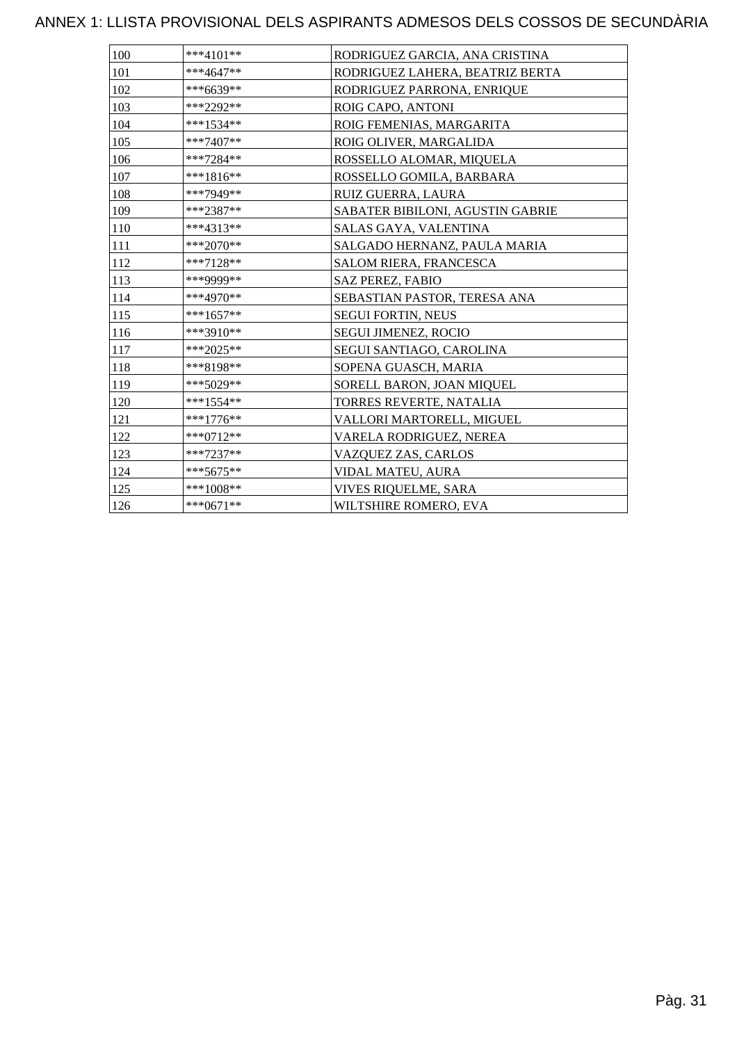# ANNEX 1: LLISTA PROVISIONAL DELS ASPIRANTS ADMESOS DELS COSSOS DE SECUNDÀRIA

| | | |
|---|---|---|
| 100 | ***4101** | RODRIGUEZ GARCIA, ANA CRISTINA |
| 101 | ***4647** | RODRIGUEZ LAHERA, BEATRIZ BERTA |
| 102 | ***6639** | RODRIGUEZ PARRONA, ENRIQUE |
| 103 | ***2292** | ROIG CAPO, ANTONI |
| 104 | ***1534** | ROIG FEMENIAS, MARGARITA |
| 105 | ***7407** | ROIG OLIVER, MARGALIDA |
| 106 | ***7284** | ROSSELLO ALOMAR, MIQUELA |
| 107 | ***1816** | ROSSELLO GOMILA, BARBARA |
| 108 | ***7949** | RUIZ GUERRA, LAURA |
| 109 | ***2387** | SABATER BIBILONI, AGUSTIN GABRIE |
| 110 | ***4313** | SALAS GAYA, VALENTINA |
| 111 | ***2070** | SALGADO HERNANZ, PAULA MARIA |
| 112 | ***7128** | SALOM RIERA, FRANCESCA |
| 113 | ***9999** | SAZ PEREZ, FABIO |
| 114 | ***4970** | SEBASTIAN PASTOR, TERESA ANA |
| 115 | ***1657** | SEGUI FORTIN, NEUS |
| 116 | ***3910** | SEGUI JIMENEZ, ROCIO |
| 117 | ***2025** | SEGUI SANTIAGO, CAROLINA |
| 118 | ***8198** | SOPENA GUASCH, MARIA |
| 119 | ***5029** | SORELL BARON, JOAN MIQUEL |
| 120 | ***1554** | TORRES REVERTE, NATALIA |
| 121 | ***1776** | VALLORI MARTORELL, MIGUEL |
| 122 | ***0712** | VARELA RODRIGUEZ, NEREA |
| 123 | ***7237** | VAZQUEZ ZAS, CARLOS |
| 124 | ***5675** | VIDAL MATEU, AURA |
| 125 | ***1008** | VIVES RIQUELME, SARA |
| 126 | ***0671** | WILTSHIRE ROMERO, EVA |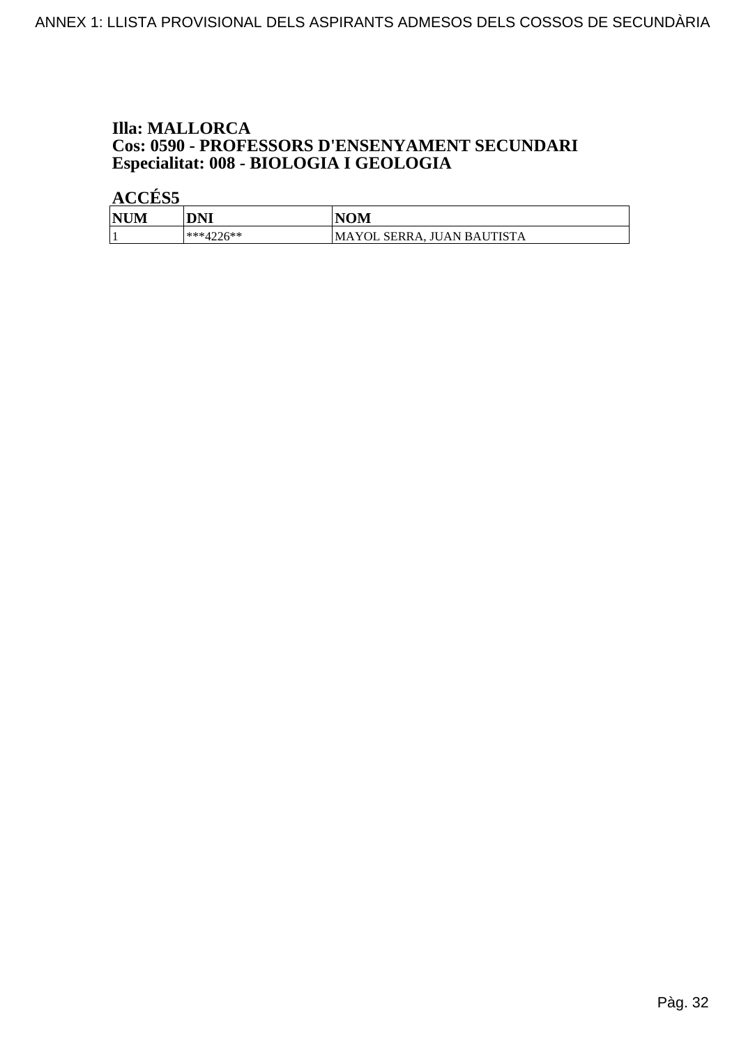**Illa: MALLORCA**
**Cos: 0590 - PROFESSORS D'ENSENYAMENT SECUNDARI**
**Especialitat: 008 - BIOLOGIA I GEOLOGIA**

**ACCÉS5**

| NUM | DNI | NOM |
|---|---|---|
| 1 | ***4226** | MAYOL SERRA, JUAN BAUTISTA |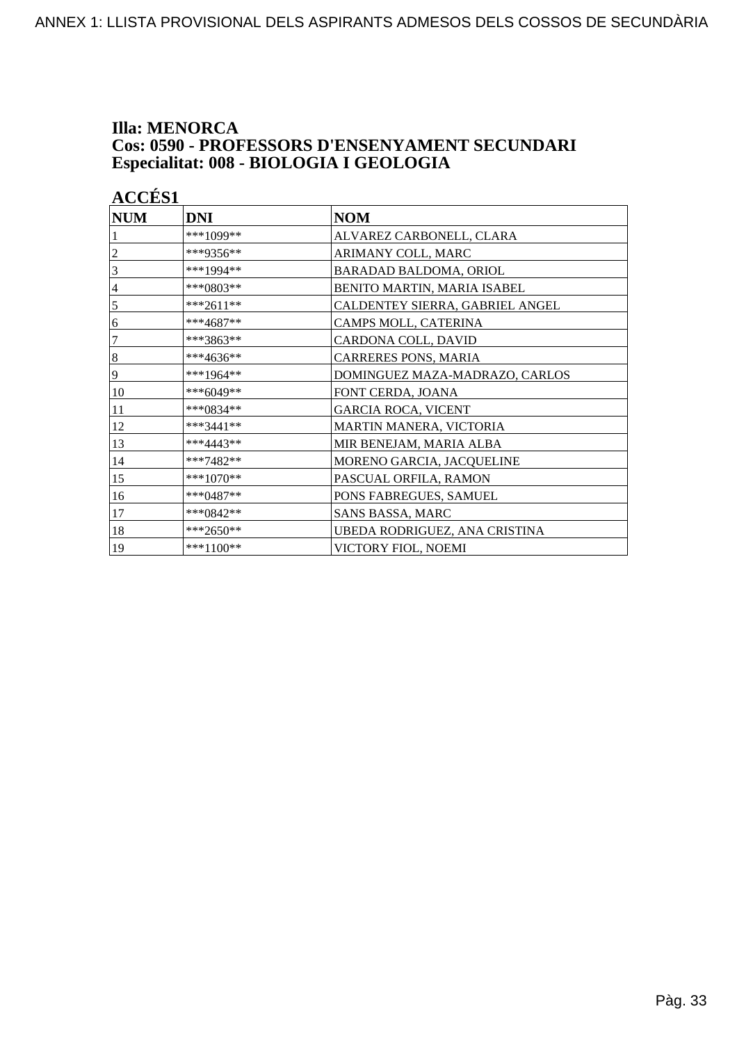**Illa: MENORCA**
**Cos: 0590 - PROFESSORS D'ENSENYAMENT SECUNDARI**
**Especialitat: 008 - BIOLOGIA I GEOLOGIA**

**ACCÉS1**

| NUM | DNI | NOM |
|---|---|---|
| 1 | ***1099** | ALVAREZ CARBONELL, CLARA |
| 2 | ***9356** | ARIMANY COLL, MARC |
| 3 | ***1994** | BARADAD BALDOMA, ORIOL |
| 4 | ***0803** | BENITO MARTIN, MARIA ISABEL |
| 5 | ***2611** | CALDENTEY SIERRA, GABRIEL ANGEL |
| 6 | ***4687** | CAMPS MOLL, CATERINA |
| 7 | ***3863** | CARDONA COLL, DAVID |
| 8 | ***4636** | CARRERES PONS, MARIA |
| 9 | ***1964** | DOMINGUEZ MAZA-MADRAZO, CARLOS |
| 10 | ***6049** | FONT CERDA, JOANA |
| 11 | ***0834** | GARCIA ROCA, VICENT |
| 12 | ***3441** | MARTIN MANERA, VICTORIA |
| 13 | ***4443** | MIR BENEJAM, MARIA ALBA |
| 14 | ***7482** | MORENO GARCIA, JACQUELINE |
| 15 | ***1070** | PASCUAL ORFILA, RAMON |
| 16 | ***0487** | PONS FABREGUES, SAMUEL |
| 17 | ***0842** | SANS BASSA, MARC |
| 18 | ***2650** | UBEDA RODRIGUEZ, ANA CRISTINA |
| 19 | ***1100** | VICTORY FIOL, NOEMI |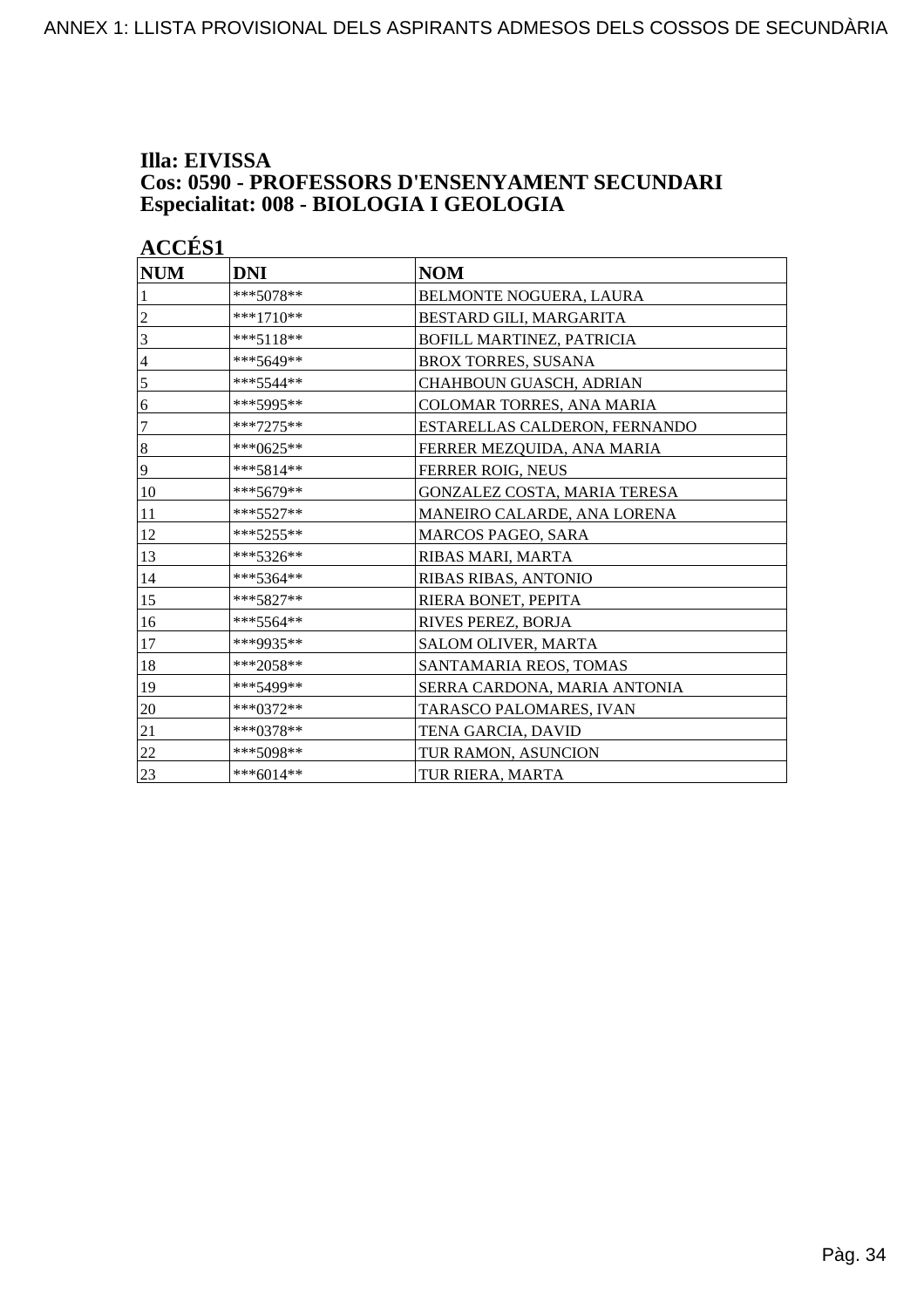**Illa: EIVISSA**
**Cos: 0590 - PROFESSORS D'ENSENYAMENT SECUNDARI**
**Especialitat: 008 - BIOLOGIA I GEOLOGIA**

**ACCÉS1**

| NUM | DNI | NOM |
|---|---|---|
| 1 | ***5078** | BELMONTE NOGUERA, LAURA |
| 2 | ***1710** | BESTARD GILI, MARGARITA |
| 3 | ***5118** | BOFILL MARTINEZ, PATRICIA |
| 4 | ***5649** | BROX TORRES, SUSANA |
| 5 | ***5544** | CHAHBOUN GUASCH, ADRIAN |
| 6 | ***5995** | COLOMAR TORRES, ANA MARIA |
| 7 | ***7275** | ESTARELLAS CALDERON, FERNANDO |
| 8 | ***0625** | FERRER MEZQUIDA, ANA MARIA |
| 9 | ***5814** | FERRER ROIG, NEUS |
| 10 | ***5679** | GONZALEZ COSTA, MARIA TERESA |
| 11 | ***5527** | MANEIRO CALARDE, ANA LORENA |
| 12 | ***5255** | MARCOS PAGEO, SARA |
| 13 | ***5326** | RIBAS MARI, MARTA |
| 14 | ***5364** | RIBAS RIBAS, ANTONIO |
| 15 | ***5827** | RIERA BONET, PEPITA |
| 16 | ***5564** | RIVES PEREZ, BORJA |
| 17 | ***9935** | SALOM OLIVER, MARTA |
| 18 | ***2058** | SANTAMARIA REOS, TOMAS |
| 19 | ***5499** | SERRA CARDONA, MARIA ANTONIA |
| 20 | ***0372** | TARASCO PALOMARES, IVAN |
| 21 | ***0378** | TENA GARCIA, DAVID |
| 22 | ***5098** | TUR RAMON, ASUNCION |
| 23 | ***6014** | TUR RIERA, MARTA |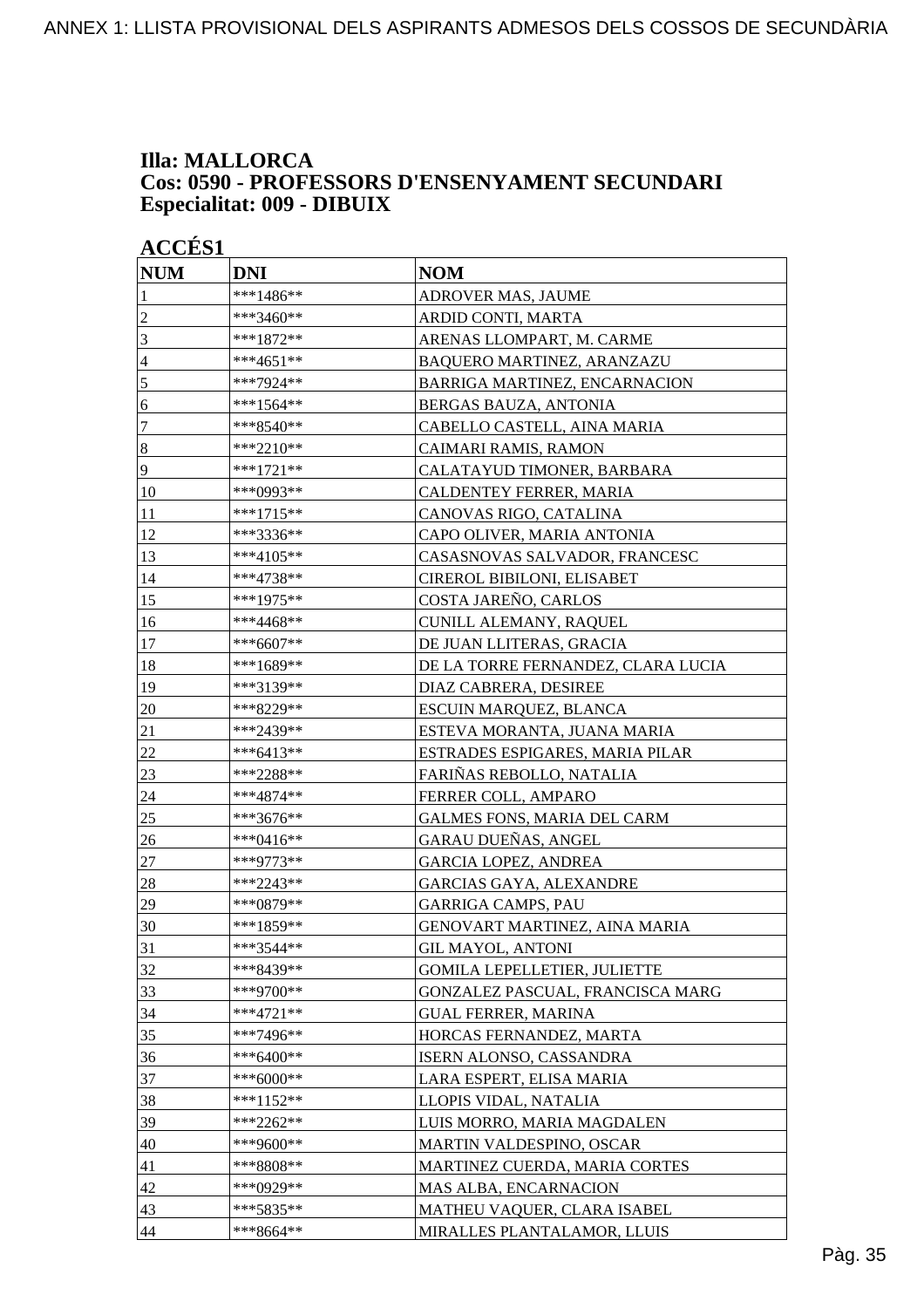# Illa: MALLORCA
# Cos: 0590 - PROFESSORS D'ENSENYAMENT SECUNDARI
# Especialitat: 009 - DIBUIX

## ACCÉS1

| NUM | DNI | NOM |
| --- | --- | --- |
| 1 | ***1486** | ADROVER MAS, JAUME |
| 2 | ***3460** | ARDID CONTI, MARTA |
| 3 | ***1872** | ARENAS LLOMPART, M. CARME |
| 4 | ***4651** | BAQUERO MARTINEZ, ARANZAZU |
| 5 | ***7924** | BARRIGA MARTINEZ, ENCARNACION |
| 6 | ***1564** | BERGAS BAUZA, ANTONIA |
| 7 | ***8540** | CABELLO CASTELL, AINA MARIA |
| 8 | ***2210** | CAIMARI RAMIS, RAMON |
| 9 | ***1721** | CALATAYUD TIMONER, BARBARA |
| 10 | ***0993** | CALDENTEY FERRER, MARIA |
| 11 | ***1715** | CANOVAS RIGO, CATALINA |
| 12 | ***3336** | CAPO OLIVER, MARIA ANTONIA |
| 13 | ***4105** | CASASNOVAS SALVADOR, FRANCESC |
| 14 | ***4738** | CIREROL BIBILONI, ELISABET |
| 15 | ***1975** | COSTA JAREÑO, CARLOS |
| 16 | ***4468** | CUNILL ALEMANY, RAQUEL |
| 17 | ***6607** | DE JUAN LLITERAS, GRACIA |
| 18 | ***1689** | DE LA TORRE FERNANDEZ, CLARA LUCIA |
| 19 | ***3139** | DIAZ CABRERA, DESIREE |
| 20 | ***8229** | ESCUIN MARQUEZ, BLANCA |
| 21 | ***2439** | ESTEVA MORANTA, JUANA MARIA |
| 22 | ***6413** | ESTRADES ESPIGARES, MARIA PILAR |
| 23 | ***2288** | FARIÑAS REBOLLO, NATALIA |
| 24 | ***4874** | FERRER COLL, AMPARO |
| 25 | ***3676** | GALMES FONS, MARIA DEL CARM |
| 26 | ***0416** | GARAU DUEÑAS, ANGEL |
| 27 | ***9773** | GARCIA LOPEZ, ANDREA |
| 28 | ***2243** | GARCIAS GAYA, ALEXANDRE |
| 29 | ***0879** | GARRIGA CAMPS, PAU |
| 30 | ***1859** | GENOVART MARTINEZ, AINA MARIA |
| 31 | ***3544** | GIL MAYOL, ANTONI |
| 32 | ***8439** | GOMILA LEPELLETIER, JULIETTE |
| 33 | ***9700** | GONZALEZ PASCUAL, FRANCISCA MARG |
| 34 | ***4721** | GUAL FERRER, MARINA |
| 35 | ***7496** | HORCAS FERNANDEZ, MARTA |
| 36 | ***6400** | ISERN ALONSO, CASSANDRA |
| 37 | ***6000** | LARA ESPERT, ELISA MARIA |
| 38 | ***1152** | LLOPIS VIDAL, NATALIA |
| 39 | ***2262** | LUIS MORRO, MARIA MAGDALEN |
| 40 | ***9600** | MARTIN VALDESPINO, OSCAR |
| 41 | ***8808** | MARTINEZ CUERDA, MARIA CORTES |
| 42 | ***0929** | MAS ALBA, ENCARNACION |
| 43 | ***5835** | MATHEU VAQUER, CLARA ISABEL |
| 44 | ***8664** | MIRALLES PLANTALAMOR, LLUIS |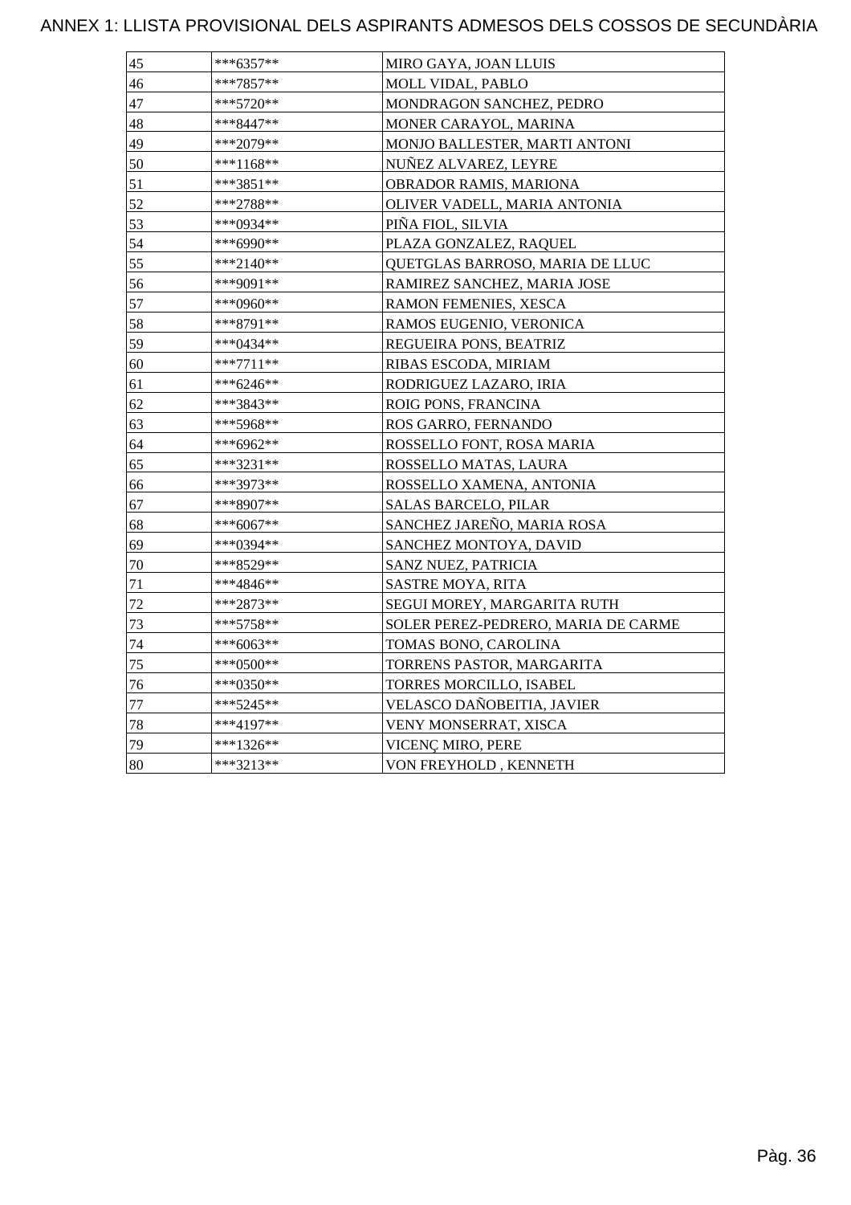# ANNEX 1: LLISTA PROVISIONAL DELS ASPIRANTS ADMESOS DELS COSSOS DE SECUNDÀRIA

| | | |
|---|---|---|
| 45 | ***6357** | MIRO GAYA, JOAN LLUIS |
| 46 | ***7857** | MOLL VIDAL, PABLO |
| 47 | ***5720** | MONDRAGON SANCHEZ, PEDRO |
| 48 | ***8447** | MONER CARAYOL, MARINA |
| 49 | ***2079** | MONJO BALLESTER, MARTI ANTONI |
| 50 | ***1168** | NUÑEZ ALVAREZ, LEYRE |
| 51 | ***3851** | OBRADOR RAMIS, MARIONA |
| 52 | ***2788** | OLIVER VADELL, MARIA ANTONIA |
| 53 | ***0934** | PIÑA FIOL, SILVIA |
| 54 | ***6990** | PLAZA GONZALEZ, RAQUEL |
| 55 | ***2140** | QUETGLAS BARROSO, MARIA DE LLUC |
| 56 | ***9091** | RAMIREZ SANCHEZ, MARIA JOSE |
| 57 | ***0960** | RAMON FEMENIES, XESCA |
| 58 | ***8791** | RAMOS EUGENIO, VERONICA |
| 59 | ***0434** | REGUEIRA PONS, BEATRIZ |
| 60 | ***7711** | RIBAS ESCODA, MIRIAM |
| 61 | ***6246** | RODRIGUEZ LAZARO, IRIA |
| 62 | ***3843** | ROIG PONS, FRANCINA |
| 63 | ***5968** | ROS GARRO, FERNANDO |
| 64 | ***6962** | ROSSELLO FONT, ROSA MARIA |
| 65 | ***3231** | ROSSELLO MATAS, LAURA |
| 66 | ***3973** | ROSSELLO XAMENA, ANTONIA |
| 67 | ***8907** | SALAS BARCELO, PILAR |
| 68 | ***6067** | SANCHEZ JAREÑO, MARIA ROSA |
| 69 | ***0394** | SANCHEZ MONTOYA, DAVID |
| 70 | ***8529** | SANZ NUEZ, PATRICIA |
| 71 | ***4846** | SASTRE MOYA, RITA |
| 72 | ***2873** | SEGUI MOREY, MARGARITA RUTH |
| 73 | ***5758** | SOLER PEREZ-PEDRERO, MARIA DE CARME |
| 74 | ***6063** | TOMAS BONO, CAROLINA |
| 75 | ***0500** | TORRENS PASTOR, MARGARITA |
| 76 | ***0350** | TORRES MORCILLO, ISABEL |
| 77 | ***5245** | VELASCO DAÑOBEITIA, JAVIER |
| 78 | ***4197** | VENY MONSERRAT, XISCA |
| 79 | ***1326** | VICENÇ MIRO, PERE |
| 80 | ***3213** | VON FREYHOLD , KENNETH |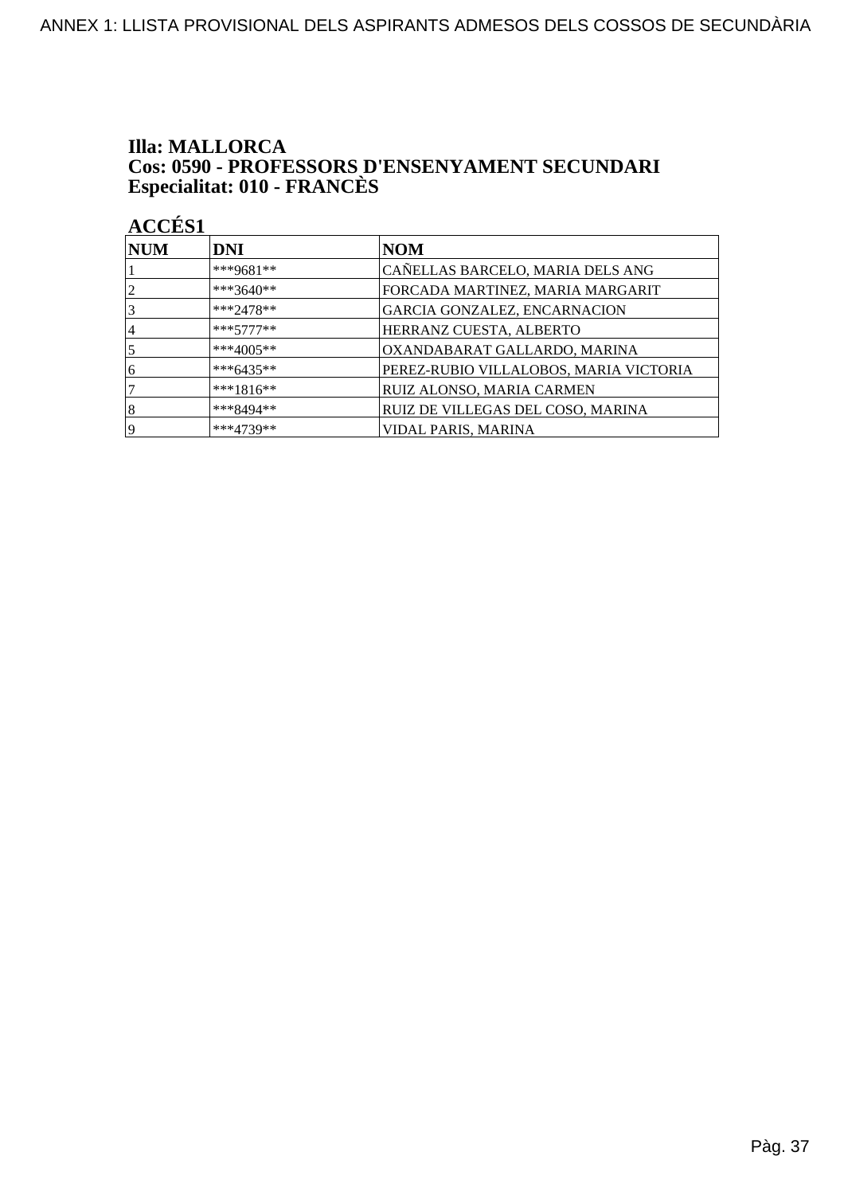**Illa: MALLORCA**
**Cos: 0590 - PROFESSORS D'ENSENYAMENT SECUNDARI**
**Especialitat: 010 - FRANCÈS**

**ACCÉS1**

| NUM | DNI | NOM |
|---|---|---|
| 1 | ***9681** | CAÑELLAS BARCELO, MARIA DELS ANG |
| 2 | ***3640** | FORCADA MARTINEZ, MARIA MARGARIT |
| 3 | ***2478** | GARCIA GONZALEZ, ENCARNACION |
| 4 | ***5777** | HERRANZ CUESTA, ALBERTO |
| 5 | ***4005** | OXANDABARAT GALLARDO, MARINA |
| 6 | ***6435** | PEREZ-RUBIO VILLALOBOS, MARIA VICTORIA |
| 7 | ***1816** | RUIZ ALONSO, MARIA CARMEN |
| 8 | ***8494** | RUIZ DE VILLEGAS DEL COSO, MARINA |
| 9 | ***4739** | VIDAL PARIS, MARINA |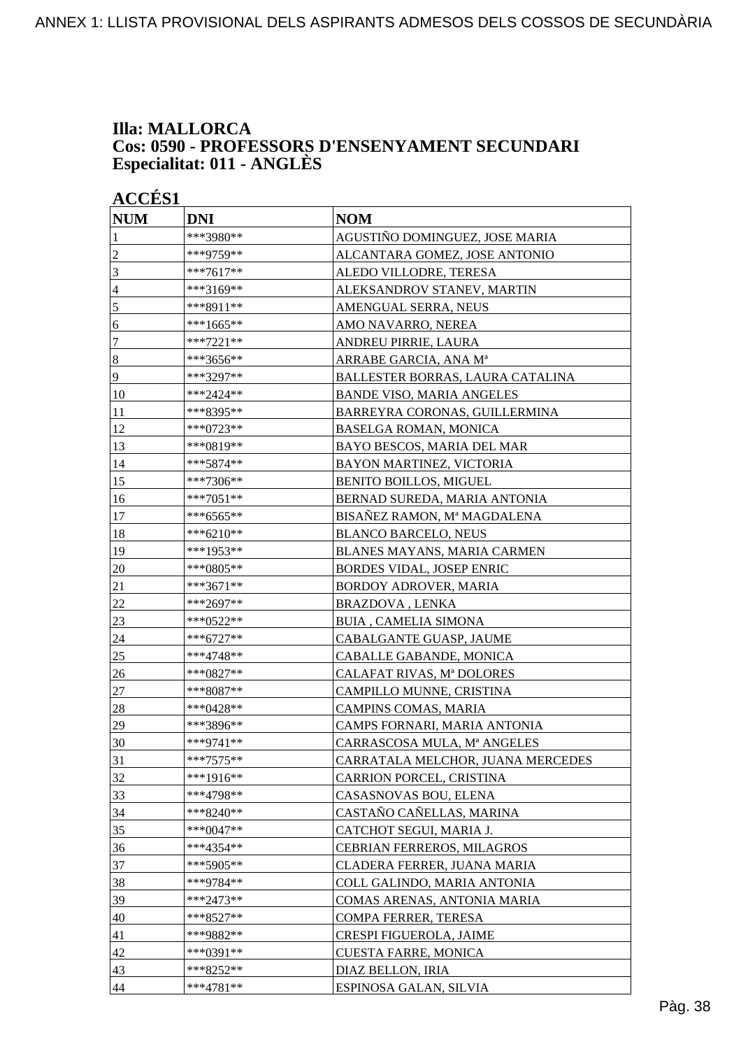**Illa: MALLORCA**
**Cos: 0590 - PROFESSORS D'ENSENYAMENT SECUNDARI**
**Especialitat: 011 - ANGLÈS**

**ACCÉS1**

| NUM | DNI | NOM |
|---|---|---|
| 1 | ***3980** | AGUSTIÑO DOMINGUEZ, JOSE MARIA |
| 2 | ***9759** | ALCANTARA GOMEZ, JOSE ANTONIO |
| 3 | ***7617** | ALEDO VILLODRE, TERESA |
| 4 | ***3169** | ALEKSANDROV STANEV, MARTIN |
| 5 | ***8911** | AMENGUAL SERRA, NEUS |
| 6 | ***1665** | AMO NAVARRO, NEREA |
| 7 | ***7221** | ANDREU PIRRIE, LAURA |
| 8 | ***3656** | ARRABE GARCIA, ANA Mª |
| 9 | ***3297** | BALLESTER BORRAS, LAURA CATALINA |
| 10 | ***2424** | BANDE VISO, MARIA ANGELES |
| 11 | ***8395** | BARREYRA CORONAS, GUILLERMINA |
| 12 | ***0723** | BASELGA ROMAN, MONICA |
| 13 | ***0819** | BAYO BESCOS, MARIA DEL MAR |
| 14 | ***5874** | BAYON MARTINEZ, VICTORIA |
| 15 | ***7306** | BENITO BOILLOS, MIGUEL |
| 16 | ***7051** | BERNAD SUREDA, MARIA ANTONIA |
| 17 | ***6565** | BISAÑEZ RAMON, Mª MAGDALENA |
| 18 | ***6210** | BLANCO BARCELO, NEUS |
| 19 | ***1953** | BLANES MAYANS, MARIA CARMEN |
| 20 | ***0805** | BORDES VIDAL, JOSEP ENRIC |
| 21 | ***3671** | BORDOY ADROVER, MARIA |
| 22 | ***2697** | BRAZDOVA , LENKA |
| 23 | ***0522** | BUIA , CAMELIA SIMONA |
| 24 | ***6727** | CABALGANTE GUASP, JAUME |
| 25 | ***4748** | CABALLE GABANDE, MONICA |
| 26 | ***0827** | CALAFAT RIVAS, Mª DOLORES |
| 27 | ***8087** | CAMPILLO MUNNE, CRISTINA |
| 28 | ***0428** | CAMPINS COMAS, MARIA |
| 29 | ***3896** | CAMPS FORNARI, MARIA ANTONIA |
| 30 | ***9741** | CARRASCOSA MULA, Mª ANGELES |
| 31 | ***7575** | CARRATALA MELCHOR, JUANA MERCEDES |
| 32 | ***1916** | CARRION PORCEL, CRISTINA |
| 33 | ***4798** | CASASNOVAS BOU, ELENA |
| 34 | ***8240** | CASTAÑO CAÑELLAS, MARINA |
| 35 | ***0047** | CATCHOT SEGUI, MARIA J. |
| 36 | ***4354** | CEBRIAN FERREROS, MILAGROS |
| 37 | ***5905** | CLADERA FERRER, JUANA MARIA |
| 38 | ***9784** | COLL GALINDO, MARIA ANTONIA |
| 39 | ***2473** | COMAS ARENAS, ANTONIA MARIA |
| 40 | ***8527** | COMPA FERRER, TERESA |
| 41 | ***9882** | CRESPI FIGUEROLA, JAIME |
| 42 | ***0391** | CUESTA FARRE, MONICA |
| 43 | ***8252** | DIAZ BELLON, IRIA |
| 44 | ***4781** | ESPINOSA GALAN, SILVIA |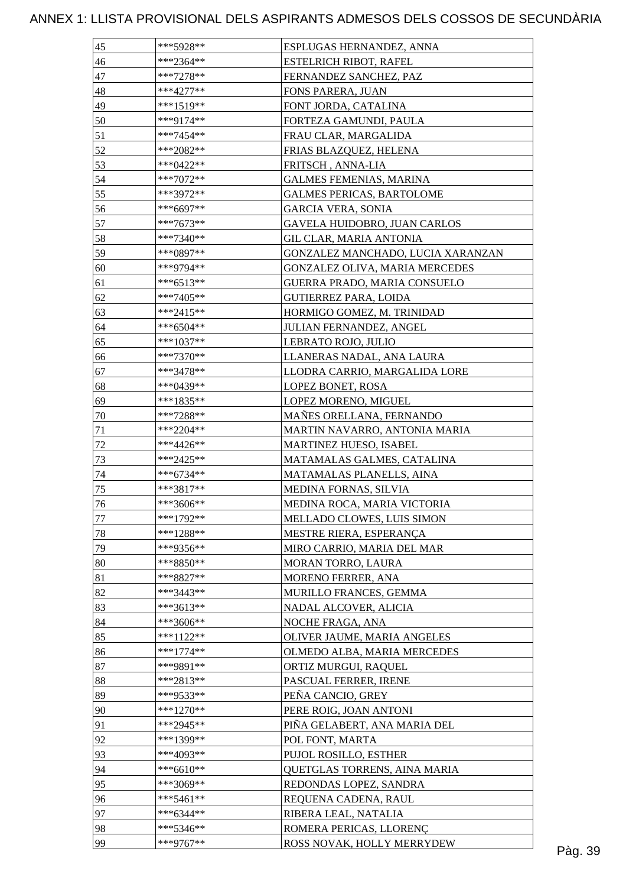# ANNEX 1: LLISTA PROVISIONAL DELS ASPIRANTS ADMESOS DELS COSSOS DE SECUNDÀRIA

| | | |
|---|---|---|
| 45 | ***5928** | ESPLUGAS HERNANDEZ, ANNA |
| 46 | ***2364** | ESTELRICH RIBOT, RAFEL |
| 47 | ***7278** | FERNANDEZ SANCHEZ, PAZ |
| 48 | ***4277** | FONS PARERA, JUAN |
| 49 | ***1519** | FONT JORDA, CATALINA |
| 50 | ***9174** | FORTEZA GAMUNDI, PAULA |
| 51 | ***7454** | FRAU CLAR, MARGALIDA |
| 52 | ***2082** | FRIAS BLAZQUEZ, HELENA |
| 53 | ***0422** | FRITSCH , ANNA-LIA |
| 54 | ***7072** | GALMES FEMENIAS, MARINA |
| 55 | ***3972** | GALMES PERICAS, BARTOLOME |
| 56 | ***6697** | GARCIA VERA, SONIA |
| 57 | ***7673** | GAVELA HUIDOBRO, JUAN CARLOS |
| 58 | ***7340** | GIL CLAR, MARIA ANTONIA |
| 59 | ***0897** | GONZALEZ MANCHADO, LUCIA XARANZAN |
| 60 | ***9794** | GONZALEZ OLIVA, MARIA MERCEDES |
| 61 | ***6513** | GUERRA PRADO, MARIA CONSUELO |
| 62 | ***7405** | GUTIERREZ PARA, LOIDA |
| 63 | ***2415** | HORMIGO GOMEZ, M. TRINIDAD |
| 64 | ***6504** | JULIAN FERNANDEZ, ANGEL |
| 65 | ***1037** | LEBRATO ROJO, JULIO |
| 66 | ***7370** | LLANERAS NADAL, ANA LAURA |
| 67 | ***3478** | LLODRA CARRIO, MARGALIDA LORE |
| 68 | ***0439** | LOPEZ BONET, ROSA |
| 69 | ***1835** | LOPEZ MORENO, MIGUEL |
| 70 | ***7288** | MAÑES ORELLANA, FERNANDO |
| 71 | ***2204** | MARTIN NAVARRO, ANTONIA MARIA |
| 72 | ***4426** | MARTINEZ HUESO, ISABEL |
| 73 | ***2425** | MATAMALAS GALMES, CATALINA |
| 74 | ***6734** | MATAMALAS PLANELLS, AINA |
| 75 | ***3817** | MEDINA FORNAS, SILVIA |
| 76 | ***3606** | MEDINA ROCA, MARIA VICTORIA |
| 77 | ***1792** | MELLADO CLOWES, LUIS SIMON |
| 78 | ***1288** | MESTRE RIERA, ESPERANÇA |
| 79 | ***9356** | MIRO CARRIO, MARIA DEL MAR |
| 80 | ***8850** | MORAN TORRO, LAURA |
| 81 | ***8827** | MORENO FERRER, ANA |
| 82 | ***3443** | MURILLO FRANCES, GEMMA |
| 83 | ***3613** | NADAL ALCOVER, ALICIA |
| 84 | ***3606** | NOCHE FRAGA, ANA |
| 85 | ***1122** | OLIVER JAUME, MARIA ANGELES |
| 86 | ***1774** | OLMEDO ALBA, MARIA MERCEDES |
| 87 | ***9891** | ORTIZ MURGUI, RAQUEL |
| 88 | ***2813** | PASCUAL FERRER, IRENE |
| 89 | ***9533** | PEÑA CANCIO, GREY |
| 90 | ***1270** | PERE ROIG, JOAN ANTONI |
| 91 | ***2945** | PIÑA GELABERT, ANA MARIA DEL |
| 92 | ***1399** | POL FONT, MARTA |
| 93 | ***4093** | PUJOL ROSILLO, ESTHER |
| 94 | ***6610** | QUETGLAS TORRENS, AINA MARIA |
| 95 | ***3069** | REDONDAS LOPEZ, SANDRA |
| 96 | ***5461** | REQUENA CADENA, RAUL |
| 97 | ***6344** | RIBERA LEAL, NATALIA |
| 98 | ***5346** | ROMERA PERICAS, LLORENÇ |
| 99 | ***9767** | ROSS NOVAK, HOLLY MERRYDEW |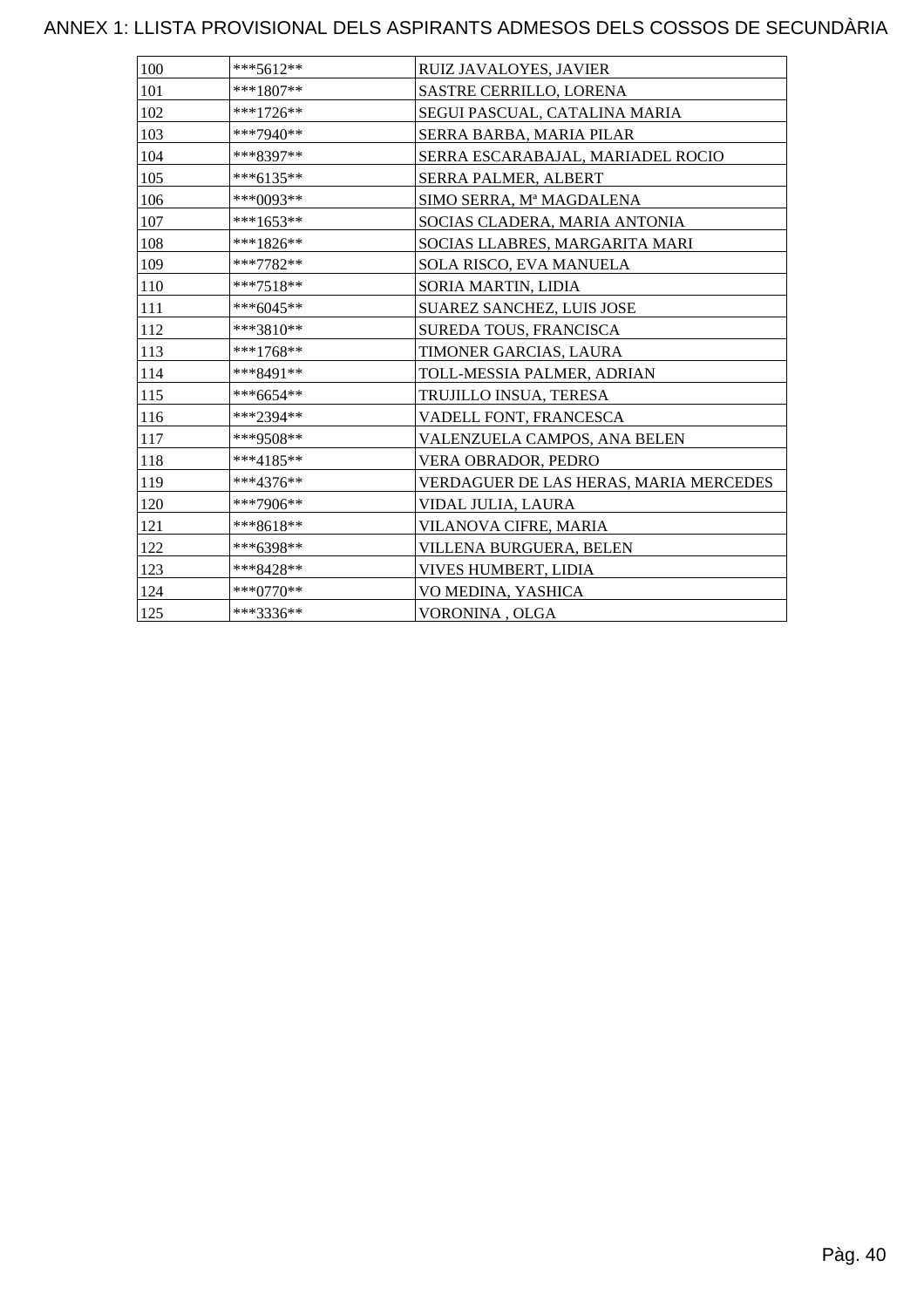# ANNEX 1: LLISTA PROVISIONAL DELS ASPIRANTS ADMESOS DELS COSSOS DE SECUNDÀRIA

| | | |
|---|---|---|
| 100 | ***5612** | RUIZ JAVALOYES, JAVIER |
| 101 | ***1807** | SASTRE CERRILLO, LORENA |
| 102 | ***1726** | SEGUI PASCUAL, CATALINA MARIA |
| 103 | ***7940** | SERRA BARBA, MARIA PILAR |
| 104 | ***8397** | SERRA ESCARABAJAL, MARIADEL ROCIO |
| 105 | ***6135** | SERRA PALMER, ALBERT |
| 106 | ***0093** | SIMO SERRA, Mª MAGDALENA |
| 107 | ***1653** | SOCIAS CLADERA, MARIA ANTONIA |
| 108 | ***1826** | SOCIAS LLABRES, MARGARITA MARI |
| 109 | ***7782** | SOLA RISCO, EVA MANUELA |
| 110 | ***7518** | SORIA MARTIN, LIDIA |
| 111 | ***6045** | SUAREZ SANCHEZ, LUIS JOSE |
| 112 | ***3810** | SUREDA TOUS, FRANCISCA |
| 113 | ***1768** | TIMONER GARCIAS, LAURA |
| 114 | ***8491** | TOLL-MESSIA PALMER, ADRIAN |
| 115 | ***6654** | TRUJILLO INSUA, TERESA |
| 116 | ***2394** | VADELL FONT, FRANCESCA |
| 117 | ***9508** | VALENZUELA CAMPOS, ANA BELEN |
| 118 | ***4185** | VERA OBRADOR, PEDRO |
| 119 | ***4376** | VERDAGUER DE LAS HERAS, MARIA MERCEDES |
| 120 | ***7906** | VIDAL JULIA, LAURA |
| 121 | ***8618** | VILANOVA CIFRE, MARIA |
| 122 | ***6398** | VILLENA BURGUERA, BELEN |
| 123 | ***8428** | VIVES HUMBERT, LIDIA |
| 124 | ***0770** | VO MEDINA, YASHICA |
| 125 | ***3336** | VORONINA , OLGA |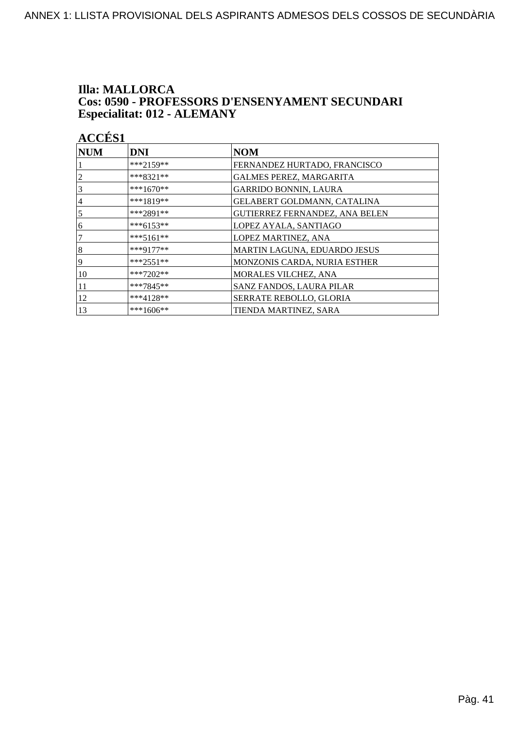**Illa: MALLORCA**
**Cos: 0590 - PROFESSORS D'ENSENYAMENT SECUNDARI**
**Especialitat: 012 - ALEMANY**

**ACCÉS1**

| NUM | DNI | NOM |
|---|---|---|
| 1 | ***2159** | FERNANDEZ HURTADO, FRANCISCO |
| 2 | ***8321** | GALMES PEREZ, MARGARITA |
| 3 | ***1670** | GARRIDO BONNIN, LAURA |
| 4 | ***1819** | GELABERT GOLDMANN, CATALINA |
| 5 | ***2891** | GUTIERREZ FERNANDEZ, ANA BELEN |
| 6 | ***6153** | LOPEZ AYALA, SANTIAGO |
| 7 | ***5161** | LOPEZ MARTINEZ, ANA |
| 8 | ***9177** | MARTIN LAGUNA, EDUARDO JESUS |
| 9 | ***2551** | MONZONIS CARDA, NURIA ESTHER |
| 10 | ***7202** | MORALES VILCHEZ, ANA |
| 11 | ***7845** | SANZ FANDOS, LAURA PILAR |
| 12 | ***4128** | SERRATE REBOLLO, GLORIA |
| 13 | ***1606** | TIENDA MARTINEZ, SARA |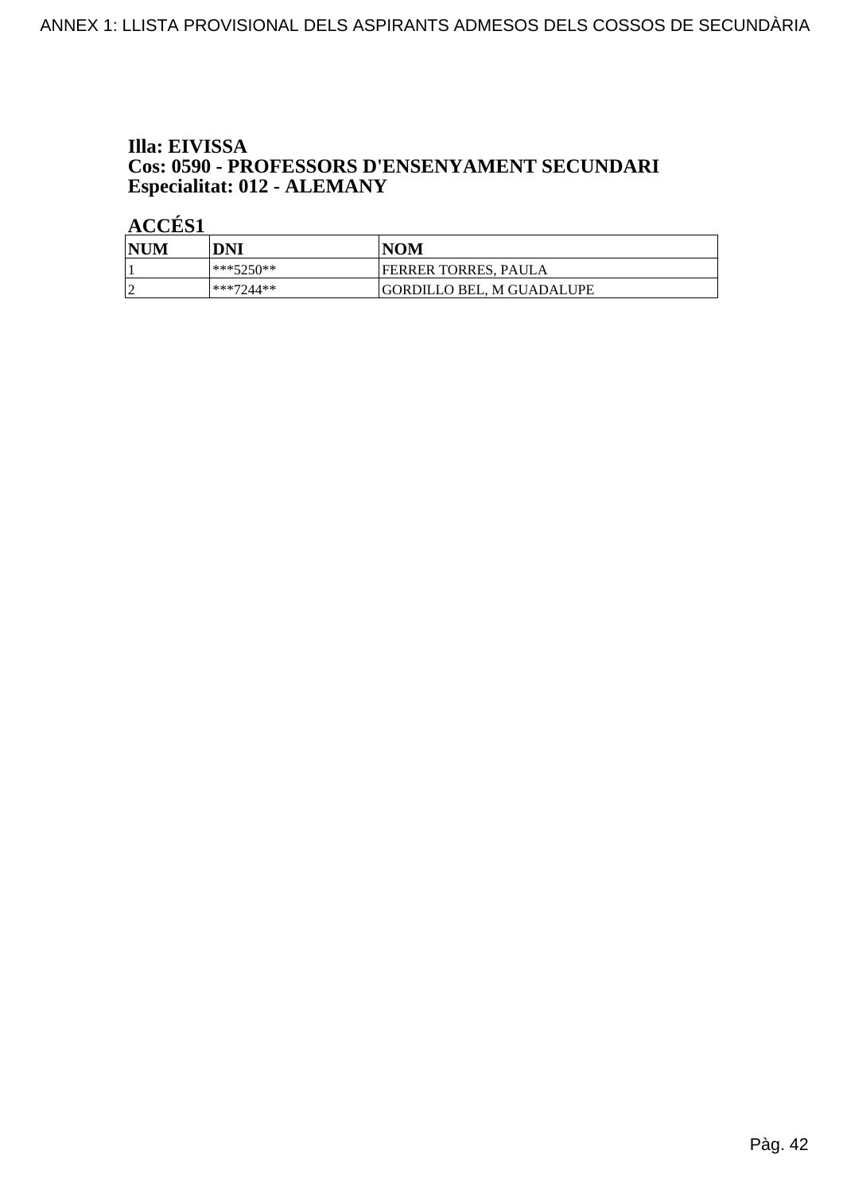**Illa: EIVISSA**
**Cos: 0590 - PROFESSORS D'ENSENYAMENT SECUNDARI**
**Especialitat: 012 - ALEMANY**

**ACCÉS1**

| NUM | DNI | NOM |
|---|---|---|
| 1 | ***5250** | FERRER TORRES, PAULA |
| 2 | ***7244** | GORDILLO BEL, M GUADALUPE |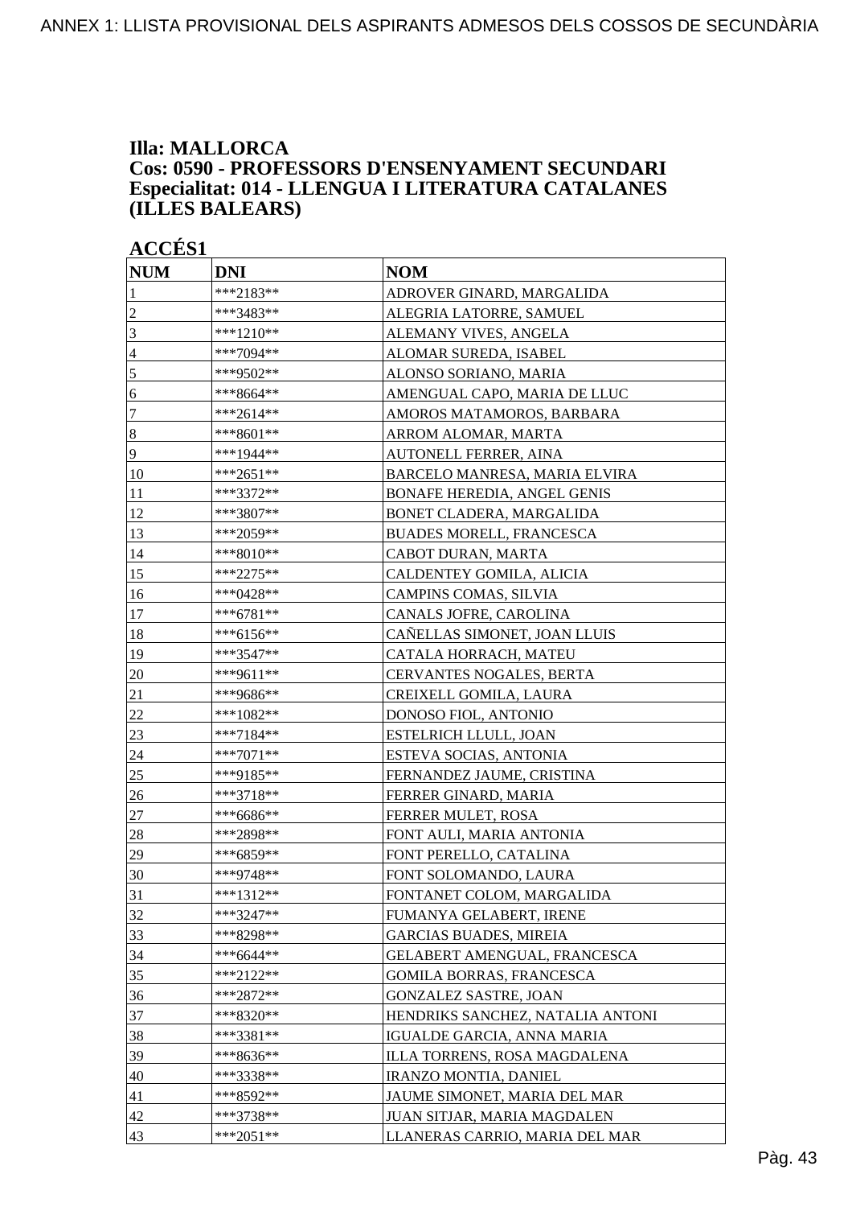**Illa: MALLORCA**
**Cos: 0590 - PROFESSORS D'ENSENYAMENT SECUNDARI**
**Especialitat: 014 - LLENGUA I LITERATURA CATALANES (ILLES BALEARS)**

**ACCÉS1**

| NUM | DNI | NOM |
|---|---|---|
| 1 | ***2183** | ADROVER GINARD, MARGALIDA |
| 2 | ***3483** | ALEGRIA LATORRE, SAMUEL |
| 3 | ***1210** | ALEMANY VIVES, ANGELA |
| 4 | ***7094** | ALOMAR SUREDA, ISABEL |
| 5 | ***9502** | ALONSO SORIANO, MARIA |
| 6 | ***8664** | AMENGUAL CAPO, MARIA DE LLUC |
| 7 | ***2614** | AMOROS MATAMOROS, BARBARA |
| 8 | ***8601** | ARROM ALOMAR, MARTA |
| 9 | ***1944** | AUTONELL FERRER, AINA |
| 10 | ***2651** | BARCELO MANRESA, MARIA ELVIRA |
| 11 | ***3372** | BONAFE HEREDIA, ANGEL GENIS |
| 12 | ***3807** | BONET CLADERA, MARGALIDA |
| 13 | ***2059** | BUADES MORELL, FRANCESCA |
| 14 | ***8010** | CABOT DURAN, MARTA |
| 15 | ***2275** | CALDENTEY GOMILA, ALICIA |
| 16 | ***0428** | CAMPINS COMAS, SILVIA |
| 17 | ***6781** | CANALS JOFRE, CAROLINA |
| 18 | ***6156** | CAÑELLAS SIMONET, JOAN LLUIS |
| 19 | ***3547** | CATALA HORRACH, MATEU |
| 20 | ***9611** | CERVANTES NOGALES, BERTA |
| 21 | ***9686** | CREIXELL GOMILA, LAURA |
| 22 | ***1082** | DONOSO FIOL, ANTONIO |
| 23 | ***7184** | ESTELRICH LLULL, JOAN |
| 24 | ***7071** | ESTEVA SOCIAS, ANTONIA |
| 25 | ***9185** | FERNANDEZ JAUME, CRISTINA |
| 26 | ***3718** | FERRER GINARD, MARIA |
| 27 | ***6686** | FERRER MULET, ROSA |
| 28 | ***2898** | FONT AULI, MARIA ANTONIA |
| 29 | ***6859** | FONT PERELLO, CATALINA |
| 30 | ***9748** | FONT SOLOMANDO, LAURA |
| 31 | ***1312** | FONTANET COLOM, MARGALIDA |
| 32 | ***3247** | FUMANYA GELABERT, IRENE |
| 33 | ***8298** | GARCIAS BUADES, MIREIA |
| 34 | ***6644** | GELABERT AMENGUAL, FRANCESCA |
| 35 | ***2122** | GOMILA BORRAS, FRANCESCA |
| 36 | ***2872** | GONZALEZ SASTRE, JOAN |
| 37 | ***8320** | HENDRIKS SANCHEZ, NATALIA ANTONI |
| 38 | ***3381** | IGUALDE GARCIA, ANNA MARIA |
| 39 | ***8636** | ILLA TORRENS, ROSA MAGDALENA |
| 40 | ***3338** | IRANZO MONTIA, DANIEL |
| 41 | ***8592** | JAUME SIMONET, MARIA DEL MAR |
| 42 | ***3738** | JUAN SITJAR, MARIA MAGDALEN |
| 43 | ***2051** | LLANERAS CARRIO, MARIA DEL MAR |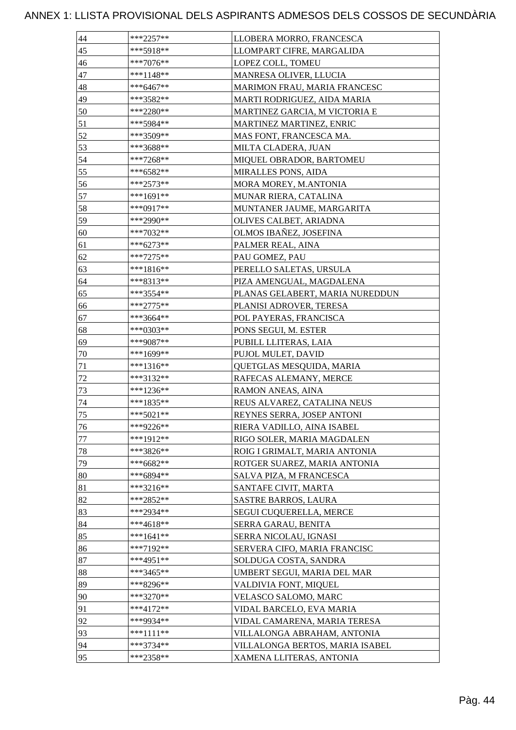# ANNEX 1: LLISTA PROVISIONAL DELS ASPIRANTS ADMESOS DELS COSSOS DE SECUNDÀRIA

| | | |
|---|---|---|
| 44 | ***2257** | LLOBERA MORRO, FRANCESCA |
| 45 | ***5918** | LLOMPART CIFRE, MARGALIDA |
| 46 | ***7076** | LOPEZ COLL, TOMEU |
| 47 | ***1148** | MANRESA OLIVER, LLUCIA |
| 48 | ***6467** | MARIMON FRAU, MARIA FRANCESC |
| 49 | ***3582** | MARTI RODRIGUEZ, AIDA MARIA |
| 50 | ***2280** | MARTINEZ GARCIA, M VICTORIA E |
| 51 | ***5984** | MARTINEZ MARTINEZ, ENRIC |
| 52 | ***3509** | MAS FONT, FRANCESCA MA. |
| 53 | ***3688** | MILTA CLADERA, JUAN |
| 54 | ***7268** | MIQUEL OBRADOR, BARTOMEU |
| 55 | ***6582** | MIRALLES PONS, AIDA |
| 56 | ***2573** | MORA MOREY, M.ANTONIA |
| 57 | ***1691** | MUNAR RIERA, CATALINA |
| 58 | ***0917** | MUNTANER JAUME, MARGARITA |
| 59 | ***2990** | OLIVES CALBET, ARIADNA |
| 60 | ***7032** | OLMOS IBAÑEZ, JOSEFINA |
| 61 | ***6273** | PALMER REAL, AINA |
| 62 | ***7275** | PAU GOMEZ, PAU |
| 63 | ***1816** | PERELLO SALETAS, URSULA |
| 64 | ***8313** | PIZA AMENGUAL, MAGDALENA |
| 65 | ***3554** | PLANAS GELABERT, MARIA NUREDDUN |
| 66 | ***2775** | PLANISI ADROVER, TERESA |
| 67 | ***3664** | POL PAYERAS, FRANCISCA |
| 68 | ***0303** | PONS SEGUI, M. ESTER |
| 69 | ***9087** | PUBILL LLITERAS, LAIA |
| 70 | ***1699** | PUJOL MULET, DAVID |
| 71 | ***1316** | QUETGLAS MESQUIDA, MARIA |
| 72 | ***3132** | RAFECAS ALEMANY, MERCE |
| 73 | ***1236** | RAMON ANEAS, AINA |
| 74 | ***1835** | REUS ALVAREZ, CATALINA NEUS |
| 75 | ***5021** | REYNES SERRA, JOSEP ANTONI |
| 76 | ***9226** | RIERA VADILLO, AINA ISABEL |
| 77 | ***1912** | RIGO SOLER, MARIA MAGDALEN |
| 78 | ***3826** | ROIG I GRIMALT, MARIA ANTONIA |
| 79 | ***6682** | ROTGER SUAREZ, MARIA ANTONIA |
| 80 | ***6894** | SALVA PIZA, M FRANCESCA |
| 81 | ***3216** | SANTAFE CIVIT, MARTA |
| 82 | ***2852** | SASTRE BARROS, LAURA |
| 83 | ***2934** | SEGUI CUQUERELLA, MERCE |
| 84 | ***4618** | SERRA GARAU, BENITA |
| 85 | ***1641** | SERRA NICOLAU, IGNASI |
| 86 | ***7192** | SERVERA CIFO, MARIA FRANCISC |
| 87 | ***4951** | SOLDUGA COSTA, SANDRA |
| 88 | ***3465** | UMBERT SEGUI, MARIA DEL MAR |
| 89 | ***8296** | VALDIVIA FONT, MIQUEL |
| 90 | ***3270** | VELASCO SALOMO, MARC |
| 91 | ***4172** | VIDAL BARCELO, EVA MARIA |
| 92 | ***9934** | VIDAL CAMARENA, MARIA TERESA |
| 93 | ***1111** | VILLALONGA ABRAHAM, ANTONIA |
| 94 | ***3734** | VILLALONGA BERTOS, MARIA ISABEL |
| 95 | ***2358** | XAMENA LLITERAS, ANTONIA |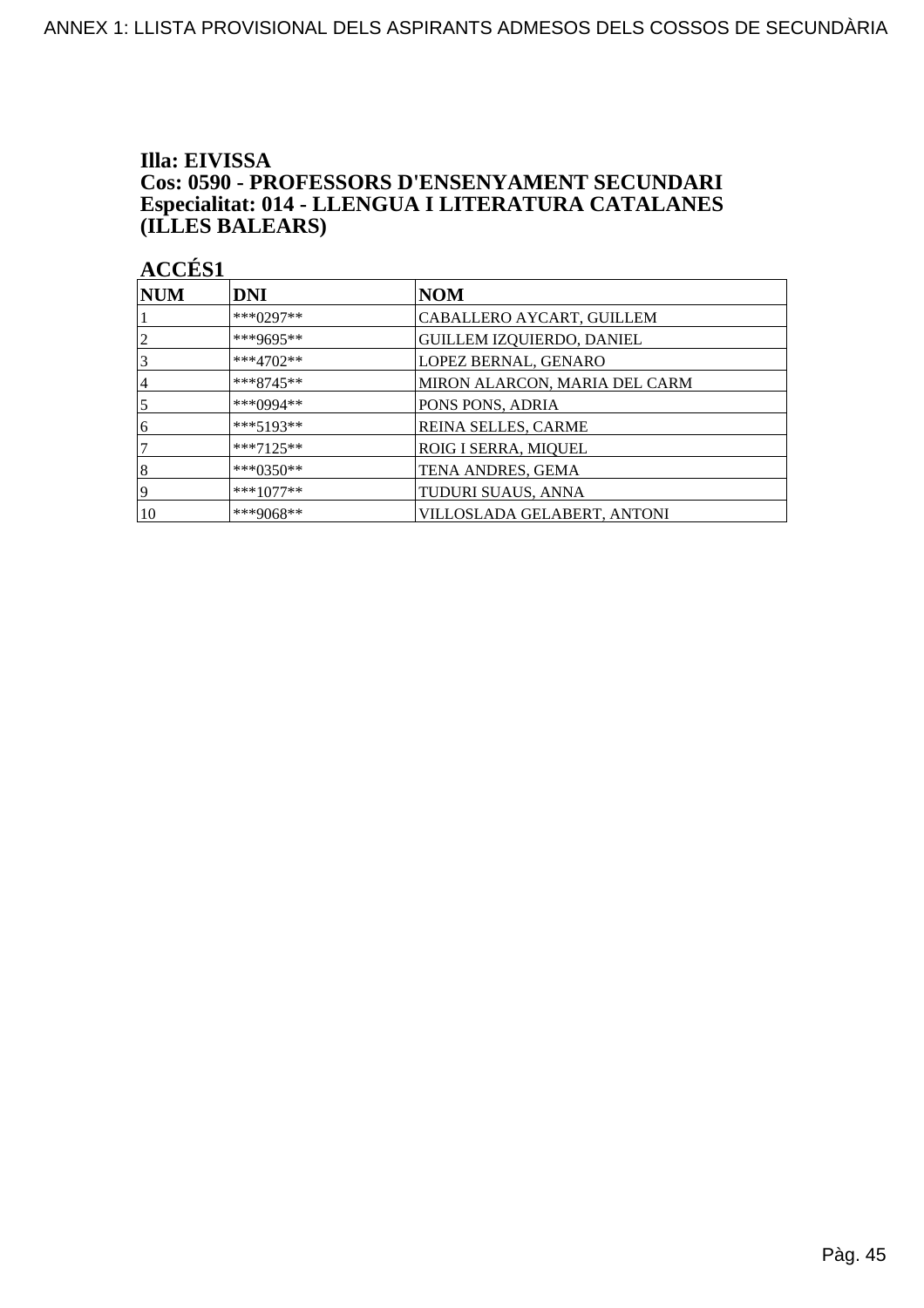**Illa: EIVISSA**
**Cos: 0590 - PROFESSORS D'ENSENYAMENT SECUNDARI**
**Especialitat: 014 - LLENGUA I LITERATURA CATALANES (ILLES BALEARS)**

**ACCÉS1**

| NUM | DNI | NOM |
|---|---|---|
| 1 | ***0297** | CABALLERO AYCART, GUILLEM |
| 2 | ***9695** | GUILLEM IZQUIERDO, DANIEL |
| 3 | ***4702** | LOPEZ BERNAL, GENARO |
| 4 | ***8745** | MIRON ALARCON, MARIA DEL CARM |
| 5 | ***0994** | PONS PONS, ADRIA |
| 6 | ***5193** | REINA SELLES, CARME |
| 7 | ***7125** | ROIG I SERRA, MIQUEL |
| 8 | ***0350** | TENA ANDRES, GEMA |
| 9 | ***1077** | TUDURI SUAUS, ANNA |
| 10 | ***9068** | VILLOSLADA GELABERT, ANTONI |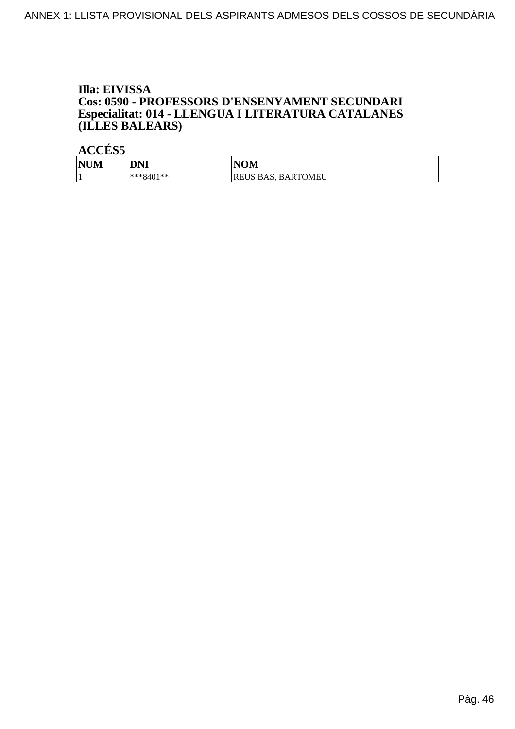**Illa: EIVISSA**
**Cos: 0590 - PROFESSORS D'ENSENYAMENT SECUNDARI**
**Especialitat: 014 - LLENGUA I LITERATURA CATALANES (ILLES BALEARS)**

**ACCÉS5**

| NUM | DNI | NOM |
| --- | --- | --- |
| 1 | ***8401** | REUS BAS, BARTOMEU |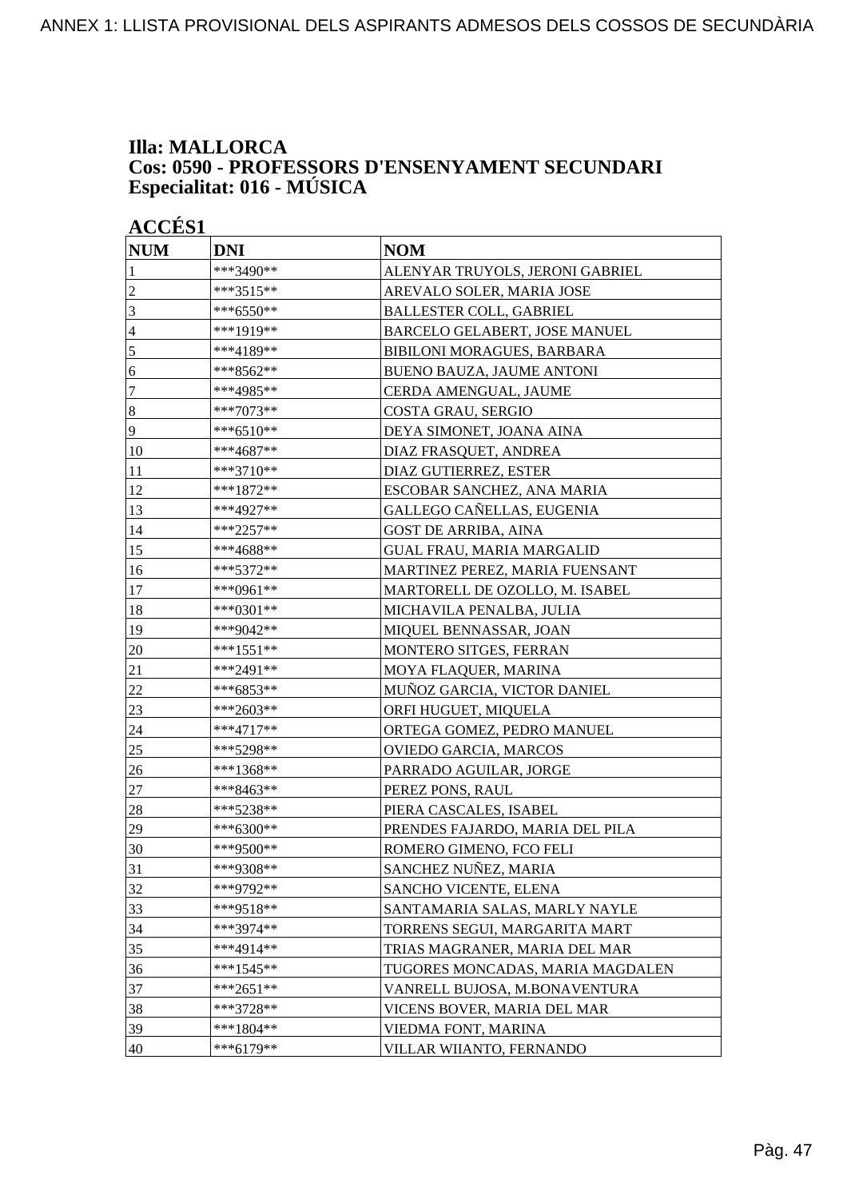ANNEX 1: LLISTA PROVISIONAL DELS ASPIRANTS ADMESOS DELS COSSOS DE SECUNDÀRIA

**Illa: MALLORCA**
**Cos: 0590 - PROFESSORS D'ENSENYAMENT SECUNDARI**
**Especialitat: 016 - MÚSICA**

**ACCÉS1**

| NUM | DNI | NOM |
|---|---|---|
| 1 | ***3490** | ALENYAR TRUYOLS, JERONI GABRIEL |
| 2 | ***3515** | AREVALO SOLER, MARIA JOSE |
| 3 | ***6550** | BALLESTER COLL, GABRIEL |
| 4 | ***1919** | BARCELO GELABERT, JOSE MANUEL |
| 5 | ***4189** | BIBILONI MORAGUES, BARBARA |
| 6 | ***8562** | BUENO BAUZA, JAUME ANTONI |
| 7 | ***4985** | CERDA AMENGUAL, JAUME |
| 8 | ***7073** | COSTA GRAU, SERGIO |
| 9 | ***6510** | DEYA SIMONET, JOANA AINA |
| 10 | ***4687** | DIAZ FRASQUET, ANDREA |
| 11 | ***3710** | DIAZ GUTIERREZ, ESTER |
| 12 | ***1872** | ESCOBAR SANCHEZ, ANA MARIA |
| 13 | ***4927** | GALLEGO CAÑELLAS, EUGENIA |
| 14 | ***2257** | GOST DE ARRIBA, AINA |
| 15 | ***4688** | GUAL FRAU, MARIA MARGALID |
| 16 | ***5372** | MARTINEZ PEREZ, MARIA FUENSANT |
| 17 | ***0961** | MARTORELL DE OZOLLO, M. ISABEL |
| 18 | ***0301** | MICHAVILA PENALBA, JULIA |
| 19 | ***9042** | MIQUEL BENNASSAR, JOAN |
| 20 | ***1551** | MONTERO SITGES, FERRAN |
| 21 | ***2491** | MOYA FLAQUER, MARINA |
| 22 | ***6853** | MUÑOZ GARCIA, VICTOR DANIEL |
| 23 | ***2603** | ORFI HUGUET, MIQUELA |
| 24 | ***4717** | ORTEGA GOMEZ, PEDRO MANUEL |
| 25 | ***5298** | OVIEDO GARCIA, MARCOS |
| 26 | ***1368** | PARRADO AGUILAR, JORGE |
| 27 | ***8463** | PEREZ PONS, RAUL |
| 28 | ***5238** | PIERA CASCALES, ISABEL |
| 29 | ***6300** | PRENDES FAJARDO, MARIA DEL PILA |
| 30 | ***9500** | ROMERO GIMENO, FCO FELI |
| 31 | ***9308** | SANCHEZ NUÑEZ, MARIA |
| 32 | ***9792** | SANCHO VICENTE, ELENA |
| 33 | ***9518** | SANTAMARIA SALAS, MARLY NAYLE |
| 34 | ***3974** | TORRENS SEGUI, MARGARITA MART |
| 35 | ***4914** | TRIAS MAGRANER, MARIA DEL MAR |
| 36 | ***1545** | TUGORES MONCADAS, MARIA MAGDALEN |
| 37 | ***2651** | VANRELL BUJOSA, M.BONAVENTURA |
| 38 | ***3728** | VICENS BOVER, MARIA DEL MAR |
| 39 | ***1804** | VIEDMA FONT, MARINA |
| 40 | ***6179** | VILLAR WIIANTO, FERNANDO |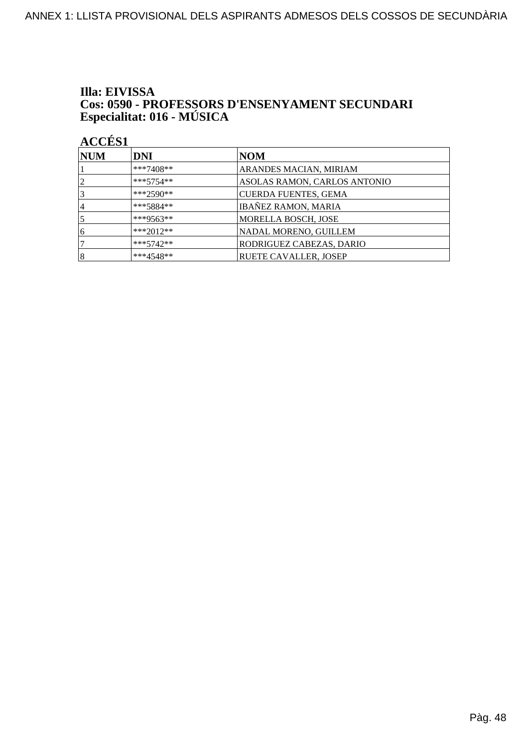**Illa: EIVISSA**
**Cos: 0590 - PROFESSORS D'ENSENYAMENT SECUNDARI**
**Especialitat: 016 - MÚSICA**

**ACCÉS1**

| NUM | DNI | NOM |
|---|---|---|
| 1 | ***7408** | ARANDES MACIAN, MIRIAM |
| 2 | ***5754** | ASOLAS RAMON, CARLOS ANTONIO |
| 3 | ***2590** | CUERDA FUENTES, GEMA |
| 4 | ***5884** | IBAÑEZ RAMON, MARIA |
| 5 | ***9563** | MORELLA BOSCH, JOSE |
| 6 | ***2012** | NADAL MORENO, GUILLEM |
| 7 | ***5742** | RODRIGUEZ CABEZAS, DARIO |
| 8 | ***4548** | RUETE CAVALLER, JOSEP |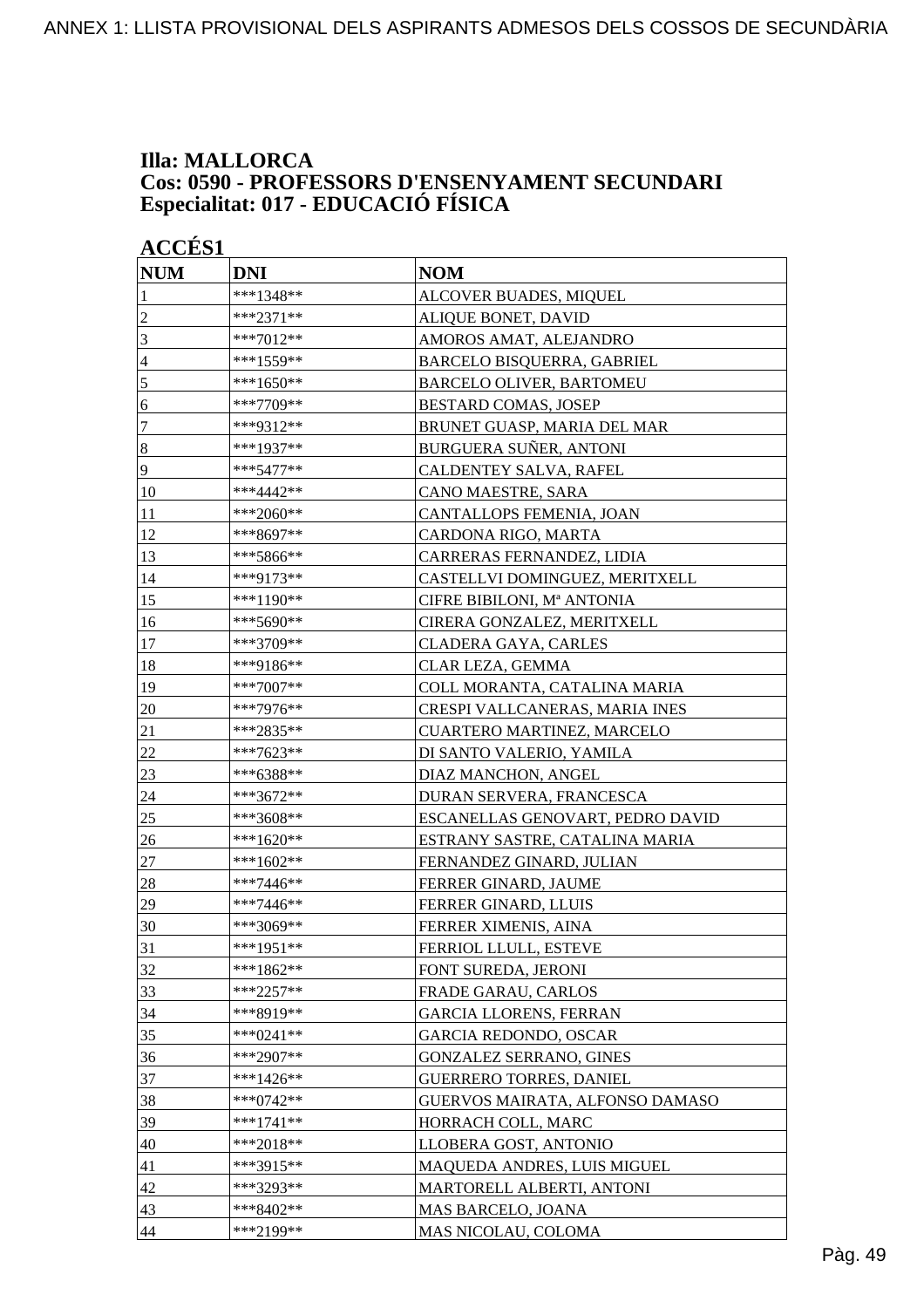**Illa: MALLORCA**
**Cos: 0590 - PROFESSORS D'ENSENYAMENT SECUNDARI**
**Especialitat: 017 - EDUCACIÓ FÍSICA**

**ACCÉS1**

| NUM | DNI | NOM |
|---|---|---|
| 1 | ***1348** | ALCOVER BUADES, MIQUEL |
| 2 | ***2371** | ALIQUE BONET, DAVID |
| 3 | ***7012** | AMOROS AMAT, ALEJANDRO |
| 4 | ***1559** | BARCELO BISQUERRA, GABRIEL |
| 5 | ***1650** | BARCELO OLIVER, BARTOMEU |
| 6 | ***7709** | BESTARD COMAS, JOSEP |
| 7 | ***9312** | BRUNET GUASP, MARIA DEL MAR |
| 8 | ***1937** | BURGUERA SUÑER, ANTONI |
| 9 | ***5477** | CALDENTEY SALVA, RAFEL |
| 10 | ***4442** | CANO MAESTRE, SARA |
| 11 | ***2060** | CANTALLOPS FEMENIA, JOAN |
| 12 | ***8697** | CARDONA RIGO, MARTA |
| 13 | ***5866** | CARRERAS FERNANDEZ, LIDIA |
| 14 | ***9173** | CASTELLVI DOMINGUEZ, MERITXELL |
| 15 | ***1190** | CIFRE BIBILONI, Mª ANTONIA |
| 16 | ***5690** | CIRERA GONZALEZ, MERITXELL |
| 17 | ***3709** | CLADERA GAYA, CARLES |
| 18 | ***9186** | CLAR LEZA, GEMMA |
| 19 | ***7007** | COLL MORANTA, CATALINA MARIA |
| 20 | ***7976** | CRESPI VALLCANERAS, MARIA INES |
| 21 | ***2835** | CUARTERO MARTINEZ, MARCELO |
| 22 | ***7623** | DI SANTO VALERIO, YAMILA |
| 23 | ***6388** | DIAZ MANCHON, ANGEL |
| 24 | ***3672** | DURAN SERVERA, FRANCESCA |
| 25 | ***3608** | ESCANELLAS GENOVART, PEDRO DAVID |
| 26 | ***1620** | ESTRANY SASTRE, CATALINA MARIA |
| 27 | ***1602** | FERNANDEZ GINARD, JULIAN |
| 28 | ***7446** | FERRER GINARD, JAUME |
| 29 | ***7446** | FERRER GINARD, LLUIS |
| 30 | ***3069** | FERRER XIMENIS, AINA |
| 31 | ***1951** | FERRIOL LLULL, ESTEVE |
| 32 | ***1862** | FONT SUREDA, JERONI |
| 33 | ***2257** | FRADE GARAU, CARLOS |
| 34 | ***8919** | GARCIA LLORENS, FERRAN |
| 35 | ***0241** | GARCIA REDONDO, OSCAR |
| 36 | ***2907** | GONZALEZ SERRANO, GINES |
| 37 | ***1426** | GUERRERO TORRES, DANIEL |
| 38 | ***0742** | GUERVOS MAIRATA, ALFONSO DAMASO |
| 39 | ***1741** | HORRACH COLL, MARC |
| 40 | ***2018** | LLOBERA GOST, ANTONIO |
| 41 | ***3915** | MAQUEDA ANDRES, LUIS MIGUEL |
| 42 | ***3293** | MARTORELL ALBERTI, ANTONI |
| 43 | ***8402** | MAS BARCELO, JOANA |
| 44 | ***2199** | MAS NICOLAU, COLOMA |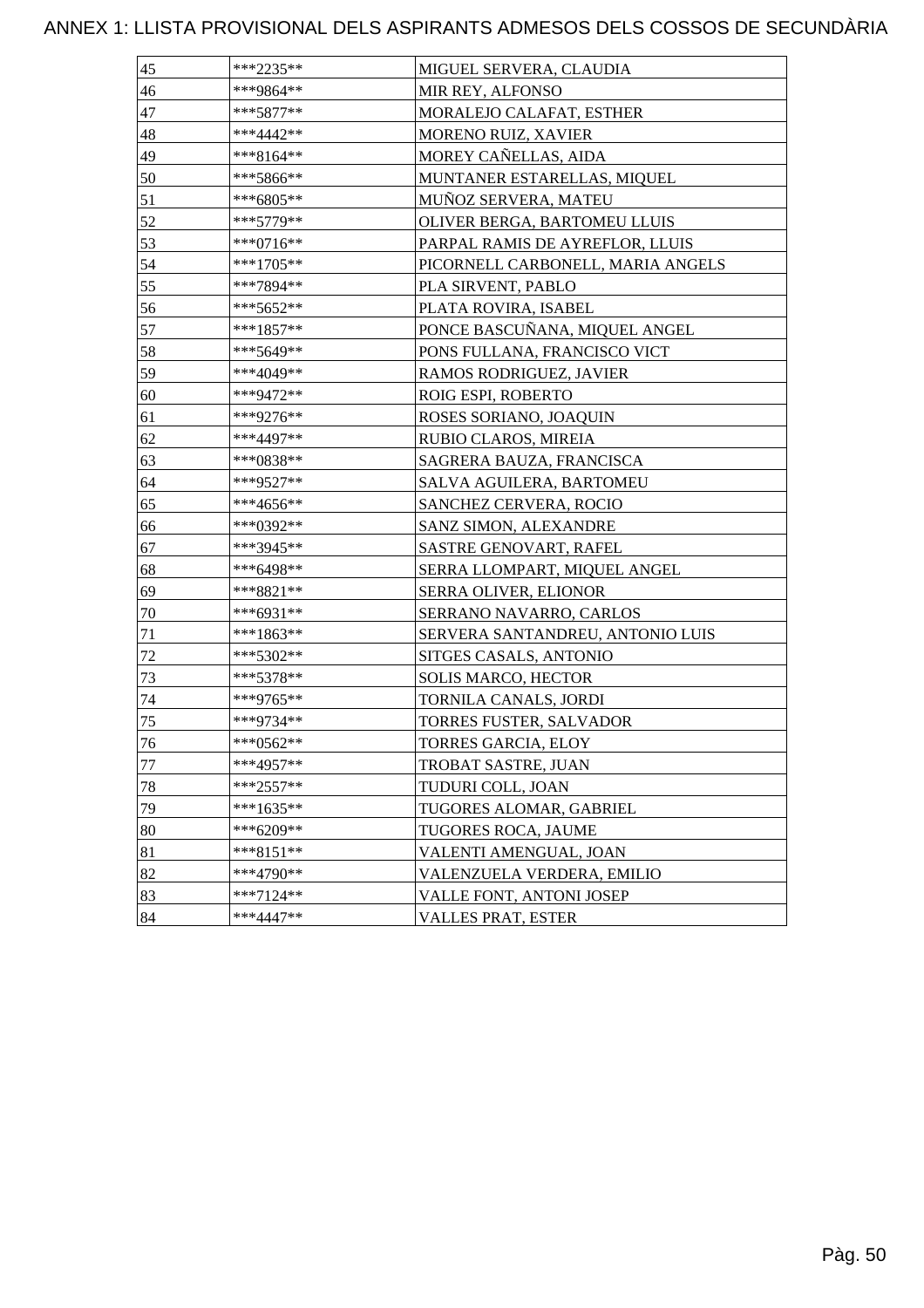# ANNEX 1: LLISTA PROVISIONAL DELS ASPIRANTS ADMESOS DELS COSSOS DE SECUNDÀRIA

| | | |
|---|---|---|
| 45 | ***2235** | MIGUEL SERVERA, CLAUDIA |
| 46 | ***9864** | MIR REY, ALFONSO |
| 47 | ***5877** | MORALEJO CALAFAT, ESTHER |
| 48 | ***4442** | MORENO RUIZ, XAVIER |
| 49 | ***8164** | MOREY CAÑELLAS, AIDA |
| 50 | ***5866** | MUNTANER ESTARELLAS, MIQUEL |
| 51 | ***6805** | MUÑOZ SERVERA, MATEU |
| 52 | ***5779** | OLIVER BERGA, BARTOMEU LLUIS |
| 53 | ***0716** | PARPAL RAMIS DE AYREFLOR, LLUIS |
| 54 | ***1705** | PICORNELL CARBONELL, MARIA ANGELS |
| 55 | ***7894** | PLA SIRVENT, PABLO |
| 56 | ***5652** | PLATA ROVIRA, ISABEL |
| 57 | ***1857** | PONCE BASCUÑANA, MIQUEL ANGEL |
| 58 | ***5649** | PONS FULLANA, FRANCISCO VICT |
| 59 | ***4049** | RAMOS RODRIGUEZ, JAVIER |
| 60 | ***9472** | ROIG ESPI, ROBERTO |
| 61 | ***9276** | ROSES SORIANO, JOAQUIN |
| 62 | ***4497** | RUBIO CLAROS, MIREIA |
| 63 | ***0838** | SAGRERA BAUZA, FRANCISCA |
| 64 | ***9527** | SALVA AGUILERA, BARTOMEU |
| 65 | ***4656** | SANCHEZ CERVERA, ROCIO |
| 66 | ***0392** | SANZ SIMON, ALEXANDRE |
| 67 | ***3945** | SASTRE GENOVART, RAFEL |
| 68 | ***6498** | SERRA LLOMPART, MIQUEL ANGEL |
| 69 | ***8821** | SERRA OLIVER, ELIONOR |
| 70 | ***6931** | SERRANO NAVARRO, CARLOS |
| 71 | ***1863** | SERVERA SANTANDREU, ANTONIO LUIS |
| 72 | ***5302** | SITGES CASALS, ANTONIO |
| 73 | ***5378** | SOLIS MARCO, HECTOR |
| 74 | ***9765** | TORNILA CANALS, JORDI |
| 75 | ***9734** | TORRES FUSTER, SALVADOR |
| 76 | ***0562** | TORRES GARCIA, ELOY |
| 77 | ***4957** | TROBAT SASTRE, JUAN |
| 78 | ***2557** | TUDURI COLL, JOAN |
| 79 | ***1635** | TUGORES ALOMAR, GABRIEL |
| 80 | ***6209** | TUGORES ROCA, JAUME |
| 81 | ***8151** | VALENTI AMENGUAL, JOAN |
| 82 | ***4790** | VALENZUELA VERDERA, EMILIO |
| 83 | ***7124** | VALLE FONT, ANTONI JOSEP |
| 84 | ***4447** | VALLES PRAT, ESTER |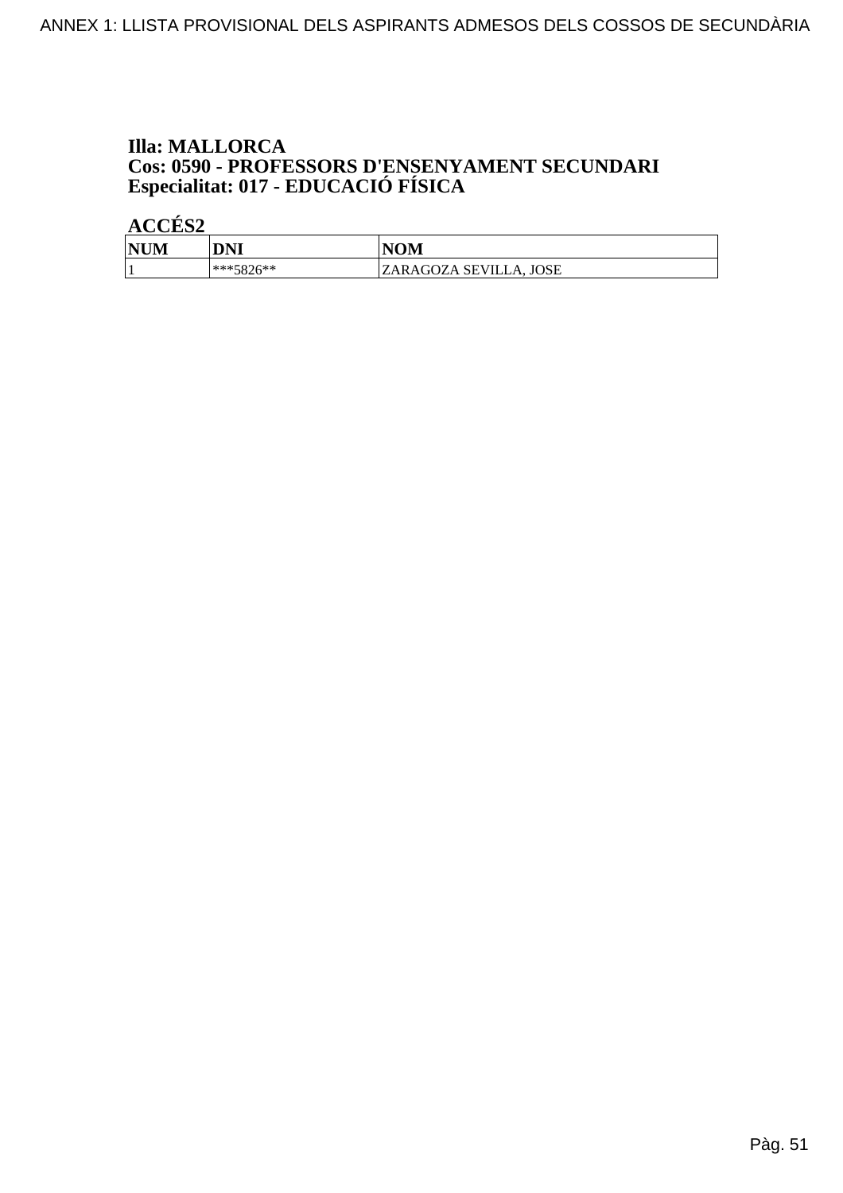**Illa: MALLORCA**
**Cos: 0590 - PROFESSORS D'ENSENYAMENT SECUNDARI**
**Especialitat: 017 - EDUCACIÓ FÍSICA**

**ACCÉS2**

| NUM | DNI | NOM |
|---|---|---|
| 1 | ***5826** | ZARAGOZA SEVILLA, JOSE |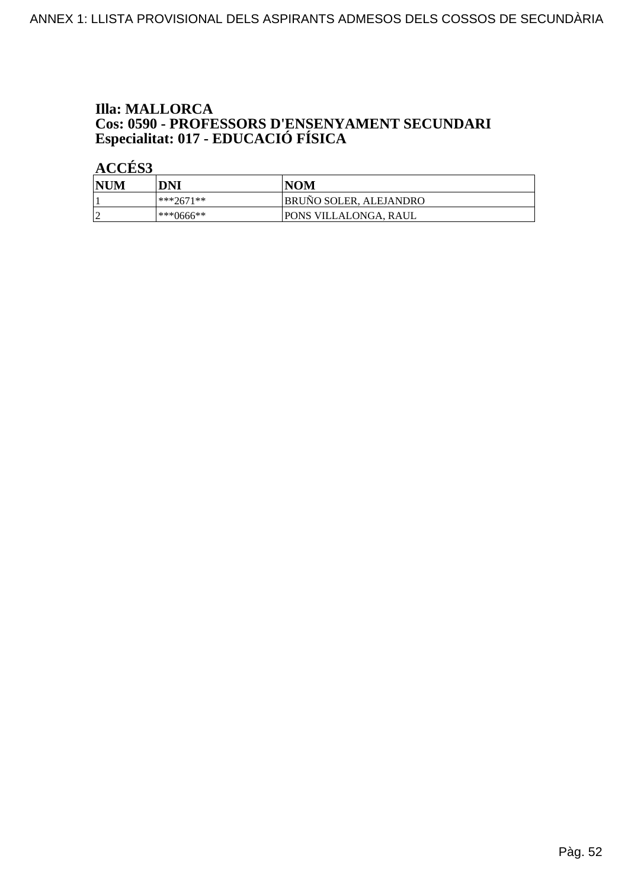**Illa: MALLORCA**
**Cos: 0590 - PROFESSORS D'ENSENYAMENT SECUNDARI**
**Especialitat: 017 - EDUCACIÓ FÍSICA**

**ACCÉS3**

| NUM | DNI | NOM |
|---|---|---|
| 1 | ***2671** | BRUÑO SOLER, ALEJANDRO |
| 2 | ***0666** | PONS VILLALONGA, RAUL |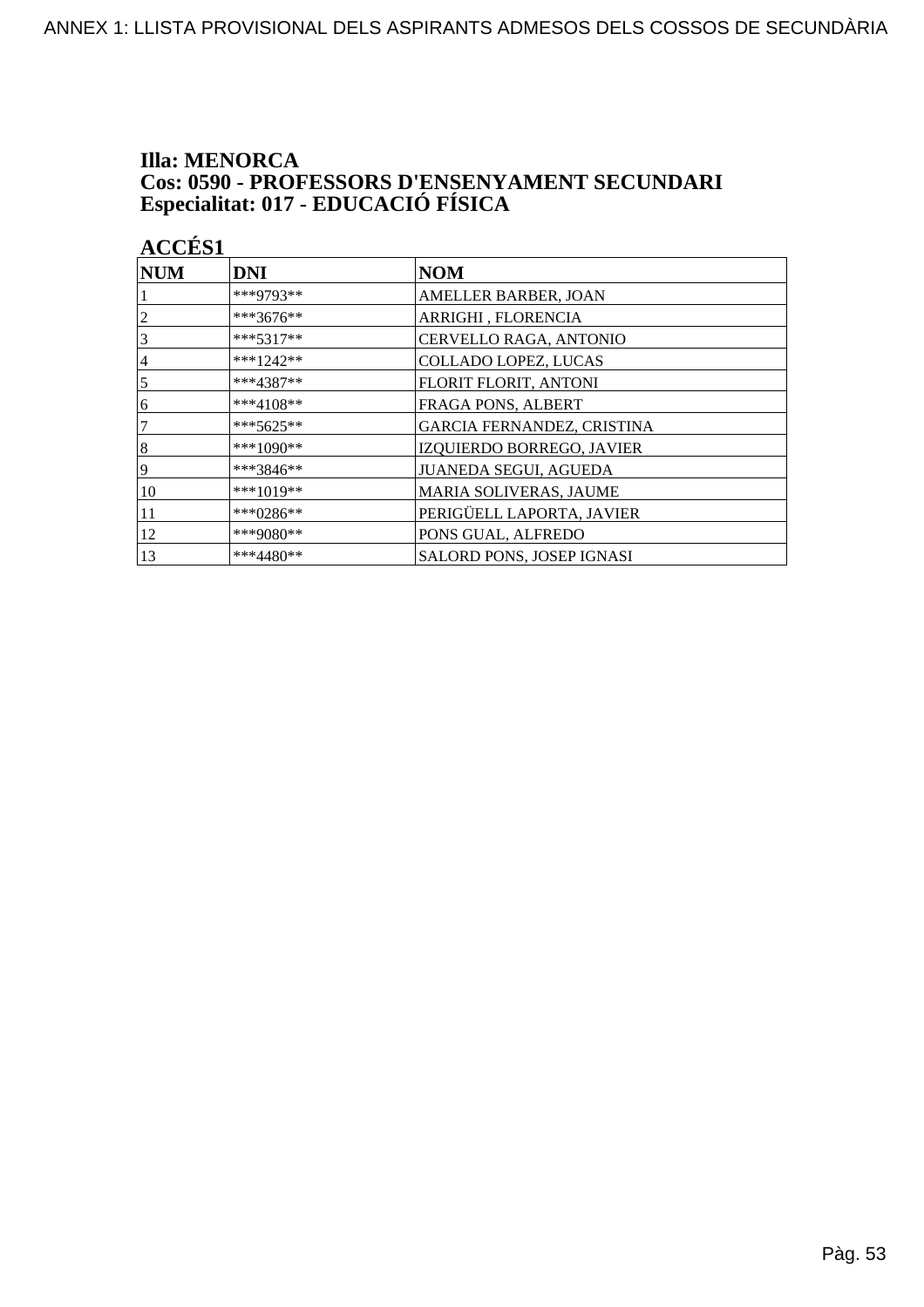**Illa: MENORCA**
**Cos: 0590 - PROFESSORS D'ENSENYAMENT SECUNDARI**
**Especialitat: 017 - EDUCACIÓ FÍSICA**

**ACCÉS1**

| NUM | DNI | NOM |
|---|---|---|
| 1 | ***9793** | AMELLER BARBER, JOAN |
| 2 | ***3676** | ARRIGHI , FLORENCIA |
| 3 | ***5317** | CERVELLO RAGA, ANTONIO |
| 4 | ***1242** | COLLADO LOPEZ, LUCAS |
| 5 | ***4387** | FLORIT FLORIT, ANTONI |
| 6 | ***4108** | FRAGA PONS, ALBERT |
| 7 | ***5625** | GARCIA FERNANDEZ, CRISTINA |
| 8 | ***1090** | IZQUIERDO BORREGO, JAVIER |
| 9 | ***3846** | JUANEDA SEGUI, AGUEDA |
| 10 | ***1019** | MARIA SOLIVERAS, JAUME |
| 11 | ***0286** | PERIGÜELL LAPORTA, JAVIER |
| 12 | ***9080** | PONS GUAL, ALFREDO |
| 13 | ***4480** | SALORD PONS, JOSEP IGNASI |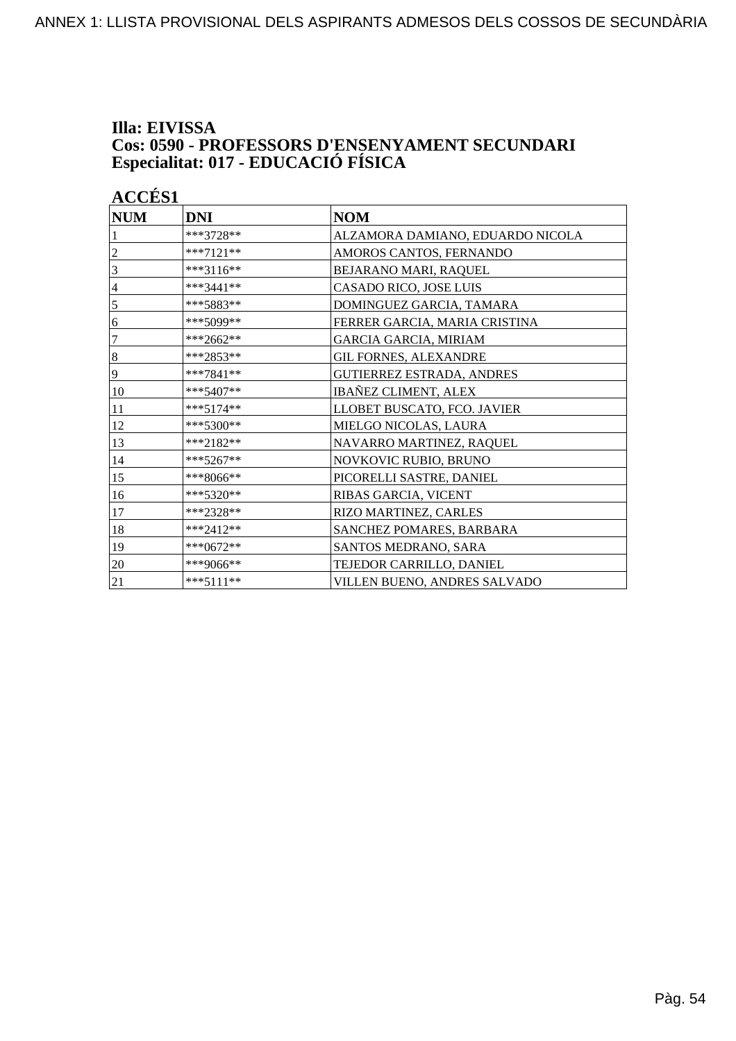**Illa: EIVISSA**
**Cos: 0590 - PROFESSORS D'ENSENYAMENT SECUNDARI**
**Especialitat: 017 - EDUCACIÓ FÍSICA**

**ACCÉS1**

| NUM | DNI | NOM |
|---|---|---|
| 1 | ***3728** | ALZAMORA DAMIANO, EDUARDO NICOLA |
| 2 | ***7121** | AMOROS CANTOS, FERNANDO |
| 3 | ***3116** | BEJARANO MARI, RAQUEL |
| 4 | ***3441** | CASADO RICO, JOSE LUIS |
| 5 | ***5883** | DOMINGUEZ GARCIA, TAMARA |
| 6 | ***5099** | FERRER GARCIA, MARIA CRISTINA |
| 7 | ***2662** | GARCIA GARCIA, MIRIAM |
| 8 | ***2853** | GIL FORNES, ALEXANDRE |
| 9 | ***7841** | GUTIERREZ ESTRADA, ANDRES |
| 10 | ***5407** | IBAÑEZ CLIMENT, ALEX |
| 11 | ***5174** | LLOBET BUSCATO, FCO. JAVIER |
| 12 | ***5300** | MIELGO NICOLAS, LAURA |
| 13 | ***2182** | NAVARRO MARTINEZ, RAQUEL |
| 14 | ***5267** | NOVKOVIC RUBIO, BRUNO |
| 15 | ***8066** | PICORELLI SASTRE, DANIEL |
| 16 | ***5320** | RIBAS GARCIA, VICENT |
| 17 | ***2328** | RIZO MARTINEZ, CARLES |
| 18 | ***2412** | SANCHEZ POMARES, BARBARA |
| 19 | ***0672** | SANTOS MEDRANO, SARA |
| 20 | ***9066** | TEJEDOR CARRILLO, DANIEL |
| 21 | ***5111** | VILLEN BUENO, ANDRES SALVADO |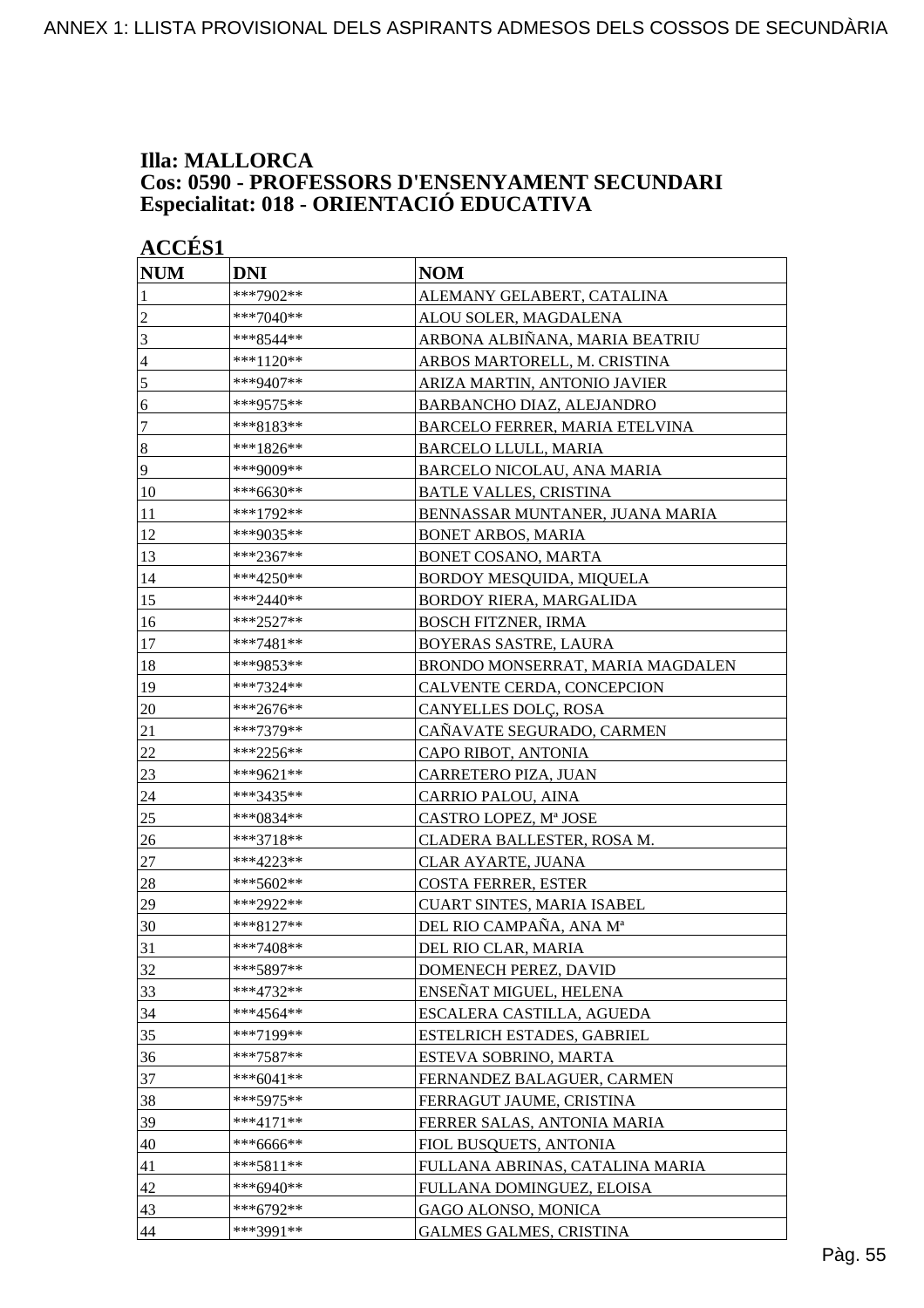## Illa: MALLORCA
## Cos: 0590 - PROFESSORS D'ENSENYAMENT SECUNDARI
## Especialitat: 018 - ORIENTACIÓ EDUCATIVA

### ACCÉS1

| NUM | DNI | NOM |
|---|---|---|
| 1 | ***7902** | ALEMANY GELABERT, CATALINA |
| 2 | ***7040** | ALOU SOLER, MAGDALENA |
| 3 | ***8544** | ARBONA ALBIÑANA, MARIA BEATRIU |
| 4 | ***1120** | ARBOS MARTORELL, M. CRISTINA |
| 5 | ***9407** | ARIZA MARTIN, ANTONIO JAVIER |
| 6 | ***9575** | BARBANCHO DIAZ, ALEJANDRO |
| 7 | ***8183** | BARCELO FERRER, MARIA ETELVINA |
| 8 | ***1826** | BARCELO LLULL, MARIA |
| 9 | ***9009** | BARCELO NICOLAU, ANA MARIA |
| 10 | ***6630** | BATLE VALLES, CRISTINA |
| 11 | ***1792** | BENNASSAR MUNTANER, JUANA MARIA |
| 12 | ***9035** | BONET ARBOS, MARIA |
| 13 | ***2367** | BONET COSANO, MARTA |
| 14 | ***4250** | BORDOY MESQUIDA, MIQUELA |
| 15 | ***2440** | BORDOY RIERA, MARGALIDA |
| 16 | ***2527** | BOSCH FITZNER, IRMA |
| 17 | ***7481** | BOYERAS SASTRE, LAURA |
| 18 | ***9853** | BRONDO MONSERRAT, MARIA MAGDALEN |
| 19 | ***7324** | CALVENTE CERDA, CONCEPCION |
| 20 | ***2676** | CANYELLES DOLÇ, ROSA |
| 21 | ***7379** | CAÑAVATE SEGURADO, CARMEN |
| 22 | ***2256** | CAPO RIBOT, ANTONIA |
| 23 | ***9621** | CARRETERO PIZA, JUAN |
| 24 | ***3435** | CARRIO PALOU, AINA |
| 25 | ***0834** | CASTRO LOPEZ, Mª JOSE |
| 26 | ***3718** | CLADERA BALLESTER, ROSA M. |
| 27 | ***4223** | CLAR AYARTE, JUANA |
| 28 | ***5602** | COSTA FERRER, ESTER |
| 29 | ***2922** | CUART SINTES, MARIA ISABEL |
| 30 | ***8127** | DEL RIO CAMPAÑA, ANA Mª |
| 31 | ***7408** | DEL RIO CLAR, MARIA |
| 32 | ***5897** | DOMENECH PEREZ, DAVID |
| 33 | ***4732** | ENSEÑAT MIGUEL, HELENA |
| 34 | ***4564** | ESCALERA CASTILLA, AGUEDA |
| 35 | ***7199** | ESTELRICH ESTADES, GABRIEL |
| 36 | ***7587** | ESTEVA SOBRINO, MARTA |
| 37 | ***6041** | FERNANDEZ BALAGUER, CARMEN |
| 38 | ***5975** | FERRAGUT JAUME, CRISTINA |
| 39 | ***4171** | FERRER SALAS, ANTONIA MARIA |
| 40 | ***6666** | FIOL BUSQUETS, ANTONIA |
| 41 | ***5811** | FULLANA ABRINAS, CATALINA MARIA |
| 42 | ***6940** | FULLANA DOMINGUEZ, ELOISA |
| 43 | ***6792** | GAGO ALONSO, MONICA |
| 44 | ***3991** | GALMES GALMES, CRISTINA |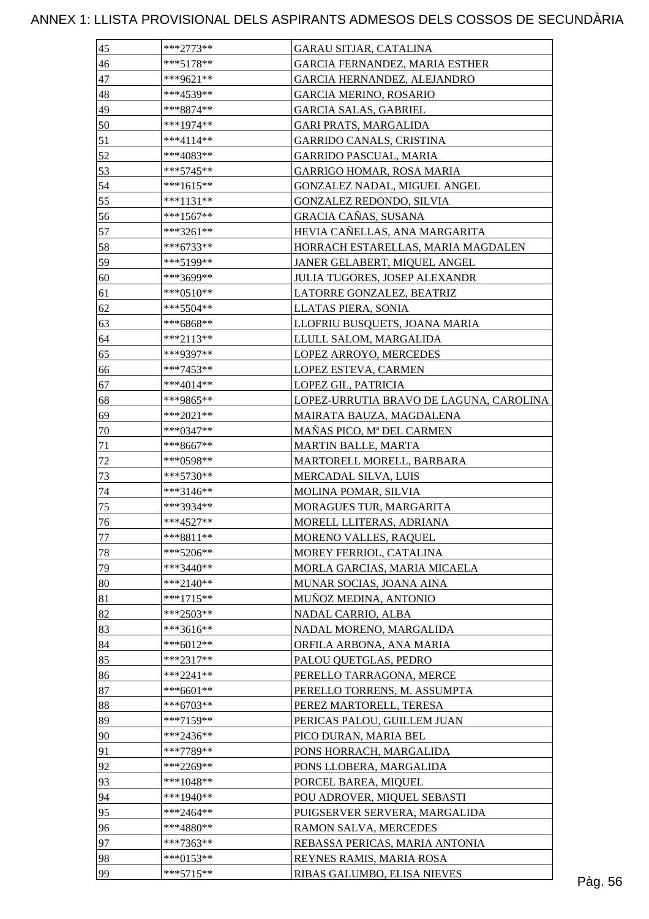ANNEX 1: LLISTA PROVISIONAL DELS ASPIRANTS ADMESOS DELS COSSOS DE SECUNDÀRIA

| | | |
|---|---|---|
| 45 | ***2773** | GARAU SITJAR, CATALINA |
| 46 | ***5178** | GARCIA FERNANDEZ, MARIA ESTHER |
| 47 | ***9621** | GARCIA HERNANDEZ, ALEJANDRO |
| 48 | ***4539** | GARCIA MERINO, ROSARIO |
| 49 | ***8874** | GARCIA SALAS, GABRIEL |
| 50 | ***1974** | GARI PRATS, MARGALIDA |
| 51 | ***4114** | GARRIDO CANALS, CRISTINA |
| 52 | ***4083** | GARRIDO PASCUAL, MARIA |
| 53 | ***5745** | GARRIGO HOMAR, ROSA MARIA |
| 54 | ***1615** | GONZALEZ NADAL, MIGUEL ANGEL |
| 55 | ***1131** | GONZALEZ REDONDO, SILVIA |
| 56 | ***1567** | GRACIA CAÑAS, SUSANA |
| 57 | ***3261** | HEVIA CAÑELLAS, ANA MARGARITA |
| 58 | ***6733** | HORRACH ESTARELLAS, MARIA MAGDALEN |
| 59 | ***5199** | JANER GELABERT, MIQUEL ANGEL |
| 60 | ***3699** | JULIA TUGORES, JOSEP ALEXANDR |
| 61 | ***0510** | LATORRE GONZALEZ, BEATRIZ |
| 62 | ***5504** | LLATAS PIERA, SONIA |
| 63 | ***6868** | LLOFRIU BUSQUETS, JOANA MARIA |
| 64 | ***2113** | LLULL SALOM, MARGALIDA |
| 65 | ***9397** | LOPEZ ARROYO, MERCEDES |
| 66 | ***7453** | LOPEZ ESTEVA, CARMEN |
| 67 | ***4014** | LOPEZ GIL, PATRICIA |
| 68 | ***9865** | LOPEZ-URRUTIA BRAVO DE LAGUNA, CAROLINA |
| 69 | ***2021** | MAIRATA BAUZA, MAGDALENA |
| 70 | ***0347** | MAÑAS PICO, Mª DEL CARMEN |
| 71 | ***8667** | MARTIN BALLE, MARTA |
| 72 | ***0598** | MARTORELL MORELL, BARBARA |
| 73 | ***5730** | MERCADAL SILVA, LUIS |
| 74 | ***3146** | MOLINA POMAR, SILVIA |
| 75 | ***3934** | MORAGUES TUR, MARGARITA |
| 76 | ***4527** | MORELL LLITERAS, ADRIANA |
| 77 | ***8811** | MORENO VALLES, RAQUEL |
| 78 | ***5206** | MOREY FERRIOL, CATALINA |
| 79 | ***3440** | MORLA GARCIAS, MARIA MICAELA |
| 80 | ***2140** | MUNAR SOCIAS, JOANA AINA |
| 81 | ***1715** | MUÑOZ MEDINA, ANTONIO |
| 82 | ***2503** | NADAL CARRIO, ALBA |
| 83 | ***3616** | NADAL MORENO, MARGALIDA |
| 84 | ***6012** | ORFILA ARBONA, ANA MARIA |
| 85 | ***2317** | PALOU QUETGLAS, PEDRO |
| 86 | ***2241** | PERELLO TARRAGONA, MERCE |
| 87 | ***6601** | PERELLO TORRENS, M. ASSUMPTA |
| 88 | ***6703** | PEREZ MARTORELL, TERESA |
| 89 | ***7159** | PERICAS PALOU, GUILLEM JUAN |
| 90 | ***2436** | PICO DURAN, MARIA BEL |
| 91 | ***7789** | PONS HORRACH, MARGALIDA |
| 92 | ***2269** | PONS LLOBERA, MARGALIDA |
| 93 | ***1048** | PORCEL BAREA, MIQUEL |
| 94 | ***1940** | POU ADROVER, MIQUEL SEBASTI |
| 95 | ***2464** | PUIGSERVER SERVERA, MARGALIDA |
| 96 | ***4880** | RAMON SALVA, MERCEDES |
| 97 | ***7363** | REBASSA PERICAS, MARIA ANTONIA |
| 98 | ***0153** | REYNES RAMIS, MARIA ROSA |
| 99 | ***5715** | RIBAS GALUMBO, ELISA NIEVES |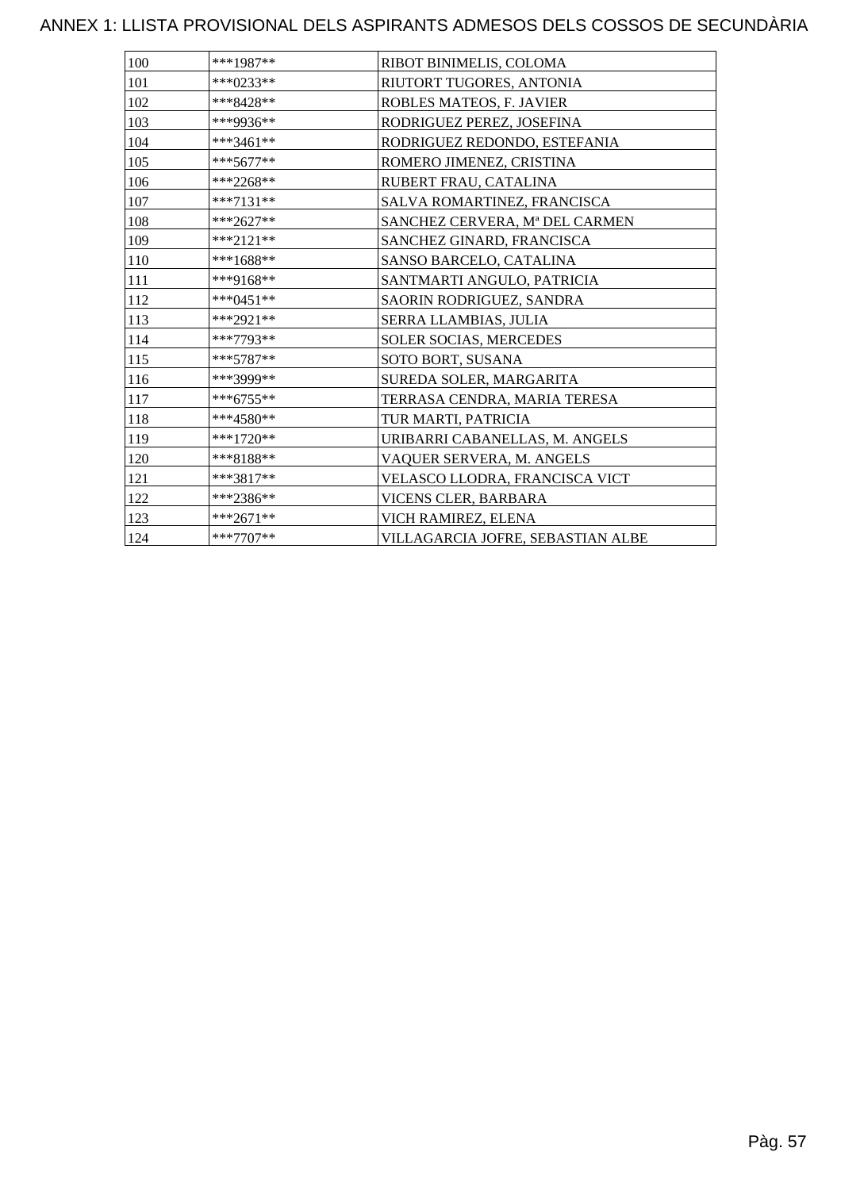# ANNEX 1: LLISTA PROVISIONAL DELS ASPIRANTS ADMESOS DELS COSSOS DE SECUNDÀRIA

| | | |
|---|---|---|
| 100 | ***1987** | RIBOT BINIMELIS, COLOMA |
| 101 | ***0233** | RIUTORT TUGORES, ANTONIA |
| 102 | ***8428** | ROBLES MATEOS, F. JAVIER |
| 103 | ***9936** | RODRIGUEZ PEREZ, JOSEFINA |
| 104 | ***3461** | RODRIGUEZ REDONDO, ESTEFANIA |
| 105 | ***5677** | ROMERO JIMENEZ, CRISTINA |
| 106 | ***2268** | RUBERT FRAU, CATALINA |
| 107 | ***7131** | SALVA ROMARTINEZ, FRANCISCA |
| 108 | ***2627** | SANCHEZ CERVERA, Mª DEL CARMEN |
| 109 | ***2121** | SANCHEZ GINARD, FRANCISCA |
| 110 | ***1688** | SANSO BARCELO, CATALINA |
| 111 | ***9168** | SANTMARTI ANGULO, PATRICIA |
| 112 | ***0451** | SAORIN RODRIGUEZ, SANDRA |
| 113 | ***2921** | SERRA LLAMBIAS, JULIA |
| 114 | ***7793** | SOLER SOCIAS, MERCEDES |
| 115 | ***5787** | SOTO BORT, SUSANA |
| 116 | ***3999** | SUREDA SOLER, MARGARITA |
| 117 | ***6755** | TERRASA CENDRA, MARIA TERESA |
| 118 | ***4580** | TUR MARTI, PATRICIA |
| 119 | ***1720** | URIBARRI CABANELLAS, M. ANGELS |
| 120 | ***8188** | VAQUER SERVERA, M. ANGELS |
| 121 | ***3817** | VELASCO LLODRA, FRANCISCA VICT |
| 122 | ***2386** | VICENS CLER, BARBARA |
| 123 | ***2671** | VICH RAMIREZ, ELENA |
| 124 | ***7707** | VILLAGARCIA JOFRE, SEBASTIAN ALBE |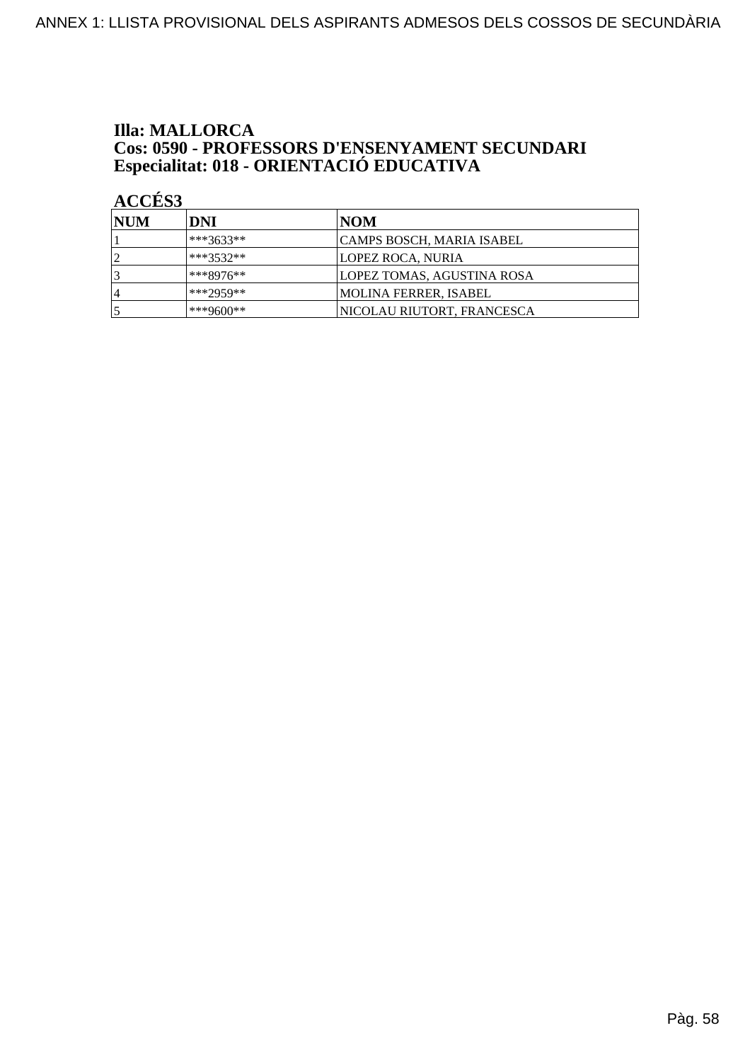**Illa: MALLORCA**
**Cos: 0590 - PROFESSORS D'ENSENYAMENT SECUNDARI**
**Especialitat: 018 - ORIENTACIÓ EDUCATIVA**

**ACCÉS3**

| NUM | DNI | NOM |
|---|---|---|
| 1 | ***3633** | CAMPS BOSCH, MARIA ISABEL |
| 2 | ***3532** | LOPEZ ROCA, NURIA |
| 3 | ***8976** | LOPEZ TOMAS, AGUSTINA ROSA |
| 4 | ***2959** | MOLINA FERRER, ISABEL |
| 5 | ***9600** | NICOLAU RIUTORT, FRANCESCA |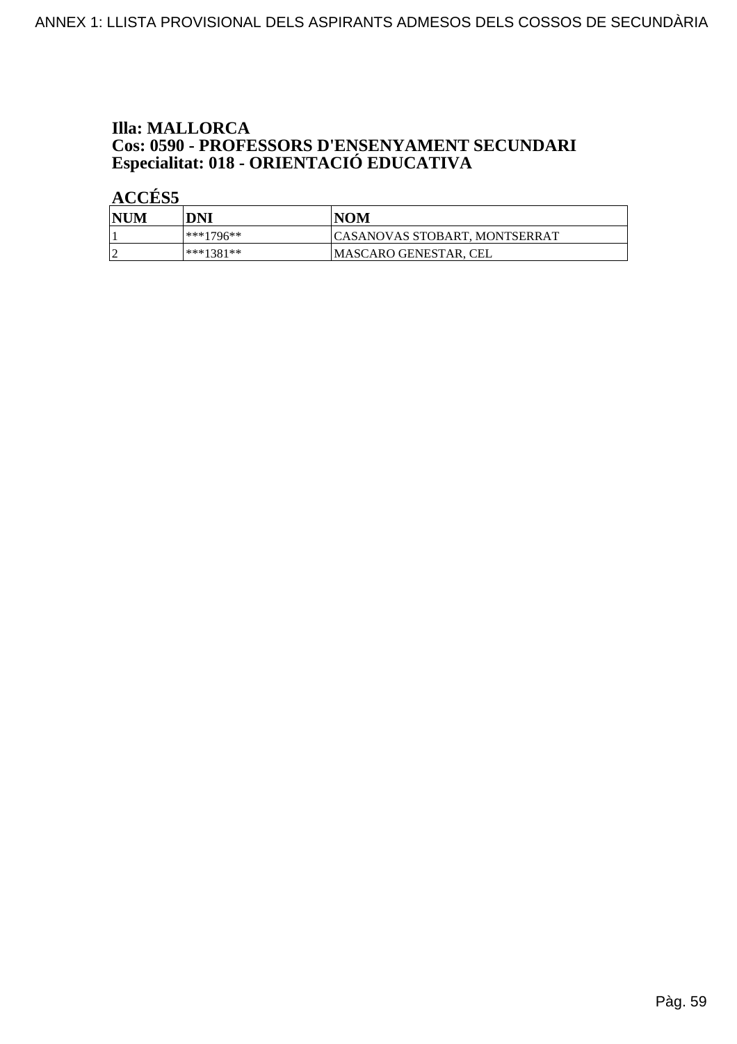**Illa: MALLORCA**
**Cos: 0590 - PROFESSORS D'ENSENYAMENT SECUNDARI**
**Especialitat: 018 - ORIENTACIÓ EDUCATIVA**

**ACCÉS5**

| NUM | DNI | NOM |
|---|---|---|
| 1 | ***1796** | CASANOVAS STOBART, MONTSERRAT |
| 2 | ***1381** | MASCARO GENESTAR, CEL |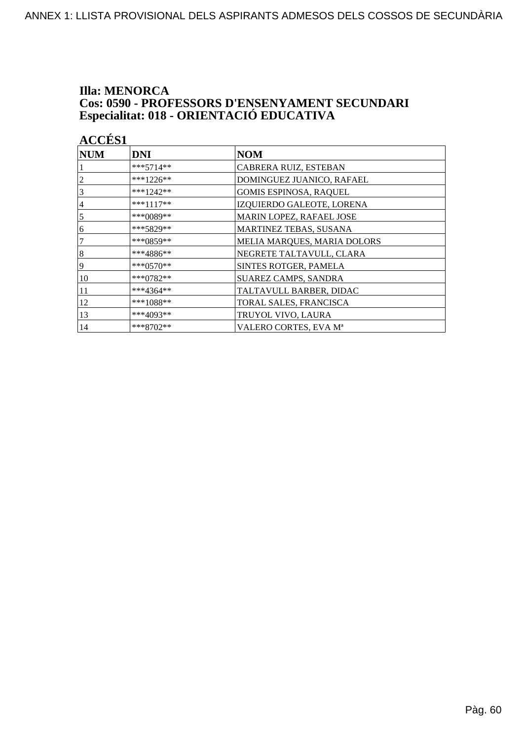**Illa: MENORCA**
**Cos: 0590 - PROFESSORS D'ENSENYAMENT SECUNDARI**
**Especialitat: 018 - ORIENTACIÓ EDUCATIVA**

**ACCÉS1**

| NUM | DNI | NOM |
|---|---|---|
| 1 | ***5714** | CABRERA RUIZ, ESTEBAN |
| 2 | ***1226** | DOMINGUEZ JUANICO, RAFAEL |
| 3 | ***1242** | GOMIS ESPINOSA, RAQUEL |
| 4 | ***1117** | IZQUIERDO GALEOTE, LORENA |
| 5 | ***0089** | MARIN LOPEZ, RAFAEL JOSE |
| 6 | ***5829** | MARTINEZ TEBAS, SUSANA |
| 7 | ***0859** | MELIA MARQUES, MARIA DOLORS |
| 8 | ***4886** | NEGRETE TALTAVULL, CLARA |
| 9 | ***0570** | SINTES ROTGER, PAMELA |
| 10 | ***0782** | SUAREZ CAMPS, SANDRA |
| 11 | ***4364** | TALTAVULL BARBER, DIDAC |
| 12 | ***1088** | TORAL SALES, FRANCISCA |
| 13 | ***4093** | TRUYOL VIVO, LAURA |
| 14 | ***8702** | VALERO CORTES, EVA Mª |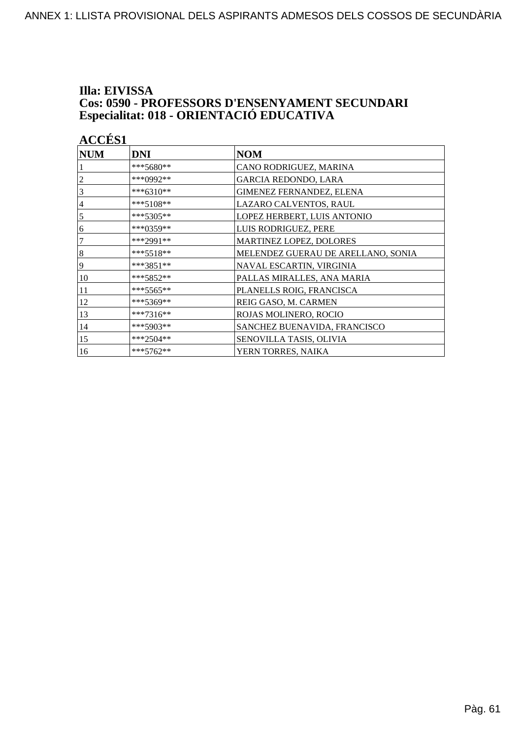### Illa: EIVISSA
### Cos: 0590 - PROFESSORS D'ENSENYAMENT SECUNDARI
### Especialitat: 018 - ORIENTACIÓ EDUCATIVA

**ACCÉS1**

| NUM | DNI | NOM |
| --- | --- | --- |
| 1 | ***5680** | CANO RODRIGUEZ, MARINA |
| 2 | ***0992** | GARCIA REDONDO, LARA |
| 3 | ***6310** | GIMENEZ FERNANDEZ, ELENA |
| 4 | ***5108** | LAZARO CALVENTOS, RAUL |
| 5 | ***5305** | LOPEZ HERBERT, LUIS ANTONIO |
| 6 | ***0359** | LUIS RODRIGUEZ, PERE |
| 7 | ***2991** | MARTINEZ LOPEZ, DOLORES |
| 8 | ***5518** | MELENDEZ GUERAU DE ARELLANO, SONIA |
| 9 | ***3851** | NAVAL ESCARTIN, VIRGINIA |
| 10 | ***5852** | PALLAS MIRALLES, ANA MARIA |
| 11 | ***5565** | PLANELLS ROIG, FRANCISCA |
| 12 | ***5369** | REIG GASO, M. CARMEN |
| 13 | ***7316** | ROJAS MOLINERO, ROCIO |
| 14 | ***5903** | SANCHEZ BUENAVIDA, FRANCISCO |
| 15 | ***2504** | SENOVILLA TASIS, OLIVIA |
| 16 | ***5762** | YERN TORRES, NAIKA |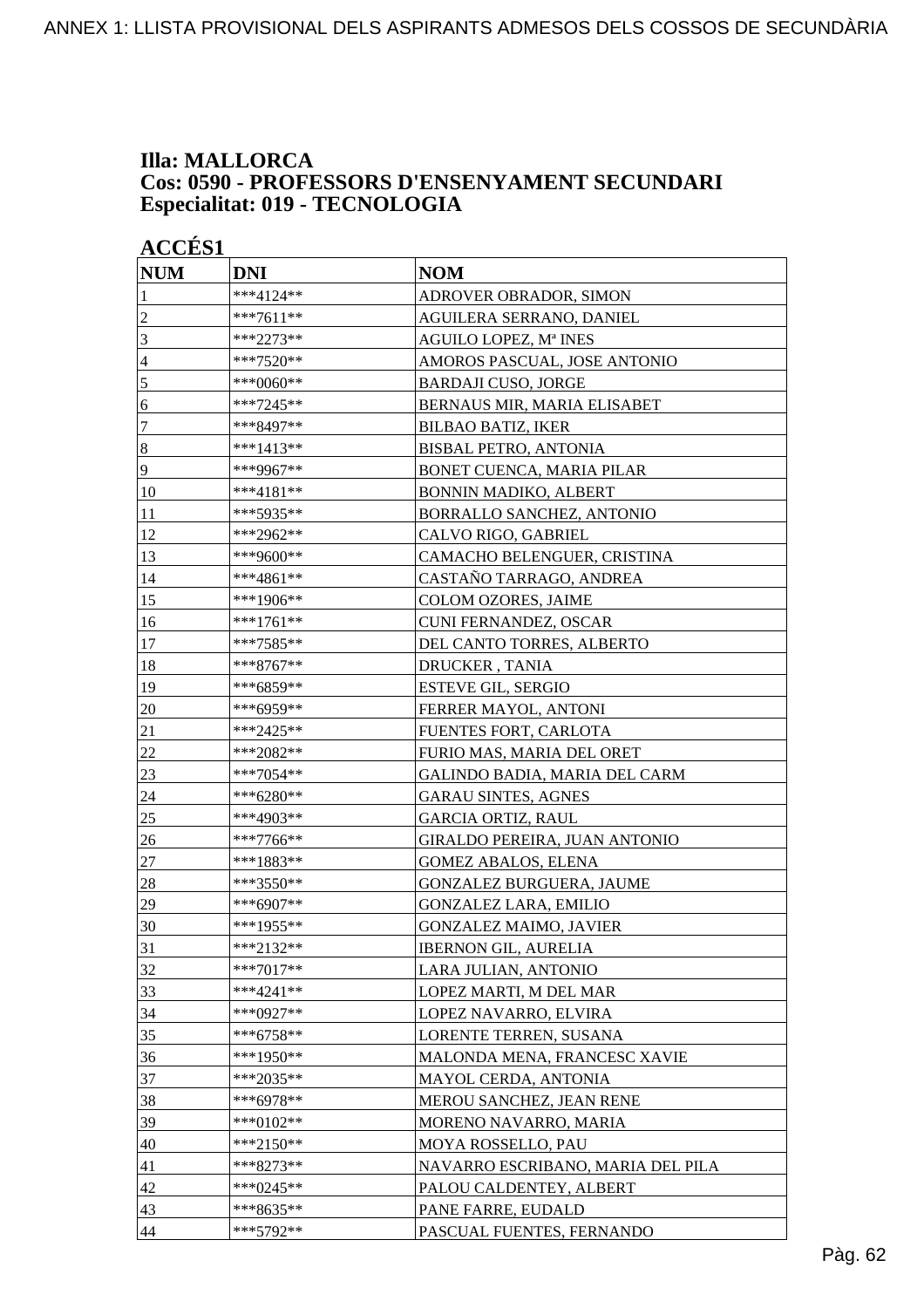**Illa: MALLORCA**
**Cos: 0590 - PROFESSORS D'ENSENYAMENT SECUNDARI**
**Especialitat: 019 - TECNOLOGIA**

**ACCÉS1**

| NUM | DNI | NOM |
|---|---|---|
| 1 | ***4124** | ADROVER OBRADOR, SIMON |
| 2 | ***7611** | AGUILERA SERRANO, DANIEL |
| 3 | ***2273** | AGUILO LOPEZ, Mª INES |
| 4 | ***7520** | AMOROS PASCUAL, JOSE ANTONIO |
| 5 | ***0060** | BARDAJI CUSO, JORGE |
| 6 | ***7245** | BERNAUS MIR, MARIA ELISABET |
| 7 | ***8497** | BILBAO BATIZ, IKER |
| 8 | ***1413** | BISBAL PETRO, ANTONIA |
| 9 | ***9967** | BONET CUENCA, MARIA PILAR |
| 10 | ***4181** | BONNIN MADIKO, ALBERT |
| 11 | ***5935** | BORRALLO SANCHEZ, ANTONIO |
| 12 | ***2962** | CALVO RIGO, GABRIEL |
| 13 | ***9600** | CAMACHO BELENGUER, CRISTINA |
| 14 | ***4861** | CASTAÑO TARRAGO, ANDREA |
| 15 | ***1906** | COLOM OZORES, JAIME |
| 16 | ***1761** | CUNI FERNANDEZ, OSCAR |
| 17 | ***7585** | DEL CANTO TORRES, ALBERTO |
| 18 | ***8767** | DRUCKER , TANIA |
| 19 | ***6859** | ESTEVE GIL, SERGIO |
| 20 | ***6959** | FERRER MAYOL, ANTONI |
| 21 | ***2425** | FUENTES FORT, CARLOTA |
| 22 | ***2082** | FURIO MAS, MARIA DEL ORET |
| 23 | ***7054** | GALINDO BADIA, MARIA DEL CARM |
| 24 | ***6280** | GARAU SINTES, AGNES |
| 25 | ***4903** | GARCIA ORTIZ, RAUL |
| 26 | ***7766** | GIRALDO PEREIRA, JUAN ANTONIO |
| 27 | ***1883** | GOMEZ ABALOS, ELENA |
| 28 | ***3550** | GONZALEZ BURGUERA, JAUME |
| 29 | ***6907** | GONZALEZ LARA, EMILIO |
| 30 | ***1955** | GONZALEZ MAIMO, JAVIER |
| 31 | ***2132** | IBERNON GIL, AURELIA |
| 32 | ***7017** | LARA JULIAN, ANTONIO |
| 33 | ***4241** | LOPEZ MARTI, M DEL MAR |
| 34 | ***0927** | LOPEZ NAVARRO, ELVIRA |
| 35 | ***6758** | LORENTE TERREN, SUSANA |
| 36 | ***1950** | MALONDA MENA, FRANCESC XAVIE |
| 37 | ***2035** | MAYOL CERDA, ANTONIA |
| 38 | ***6978** | MEROU SANCHEZ, JEAN RENE |
| 39 | ***0102** | MORENO NAVARRO, MARIA |
| 40 | ***2150** | MOYA ROSSELLO, PAU |
| 41 | ***8273** | NAVARRO ESCRIBANO, MARIA DEL PILA |
| 42 | ***0245** | PALOU CALDENTEY, ALBERT |
| 43 | ***8635** | PANE FARRE, EUDALD |
| 44 | ***5792** | PASCUAL FUENTES, FERNANDO |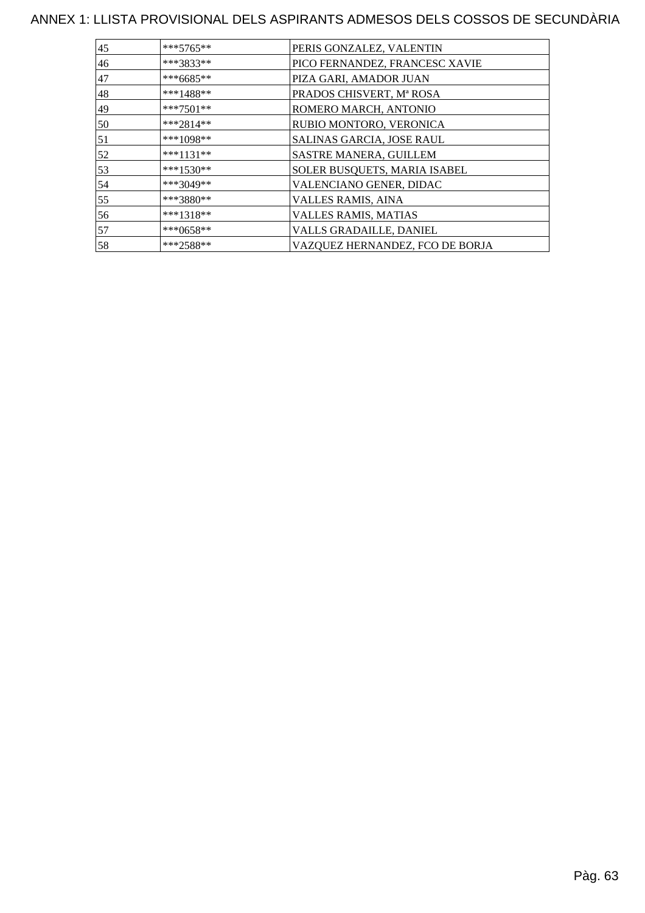ANNEX 1: LLISTA PROVISIONAL DELS ASPIRANTS ADMESOS DELS COSSOS DE SECUNDÀRIA

| | | |
|---|---|---|
| 45 | ***5765** | PERIS GONZALEZ, VALENTIN |
| 46 | ***3833** | PICO FERNANDEZ, FRANCESC XAVIE |
| 47 | ***6685** | PIZA GARI, AMADOR JUAN |
| 48 | ***1488** | PRADOS CHISVERT, Mª ROSA |
| 49 | ***7501** | ROMERO MARCH, ANTONIO |
| 50 | ***2814** | RUBIO MONTORO, VERONICA |
| 51 | ***1098** | SALINAS GARCIA, JOSE RAUL |
| 52 | ***1131** | SASTRE MANERA, GUILLEM |
| 53 | ***1530** | SOLER BUSQUETS, MARIA ISABEL |
| 54 | ***3049** | VALENCIANO GENER, DIDAC |
| 55 | ***3880** | VALLES RAMIS, AINA |
| 56 | ***1318** | VALLES RAMIS, MATIAS |
| 57 | ***0658** | VALLS GRADAILLE, DANIEL |
| 58 | ***2588** | VAZQUEZ HERNANDEZ, FCO DE BORJA |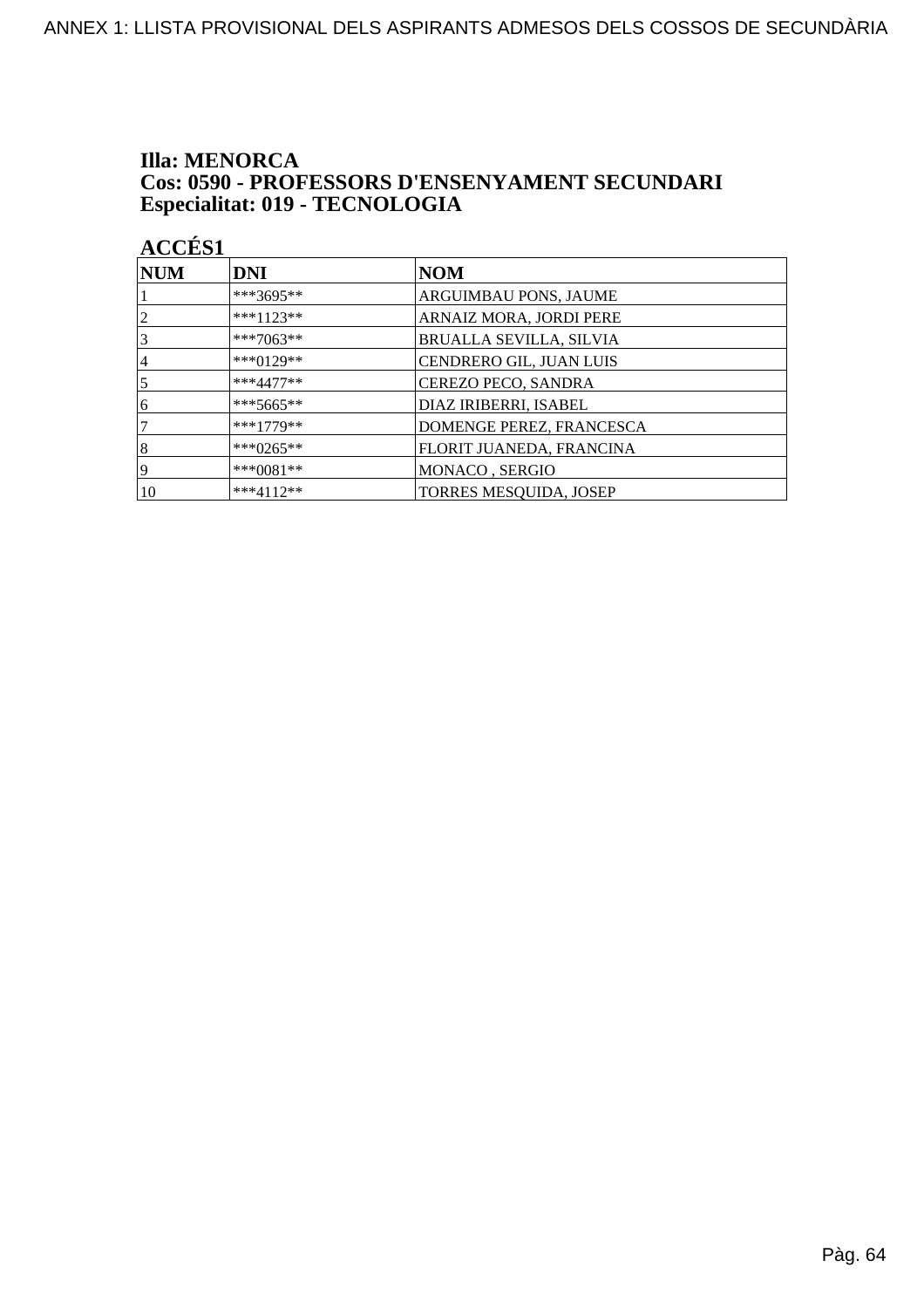**Illa: MENORCA**
**Cos: 0590 - PROFESSORS D'ENSENYAMENT SECUNDARI**
**Especialitat: 019 - TECNOLOGIA**

**ACCÉS1**

| NUM | DNI | NOM |
|---|---|---|
| 1 | ***3695** | ARGUIMBAU PONS, JAUME |
| 2 | ***1123** | ARNAIZ MORA, JORDI PERE |
| 3 | ***7063** | BRUALLA SEVILLA, SILVIA |
| 4 | ***0129** | CENDRERO GIL, JUAN LUIS |
| 5 | ***4477** | CEREZO PECO, SANDRA |
| 6 | ***5665** | DIAZ IRIBERRI, ISABEL |
| 7 | ***1779** | DOMENGE PEREZ, FRANCESCA |
| 8 | ***0265** | FLORIT JUANEDA, FRANCINA |
| 9 | ***0081** | MONACO , SERGIO |
| 10 | ***4112** | TORRES MESQUIDA, JOSEP |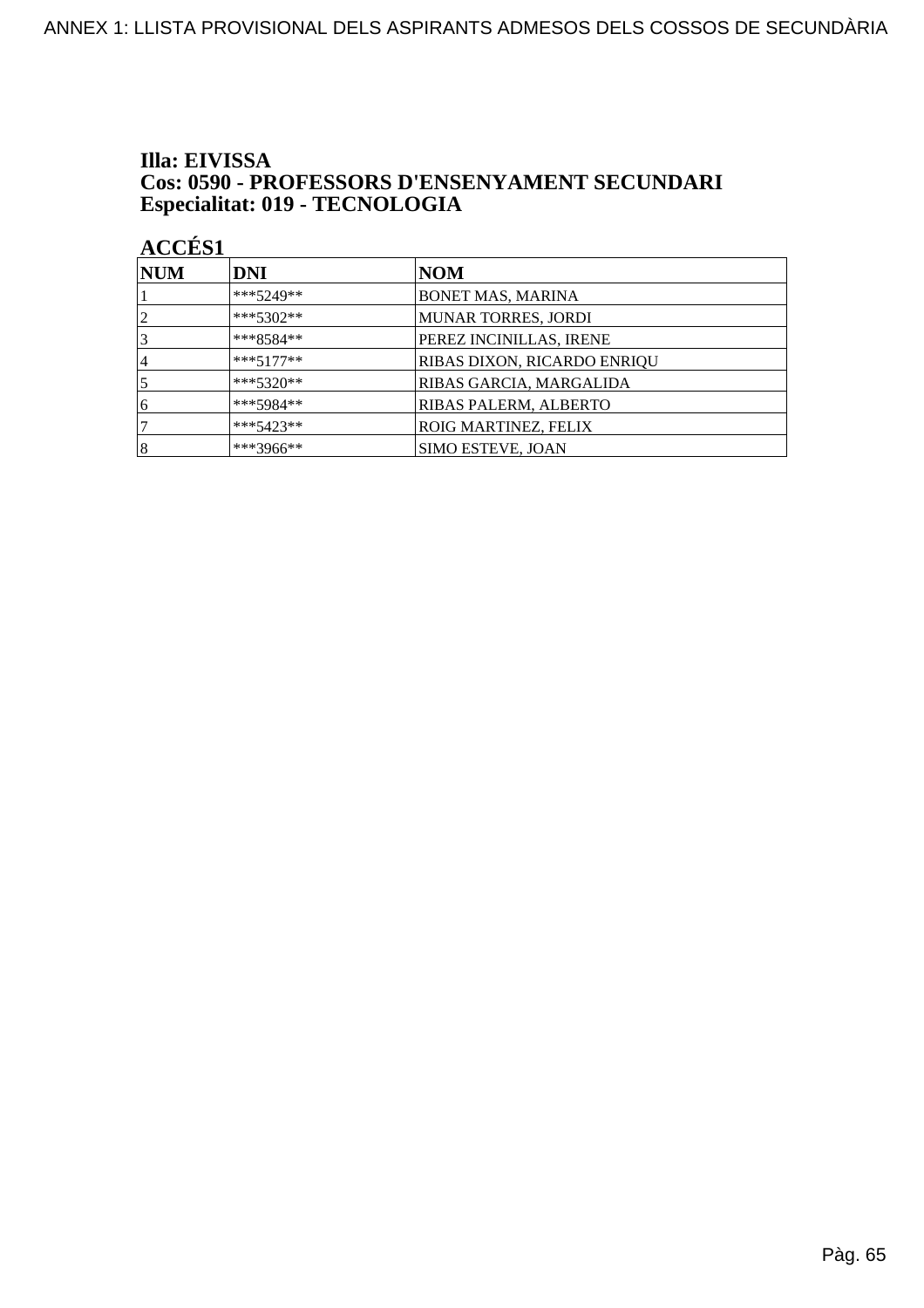**Illa: EIVISSA**
**Cos: 0590 - PROFESSORS D'ENSENYAMENT SECUNDARI**
**Especialitat: 019 - TECNOLOGIA**

**ACCÉS1**

| NUM | DNI | NOM |
|---|---|---|
| 1 | ***5249** | BONET MAS, MARINA |
| 2 | ***5302** | MUNAR TORRES, JORDI |
| 3 | ***8584** | PEREZ INCINILLAS, IRENE |
| 4 | ***5177** | RIBAS DIXON, RICARDO ENRIQU |
| 5 | ***5320** | RIBAS GARCIA, MARGALIDA |
| 6 | ***5984** | RIBAS PALERM, ALBERTO |
| 7 | ***5423** | ROIG MARTINEZ, FELIX |
| 8 | ***3966** | SIMO ESTEVE, JOAN |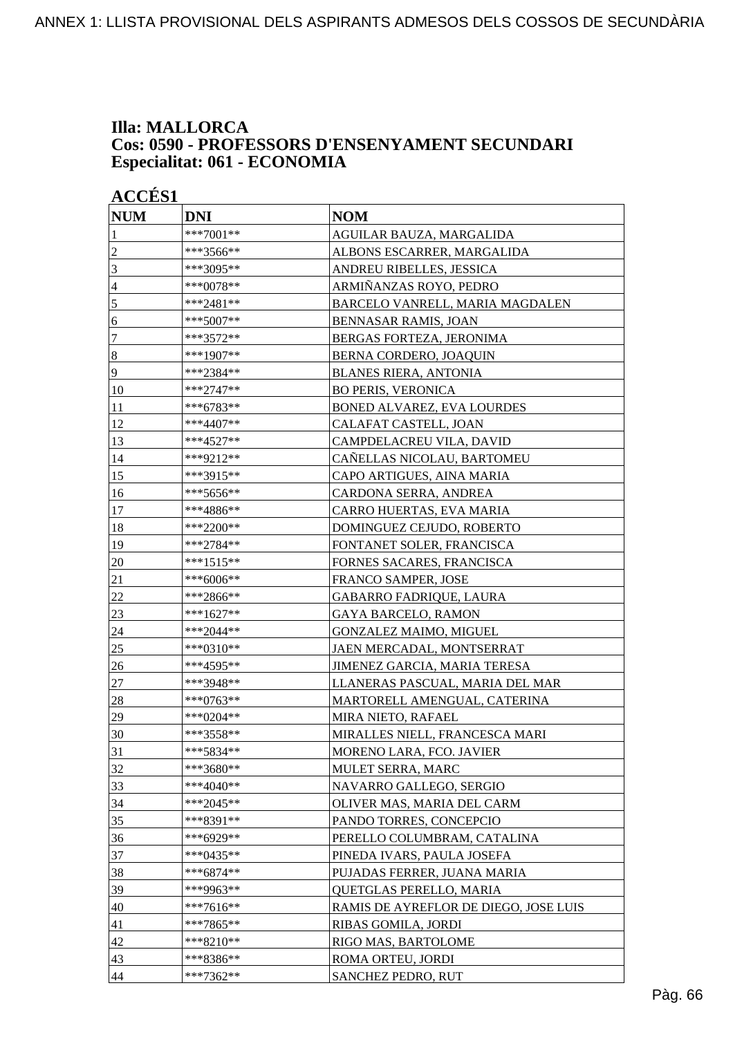**Illa: MALLORCA**
**Cos: 0590 - PROFESSORS D'ENSENYAMENT SECUNDARI**
**Especialitat: 061 - ECONOMIA**

**ACCÉS1**

| NUM | DNI | NOM |
|---|---|---|
| 1 | ***7001** | AGUILAR BAUZA, MARGALIDA |
| 2 | ***3566** | ALBONS ESCARRER, MARGALIDA |
| 3 | ***3095** | ANDREU RIBELLES, JESSICA |
| 4 | ***0078** | ARMIÑANZAS ROYO, PEDRO |
| 5 | ***2481** | BARCELO VANRELL, MARIA MAGDALEN |
| 6 | ***5007** | BENNASAR RAMIS, JOAN |
| 7 | ***3572** | BERGAS FORTEZA, JERONIMA |
| 8 | ***1907** | BERNA CORDERO, JOAQUIN |
| 9 | ***2384** | BLANES RIERA, ANTONIA |
| 10 | ***2747** | BO PERIS, VERONICA |
| 11 | ***6783** | BONED ALVAREZ, EVA LOURDES |
| 12 | ***4407** | CALAFAT CASTELL, JOAN |
| 13 | ***4527** | CAMPDELACREU VILA, DAVID |
| 14 | ***9212** | CAÑELLAS NICOLAU, BARTOMEU |
| 15 | ***3915** | CAPO ARTIGUES, AINA MARIA |
| 16 | ***5656** | CARDONA SERRA, ANDREA |
| 17 | ***4886** | CARRO HUERTAS, EVA MARIA |
| 18 | ***2200** | DOMINGUEZ CEJUDO, ROBERTO |
| 19 | ***2784** | FONTANET SOLER, FRANCISCA |
| 20 | ***1515** | FORNES SACARES, FRANCISCA |
| 21 | ***6006** | FRANCO SAMPER, JOSE |
| 22 | ***2866** | GABARRO FADRIQUE, LAURA |
| 23 | ***1627** | GAYA BARCELO, RAMON |
| 24 | ***2044** | GONZALEZ MAIMO, MIGUEL |
| 25 | ***0310** | JAEN MERCADAL, MONTSERRAT |
| 26 | ***4595** | JIMENEZ GARCIA, MARIA TERESA |
| 27 | ***3948** | LLANERAS PASCUAL, MARIA DEL MAR |
| 28 | ***0763** | MARTORELL AMENGUAL, CATERINA |
| 29 | ***0204** | MIRA NIETO, RAFAEL |
| 30 | ***3558** | MIRALLES NIELL, FRANCESCA MARI |
| 31 | ***5834** | MORENO LARA, FCO. JAVIER |
| 32 | ***3680** | MULET SERRA, MARC |
| 33 | ***4040** | NAVARRO GALLEGO, SERGIO |
| 34 | ***2045** | OLIVER MAS, MARIA DEL CARM |
| 35 | ***8391** | PANDO TORRES, CONCEPCIO |
| 36 | ***6929** | PERELLO COLUMBRAM, CATALINA |
| 37 | ***0435** | PINEDA IVARS, PAULA JOSEFA |
| 38 | ***6874** | PUJADAS FERRER, JUANA MARIA |
| 39 | ***9963** | QUETGLAS PERELLO, MARIA |
| 40 | ***7616** | RAMIS DE AYREFLOR DE DIEGO, JOSE LUIS |
| 41 | ***7865** | RIBAS GOMILA, JORDI |
| 42 | ***8210** | RIGO MAS, BARTOLOME |
| 43 | ***8386** | ROMA ORTEU, JORDI |
| 44 | ***7362** | SANCHEZ PEDRO, RUT |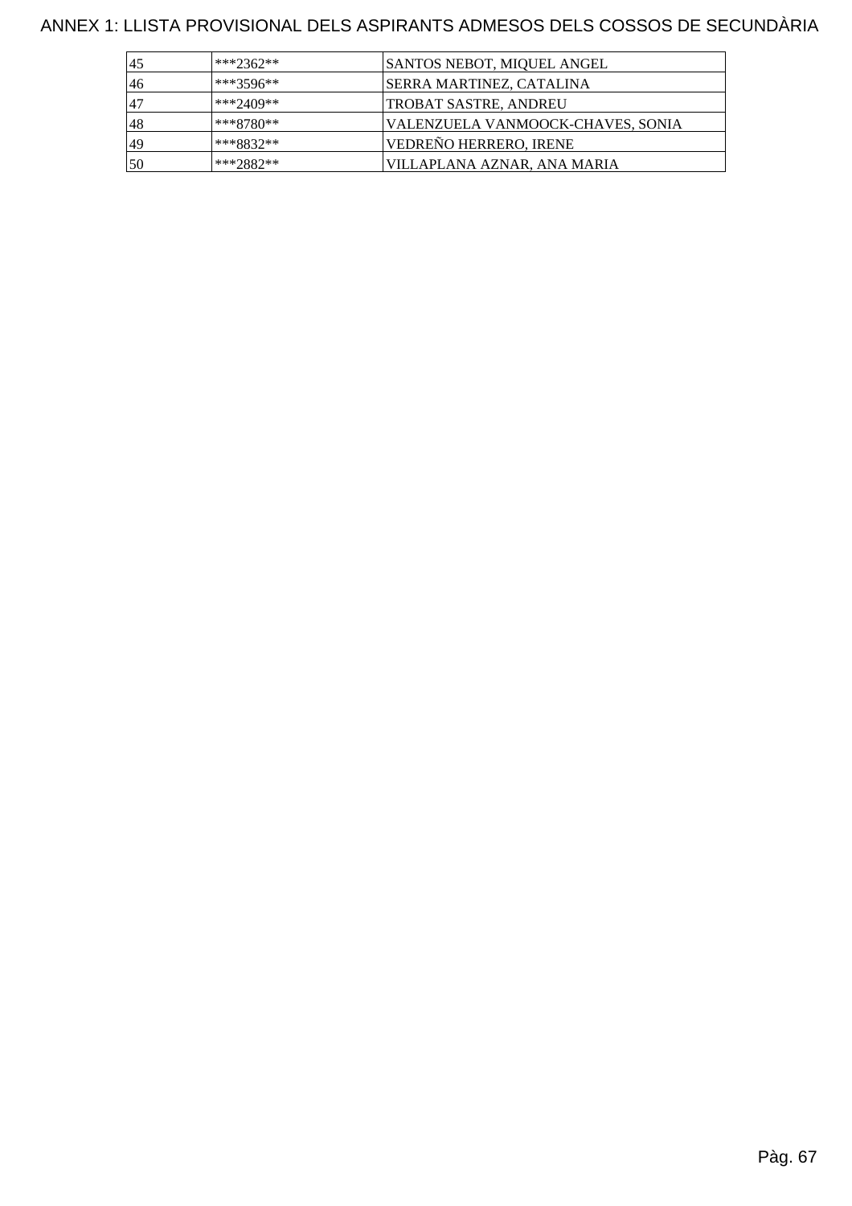ANNEX 1: LLISTA PROVISIONAL DELS ASPIRANTS ADMESOS DELS COSSOS DE SECUNDÀRIA

| | | |
|---|---|---|
| 45 | ***2362** | SANTOS NEBOT, MIQUEL ANGEL |
| 46 | ***3596** | SERRA MARTINEZ, CATALINA |
| 47 | ***2409** | TROBAT SASTRE, ANDREU |
| 48 | ***8780** | VALENZUELA VANMOOCK-CHAVES, SONIA |
| 49 | ***8832** | VEDREÑO HERRERO, IRENE |
| 50 | ***2882** | VILLAPLANA AZNAR, ANA MARIA |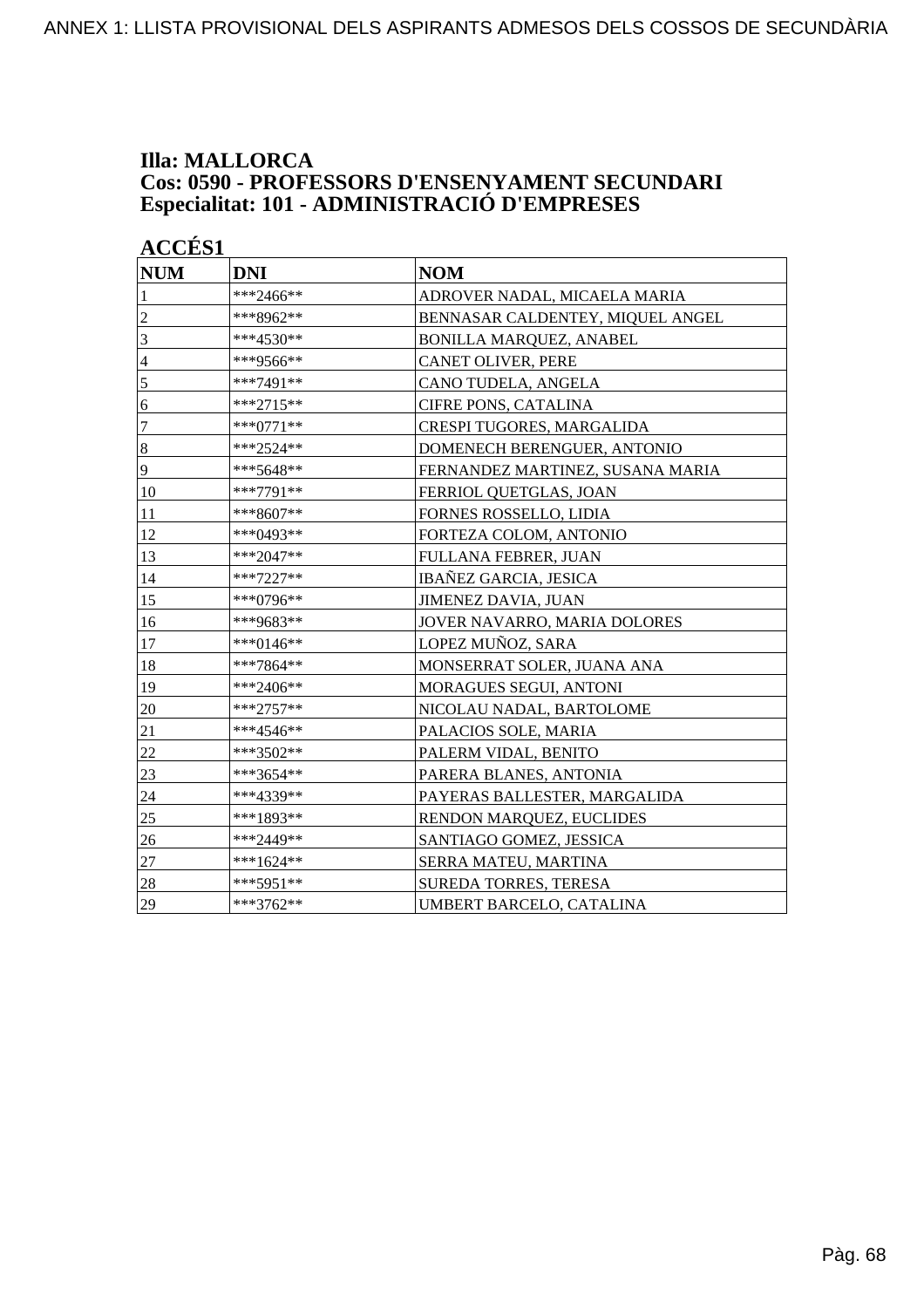**Illa: MALLORCA**
**Cos: 0590 - PROFESSORS D'ENSENYAMENT SECUNDARI**
**Especialitat: 101 - ADMINISTRACIÓ D'EMPRESES**

**ACCÉS1**

| NUM | DNI | NOM |
|---|---|---|
| 1 | ***2466** | ADROVER NADAL, MICAELA MARIA |
| 2 | ***8962** | BENNASAR CALDENTEY, MIQUEL ANGEL |
| 3 | ***4530** | BONILLA MARQUEZ, ANABEL |
| 4 | ***9566** | CANET OLIVER, PERE |
| 5 | ***7491** | CANO TUDELA, ANGELA |
| 6 | ***2715** | CIFRE PONS, CATALINA |
| 7 | ***0771** | CRESPI TUGORES, MARGALIDA |
| 8 | ***2524** | DOMENECH BERENGUER, ANTONIO |
| 9 | ***5648** | FERNANDEZ MARTINEZ, SUSANA MARIA |
| 10 | ***7791** | FERRIOL QUETGLAS, JOAN |
| 11 | ***8607** | FORNES ROSSELLO, LIDIA |
| 12 | ***0493** | FORTEZA COLOM, ANTONIO |
| 13 | ***2047** | FULLANA FEBRER, JUAN |
| 14 | ***7227** | IBAÑEZ GARCIA, JESICA |
| 15 | ***0796** | JIMENEZ DAVIA, JUAN |
| 16 | ***9683** | JOVER NAVARRO, MARIA DOLORES |
| 17 | ***0146** | LOPEZ MUÑOZ, SARA |
| 18 | ***7864** | MONSERRAT SOLER, JUANA ANA |
| 19 | ***2406** | MORAGUES SEGUI, ANTONI |
| 20 | ***2757** | NICOLAU NADAL, BARTOLOME |
| 21 | ***4546** | PALACIOS SOLE, MARIA |
| 22 | ***3502** | PALERM VIDAL, BENITO |
| 23 | ***3654** | PARERA BLANES, ANTONIA |
| 24 | ***4339** | PAYERAS BALLESTER, MARGALIDA |
| 25 | ***1893** | RENDON MARQUEZ, EUCLIDES |
| 26 | ***2449** | SANTIAGO GOMEZ, JESSICA |
| 27 | ***1624** | SERRA MATEU, MARTINA |
| 28 | ***5951** | SUREDA TORRES, TERESA |
| 29 | ***3762** | UMBERT BARCELO, CATALINA |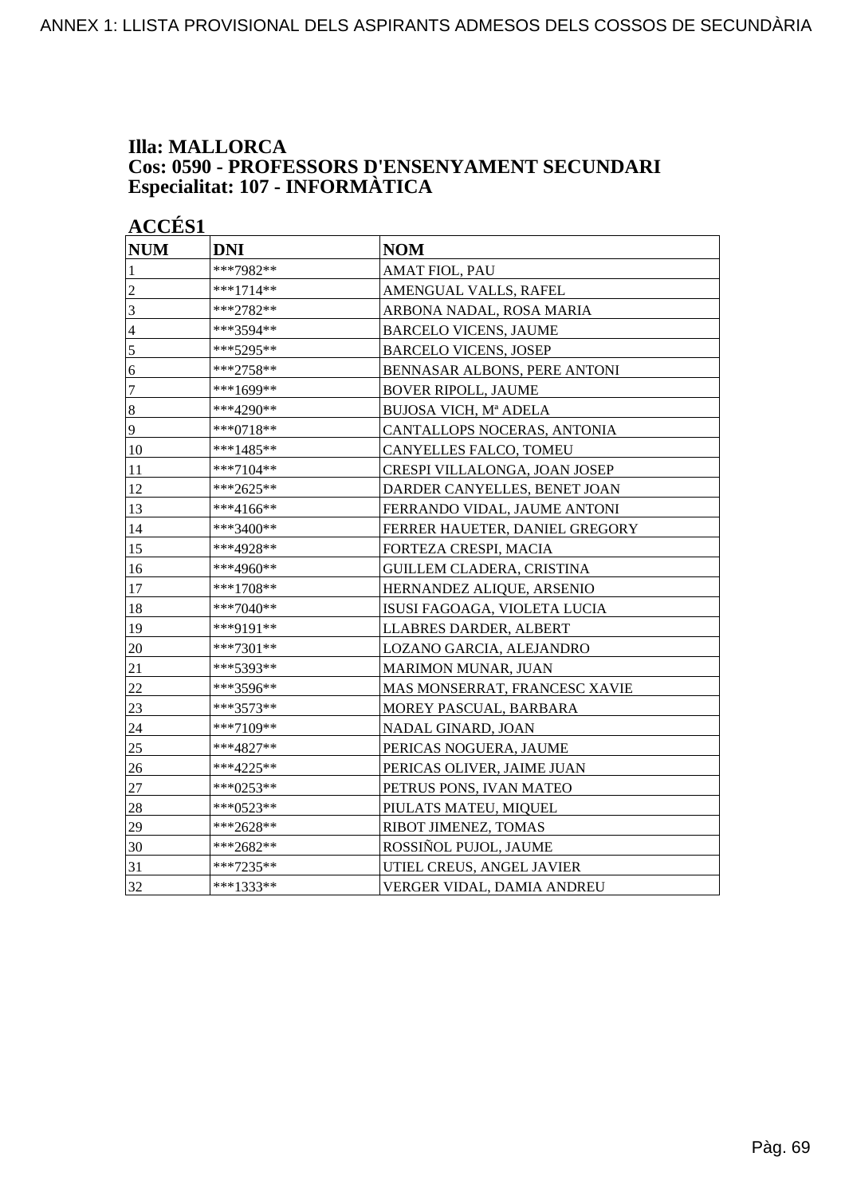**Illa: MALLORCA**
**Cos: 0590 - PROFESSORS D'ENSENYAMENT SECUNDARI**
**Especialitat: 107 - INFORMÀTICA**

**ACCÉS1**

| NUM | DNI | NOM |
|---|---|---|
| 1 | ***7982** | AMAT FIOL, PAU |
| 2 | ***1714** | AMENGUAL VALLS, RAFEL |
| 3 | ***2782** | ARBONA NADAL, ROSA MARIA |
| 4 | ***3594** | BARCELO VICENS, JAUME |
| 5 | ***5295** | BARCELO VICENS, JOSEP |
| 6 | ***2758** | BENNASAR ALBONS, PERE ANTONI |
| 7 | ***1699** | BOVER RIPOLL, JAUME |
| 8 | ***4290** | BUJOSA VICH, Mª ADELA |
| 9 | ***0718** | CANTALLOPS NOCERAS, ANTONIA |
| 10 | ***1485** | CANYELLES FALCO, TOMEU |
| 11 | ***7104** | CRESPI VILLALONGA, JOAN JOSEP |
| 12 | ***2625** | DARDER CANYELLES, BENET JOAN |
| 13 | ***4166** | FERRANDO VIDAL, JAUME ANTONI |
| 14 | ***3400** | FERRER HAUETER, DANIEL GREGORY |
| 15 | ***4928** | FORTEZA CRESPI, MACIA |
| 16 | ***4960** | GUILLEM CLADERA, CRISTINA |
| 17 | ***1708** | HERNANDEZ ALIQUE, ARSENIO |
| 18 | ***7040** | ISUSI FAGOAGA, VIOLETA LUCIA |
| 19 | ***9191** | LLABRES DARDER, ALBERT |
| 20 | ***7301** | LOZANO GARCIA, ALEJANDRO |
| 21 | ***5393** | MARIMON MUNAR, JUAN |
| 22 | ***3596** | MAS MONSERRAT, FRANCESC XAVIE |
| 23 | ***3573** | MOREY PASCUAL, BARBARA |
| 24 | ***7109** | NADAL GINARD, JOAN |
| 25 | ***4827** | PERICAS NOGUERA, JAUME |
| 26 | ***4225** | PERICAS OLIVER, JAIME JUAN |
| 27 | ***0253** | PETRUS PONS, IVAN MATEO |
| 28 | ***0523** | PIULATS MATEU, MIQUEL |
| 29 | ***2628** | RIBOT JIMENEZ, TOMAS |
| 30 | ***2682** | ROSSIÑOL PUJOL, JAUME |
| 31 | ***7235** | UTIEL CREUS, ANGEL JAVIER |
| 32 | ***1333** | VERGER VIDAL, DAMIA ANDREU |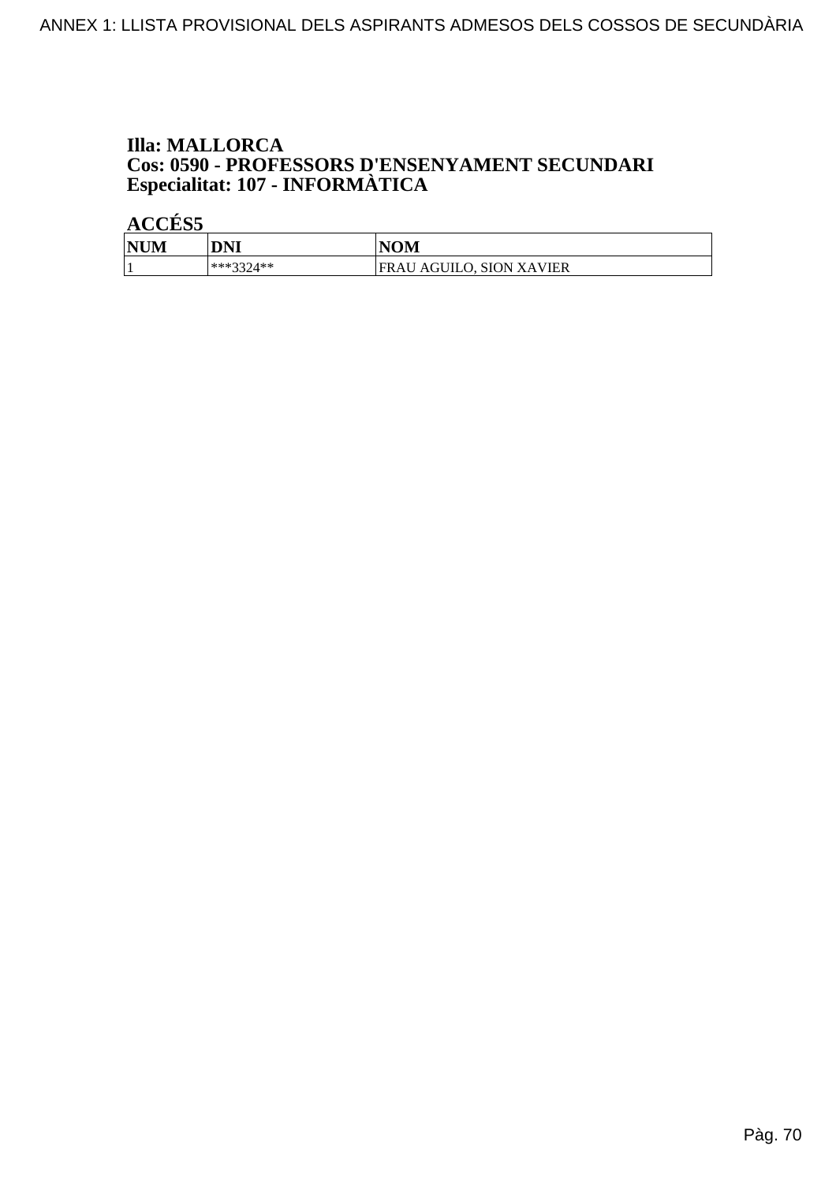**Illa: MALLORCA**
**Cos: 0590 - PROFESSORS D'ENSENYAMENT SECUNDARI**
**Especialitat: 107 - INFORMÀTICA**

**ACCÉS5**

| NUM | DNI | NOM |
|---|---|---|
| 1 | ***3324** | FRAU AGUILO, SION XAVIER |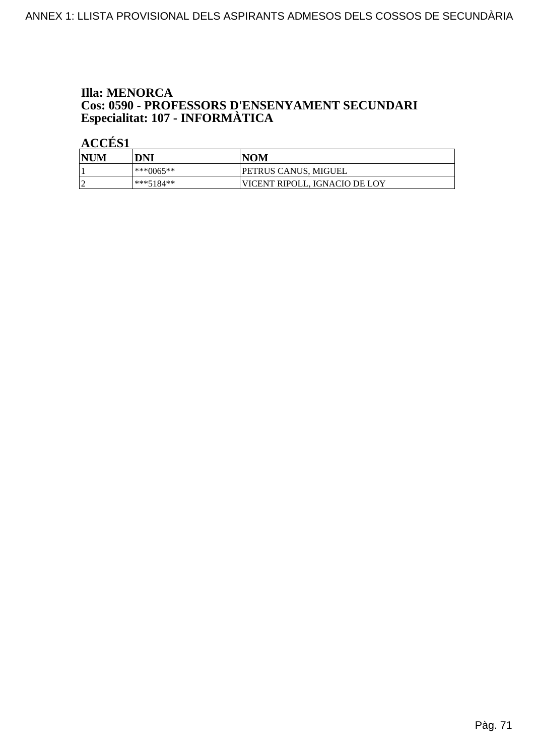**Illa: MENORCA**
**Cos: 0590 - PROFESSORS D'ENSENYAMENT SECUNDARI**
**Especialitat: 107 - INFORMÀTICA**

**ACCÉS1**

| NUM | DNI | NOM |
|---|---|---|
| 1 | ***0065** | PETRUS CANUS, MIGUEL |
| 2 | ***5184** | VICENT RIPOLL, IGNACIO DE LOY |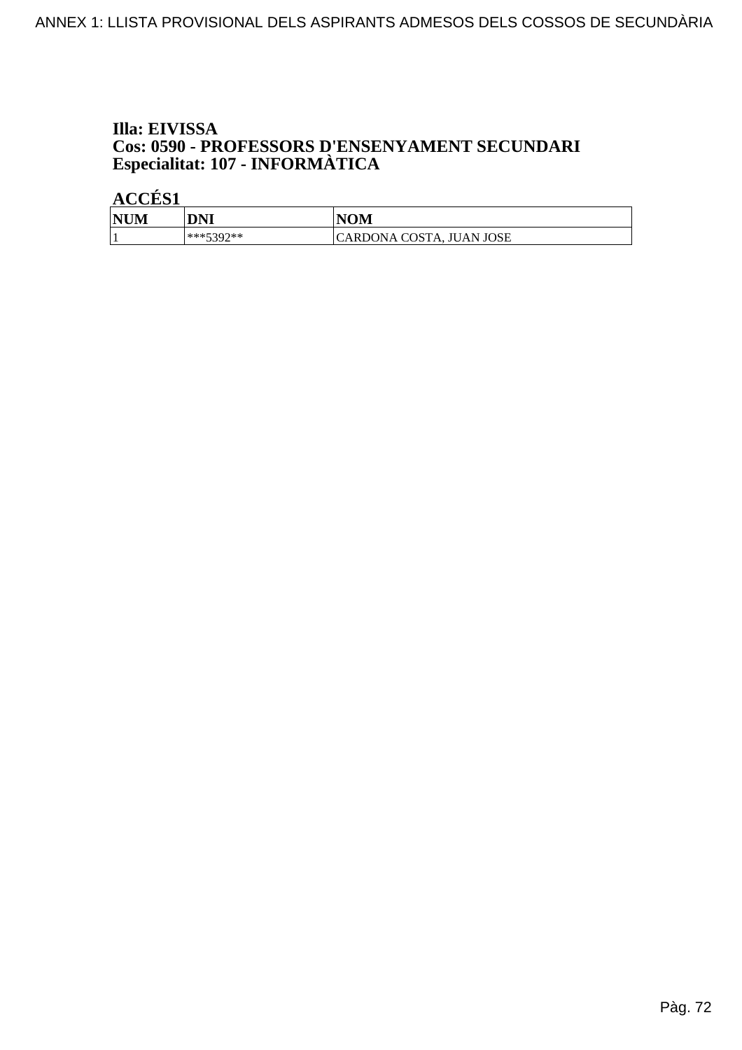**Illa: EIVISSA**
**Cos: 0590 - PROFESSORS D'ENSENYAMENT SECUNDARI**
**Especialitat: 107 - INFORMÀTICA**

**ACCÉS1**

| NUM | DNI | NOM |
|---|---|---|
| 1 | ***5392** | CARDONA COSTA, JUAN JOSE |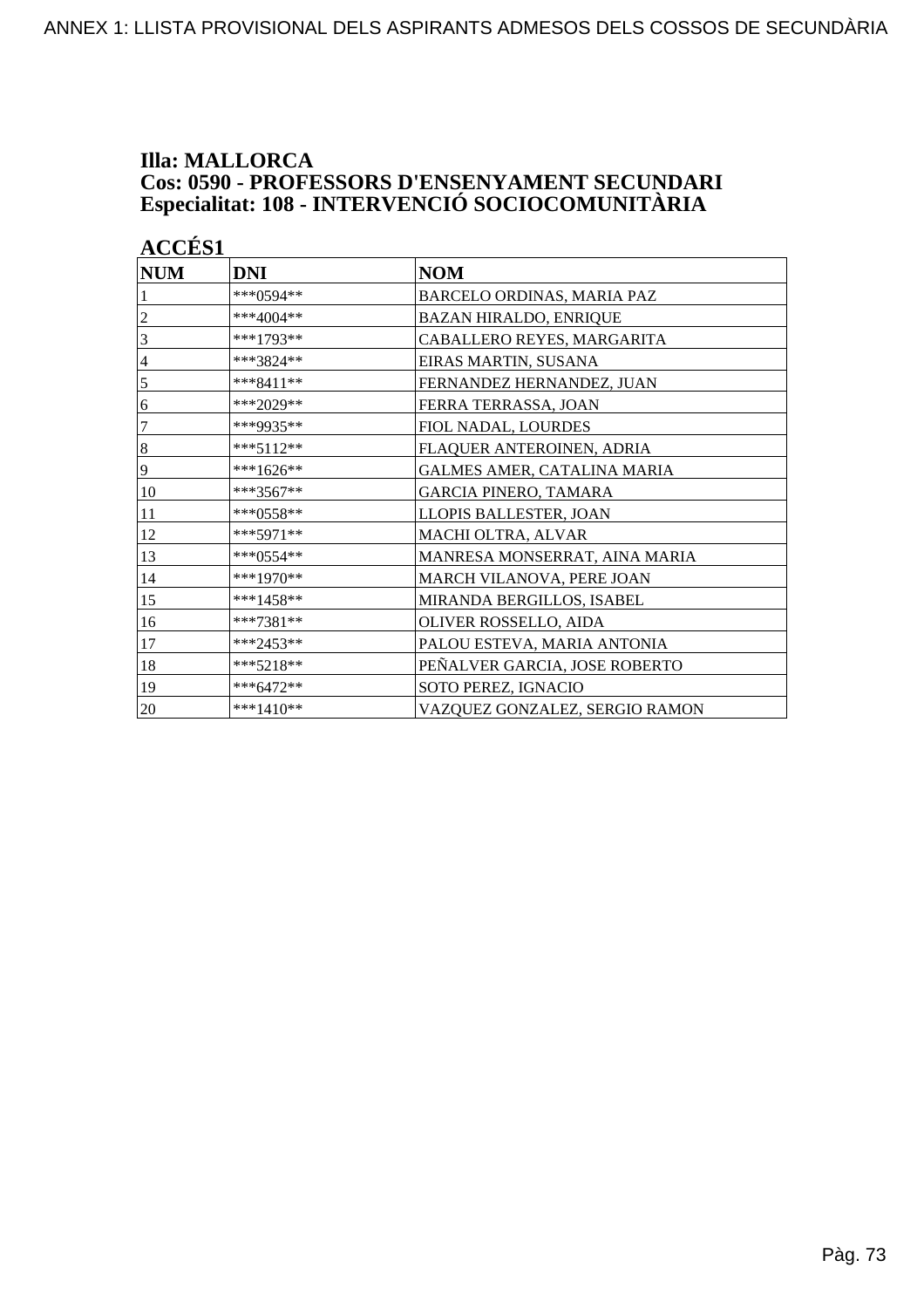**Illa: MALLORCA**
**Cos: 0590 - PROFESSORS D'ENSENYAMENT SECUNDARI**
**Especialitat: 108 - INTERVENCIÓ SOCIOCOMUNITÀRIA**

**ACCÉS1**

| NUM | DNI | NOM |
|---|---|---|
| 1 | ***0594** | BARCELO ORDINAS, MARIA PAZ |
| 2 | ***4004** | BAZAN HIRALDO, ENRIQUE |
| 3 | ***1793** | CABALLERO REYES, MARGARITA |
| 4 | ***3824** | EIRAS MARTIN, SUSANA |
| 5 | ***8411** | FERNANDEZ HERNANDEZ, JUAN |
| 6 | ***2029** | FERRA TERRASSA, JOAN |
| 7 | ***9935** | FIOL NADAL, LOURDES |
| 8 | ***5112** | FLAQUER ANTEROINEN, ADRIA |
| 9 | ***1626** | GALMES AMER, CATALINA MARIA |
| 10 | ***3567** | GARCIA PINERO, TAMARA |
| 11 | ***0558** | LLOPIS BALLESTER, JOAN |
| 12 | ***5971** | MACHI OLTRA, ALVAR |
| 13 | ***0554** | MANRESA MONSERRAT, AINA MARIA |
| 14 | ***1970** | MARCH VILANOVA, PERE JOAN |
| 15 | ***1458** | MIRANDA BERGILLOS, ISABEL |
| 16 | ***7381** | OLIVER ROSSELLO, AIDA |
| 17 | ***2453** | PALOU ESTEVA, MARIA ANTONIA |
| 18 | ***5218** | PEÑALVER GARCIA, JOSE ROBERTO |
| 19 | ***6472** | SOTO PEREZ, IGNACIO |
| 20 | ***1410** | VAZQUEZ GONZALEZ, SERGIO RAMON |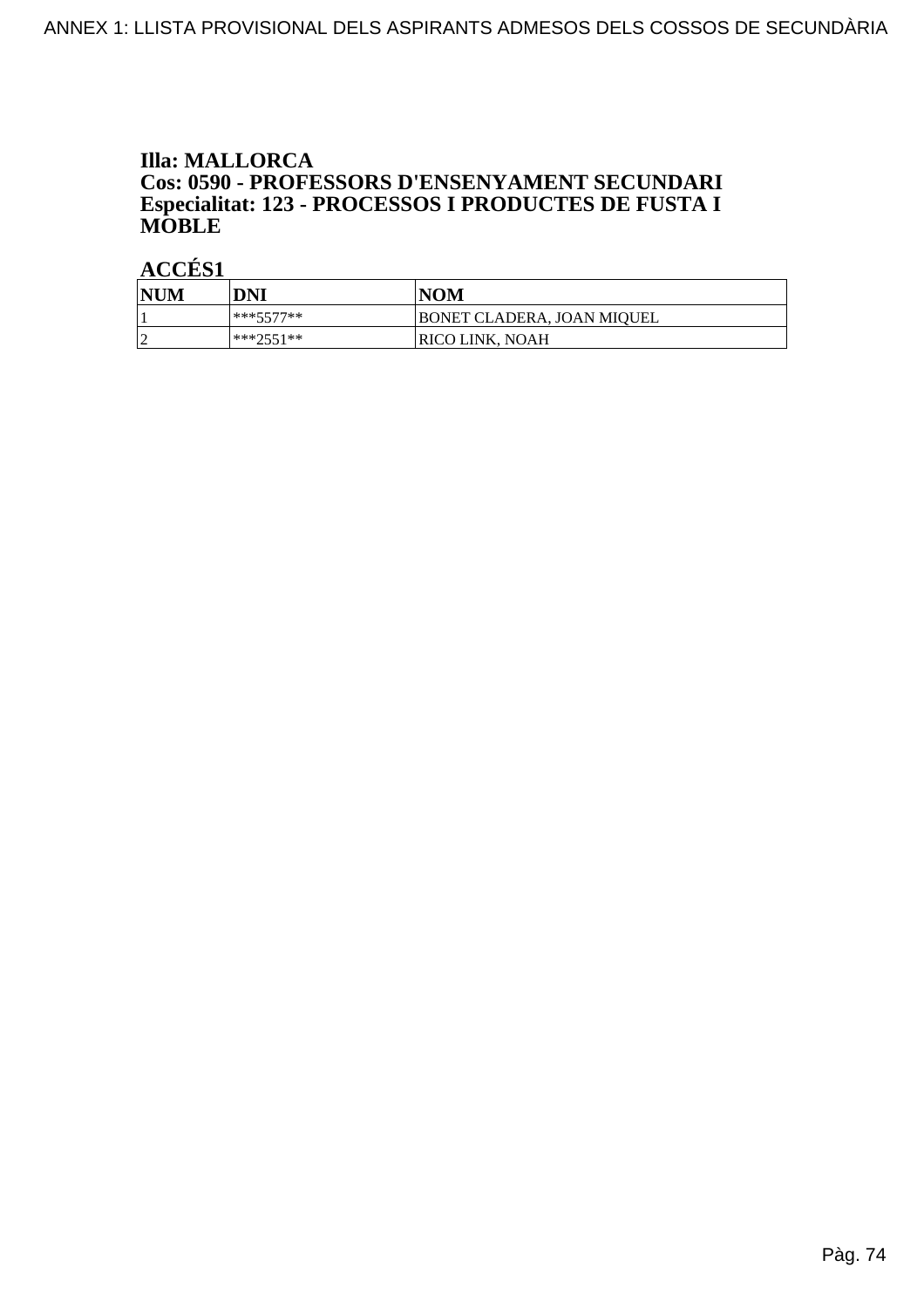**Illa: MALLORCA**
**Cos: 0590 - PROFESSORS D'ENSENYAMENT SECUNDARI**
**Especialitat: 123 - PROCESSOS I PRODUCTES DE FUSTA I MOBLE**

**ACCÉS1**

| NUM | DNI | NOM |
|---|---|---|
| 1 | ***5577** | BONET CLADERA, JOAN MIQUEL |
| 2 | ***2551** | RICO LINK, NOAH |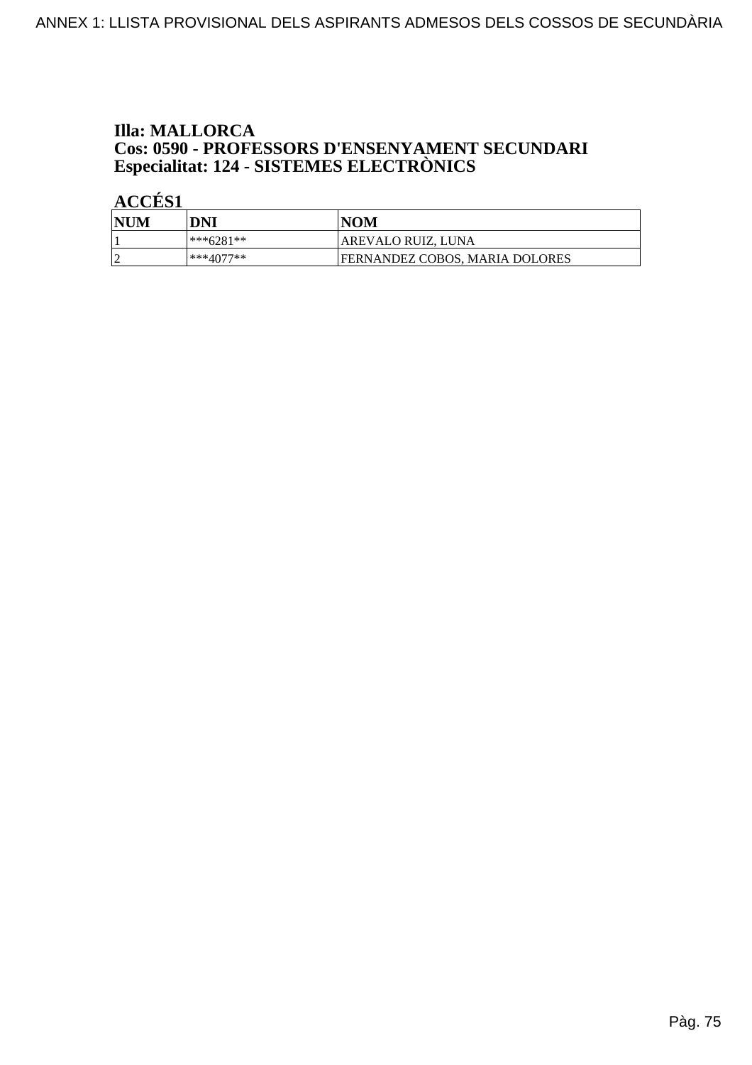**Illa: MALLORCA**
**Cos: 0590 - PROFESSORS D'ENSENYAMENT SECUNDARI**
**Especialitat: 124 - SISTEMES ELECTRÒNICS**

**ACCÉS1**

| NUM | DNI | NOM |
|---|---|---|
| 1 | ***6281** | AREVALO RUIZ, LUNA |
| 2 | ***4077** | FERNANDEZ COBOS, MARIA DOLORES |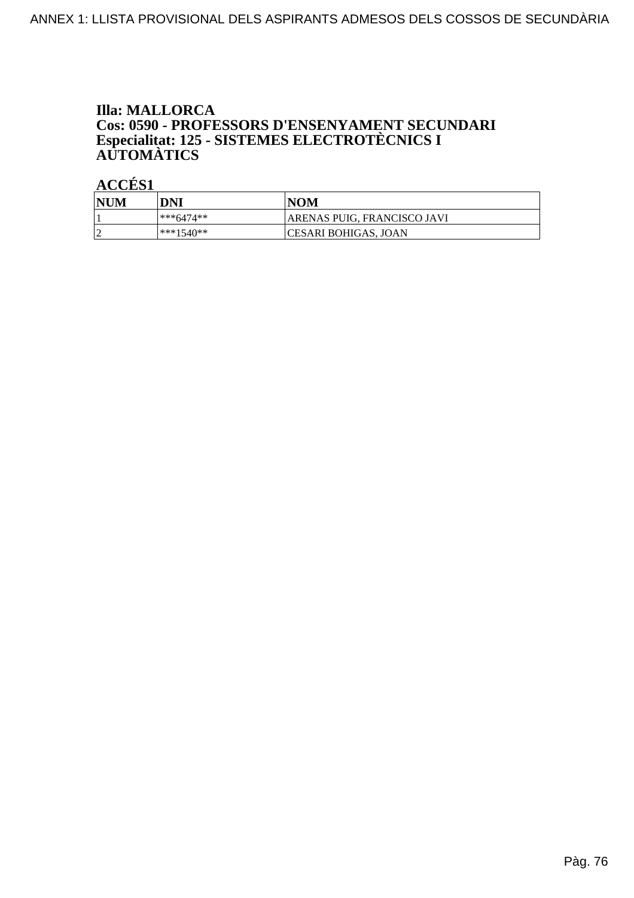**Illa: MALLORCA**
**Cos: 0590 - PROFESSORS D'ENSENYAMENT SECUNDARI**
**Especialitat: 125 - SISTEMES ELECTROTÈCNICS I AUTOMÀTICS**

**ACCÉS1**

| NUM | DNI | NOM |
|---|---|---|
| 1 | ***6474** | ARENAS PUIG, FRANCISCO JAVI |
| 2 | ***1540** | CESARI BOHIGAS, JOAN |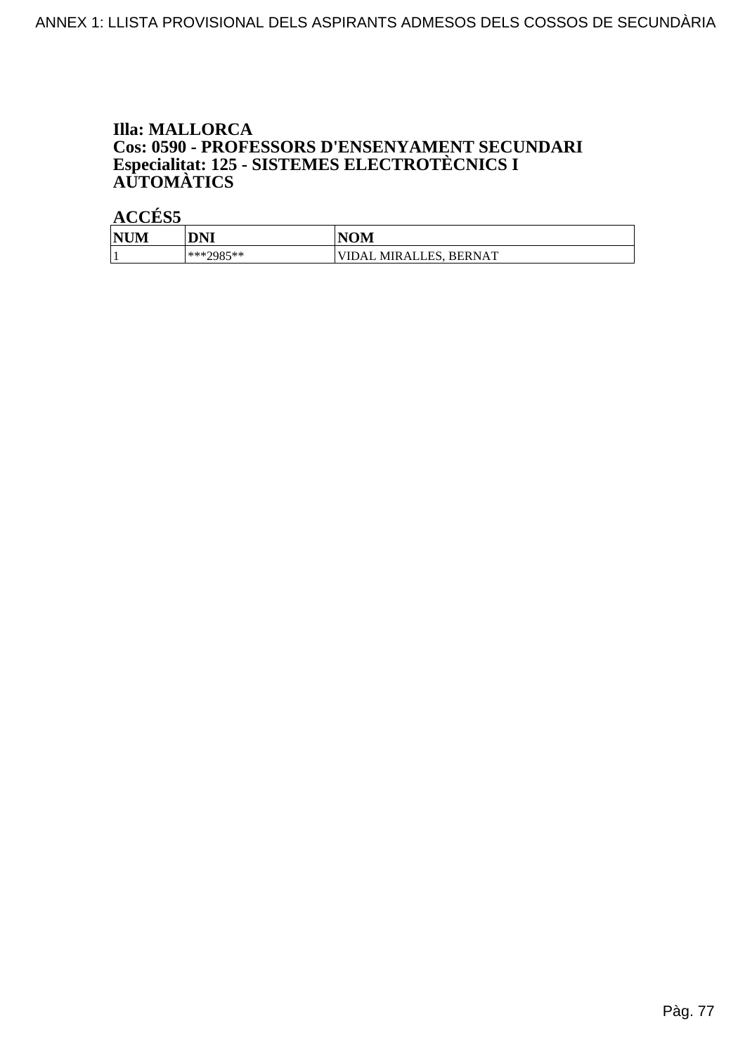**Illa: MALLORCA**
**Cos: 0590 - PROFESSORS D'ENSENYAMENT SECUNDARI**
**Especialitat: 125 - SISTEMES ELECTROTÈCNICS I AUTOMÀTICS**

**ACCÉS5**

| NUM | DNI | NOM |
|---|---|---|
| 1 | ***2985** | VIDAL MIRALLES, BERNAT |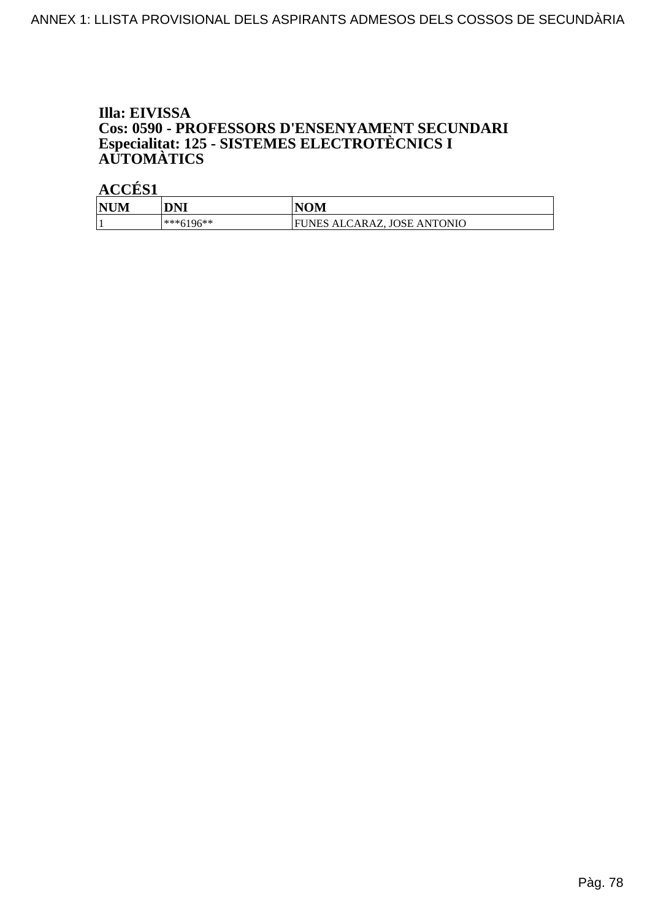**Illa: EIVISSA**
**Cos: 0590 - PROFESSORS D'ENSENYAMENT SECUNDARI**
**Especialitat: 125 - SISTEMES ELECTROTÈCNICS I AUTOMÀTICS**

**ACCÉS1**

| NUM | DNI | NOM |
|---|---|---|
| 1 | ***6196** | FUNES ALCARAZ, JOSE ANTONIO |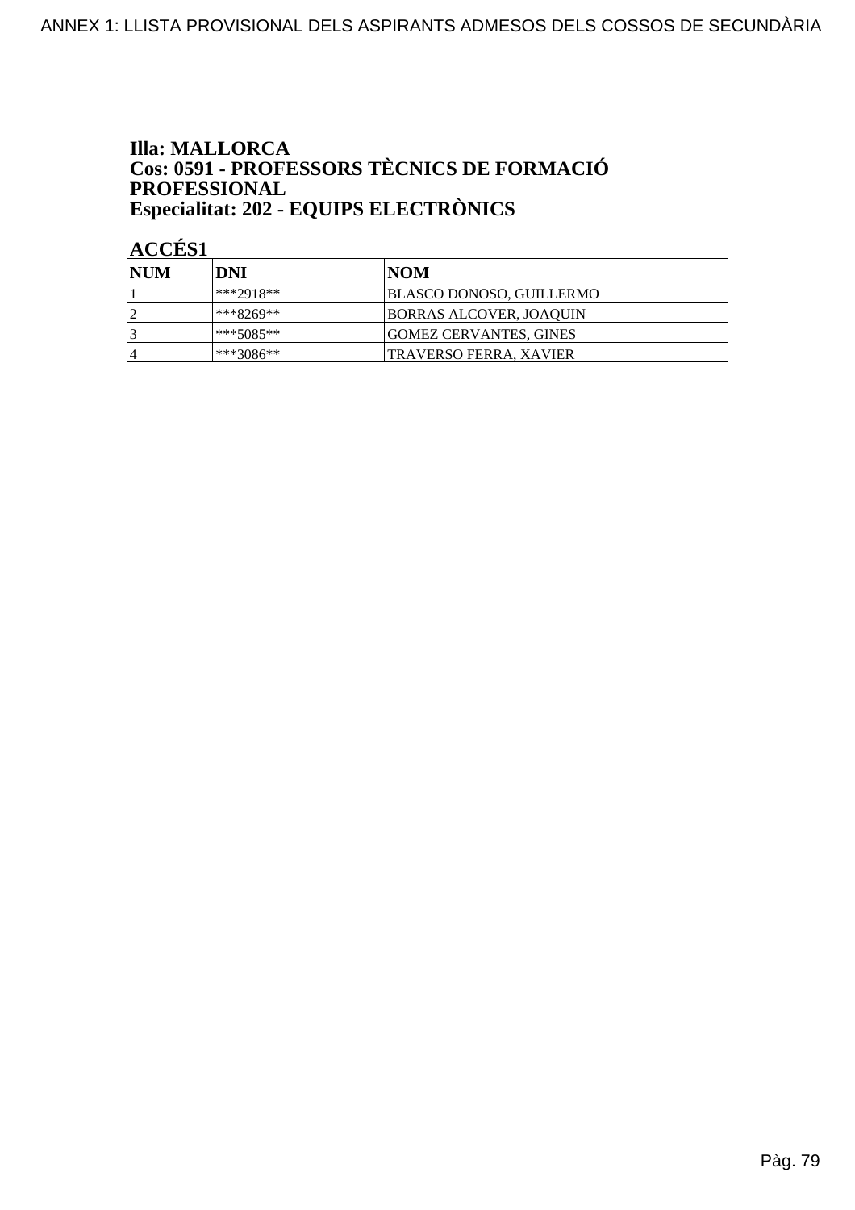**Illa: MALLORCA**
**Cos: 0591 - PROFESSORS TÈCNICS DE FORMACIÓ PROFESSIONAL**
**Especialitat: 202 - EQUIPS ELECTRÒNICS**

**ACCÉS1**

| NUM | DNI | NOM |
|---|---|---|
| 1 | ***2918** | BLASCO DONOSO, GUILLERMO |
| 2 | ***8269** | BORRAS ALCOVER, JOAQUIN |
| 3 | ***5085** | GOMEZ CERVANTES, GINES |
| 4 | ***3086** | TRAVERSO FERRA, XAVIER |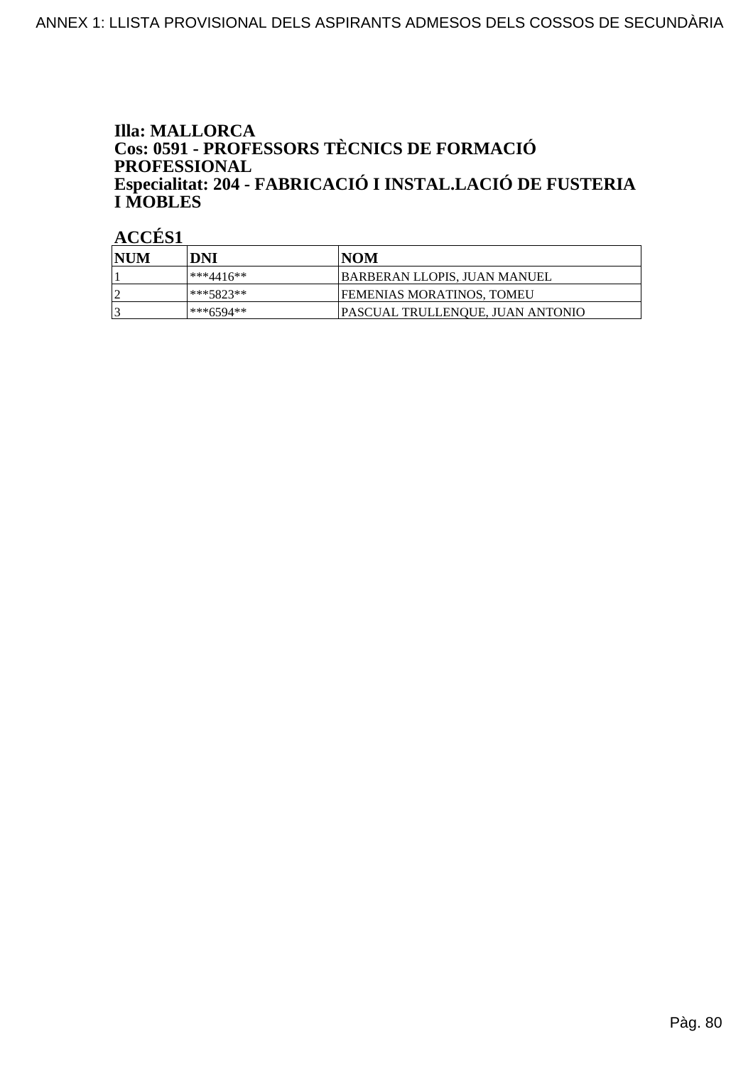**Illa: MALLORCA**
**Cos: 0591 - PROFESSORS TÈCNICS DE FORMACIÓ PROFESSIONAL**
**Especialitat: 204 - FABRICACIÓ I INSTAL.LACIÓ DE FUSTERIA I MOBLES**

**ACCÉS1**

| NUM | DNI | NOM |
|---|---|---|
| 1 | ***4416** | BARBERAN LLOPIS, JUAN MANUEL |
| 2 | ***5823** | FEMENIAS MORATINOS, TOMEU |
| 3 | ***6594** | PASCUAL TRULLENQUE, JUAN ANTONIO |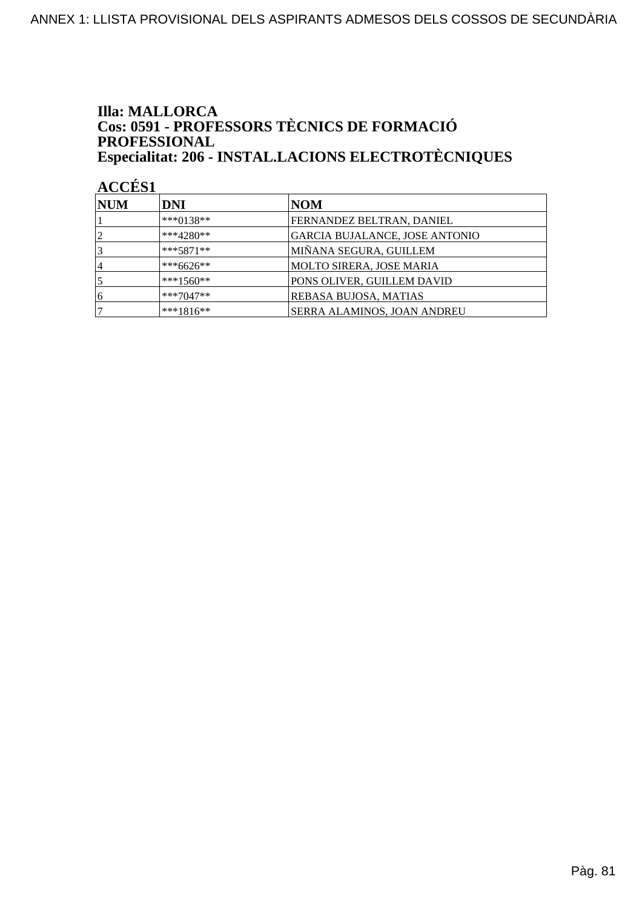**Illa: MALLORCA**
**Cos: 0591 - PROFESSORS TÈCNICS DE FORMACIÓ PROFESSIONAL**
**Especialitat: 206 - INSTAL.LACIONS ELECTROTÈCNIQUES**

**ACCÉS1**

| NUM | DNI | NOM |
|---|---|---|
| 1 | ***0138** | FERNANDEZ BELTRAN, DANIEL |
| 2 | ***4280** | GARCIA BUJALANCE, JOSE ANTONIO |
| 3 | ***5871** | MIÑANA SEGURA, GUILLEM |
| 4 | ***6626** | MOLTO SIRERA, JOSE MARIA |
| 5 | ***1560** | PONS OLIVER, GUILLEM DAVID |
| 6 | ***7047** | REBASA BUJOSA, MATIAS |
| 7 | ***1816** | SERRA ALAMINOS, JOAN ANDREU |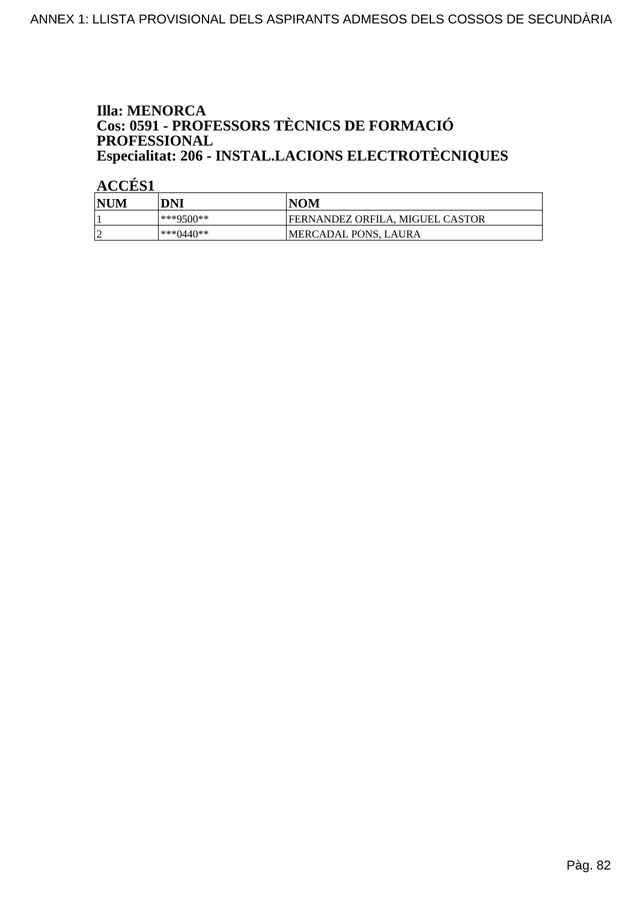**Illa: MENORCA**
**Cos: 0591 - PROFESSORS TÈCNICS DE FORMACIÓ PROFESSIONAL**
**Especialitat: 206 - INSTAL.LACIONS ELECTROTÈCNIQUES**

**ACCÉS1**

| NUM | DNI | NOM |
|---|---|---|
| 1 | ***9500** | FERNANDEZ ORFILA, MIGUEL CASTOR |
| 2 | ***0440** | MERCADAL PONS, LAURA |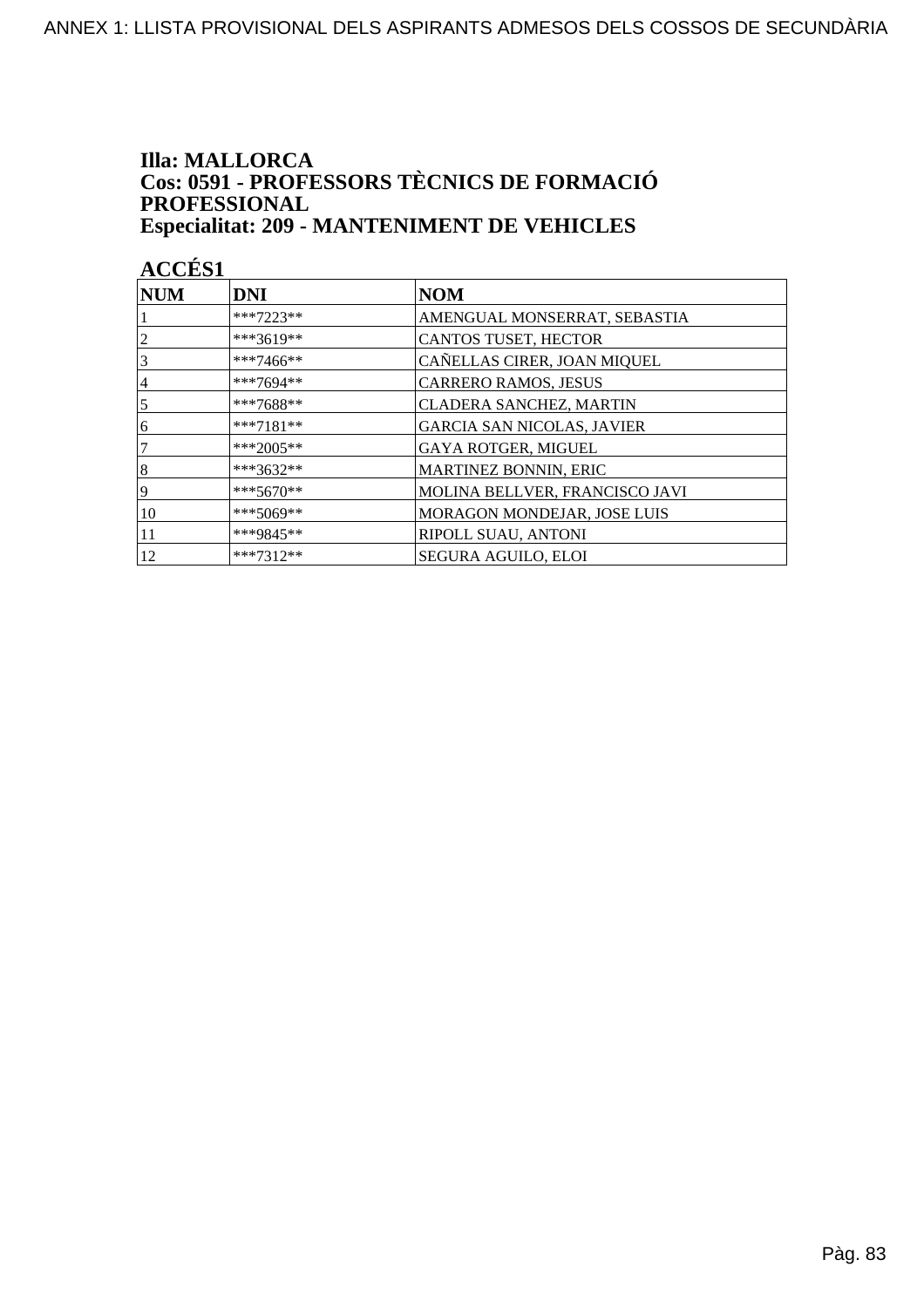**Illa: MALLORCA**
**Cos: 0591 - PROFESSORS TÈCNICS DE FORMACIÓ PROFESSIONAL**
**Especialitat: 209 - MANTENIMENT DE VEHICLES**

**ACCÉS1**

| NUM | DNI | NOM |
|---|---|---|
| 1 | ***7223** | AMENGUAL MONSERRAT, SEBASTIA |
| 2 | ***3619** | CANTOS TUSET, HECTOR |
| 3 | ***7466** | CAÑELLAS CIRER, JOAN MIQUEL |
| 4 | ***7694** | CARRERO RAMOS, JESUS |
| 5 | ***7688** | CLADERA SANCHEZ, MARTIN |
| 6 | ***7181** | GARCIA SAN NICOLAS, JAVIER |
| 7 | ***2005** | GAYA ROTGER, MIGUEL |
| 8 | ***3632** | MARTINEZ BONNIN, ERIC |
| 9 | ***5670** | MOLINA BELLVER, FRANCISCO JAVI |
| 10 | ***5069** | MORAGON MONDEJAR, JOSE LUIS |
| 11 | ***9845** | RIPOLL SUAU, ANTONI |
| 12 | ***7312** | SEGURA AGUILO, ELOI |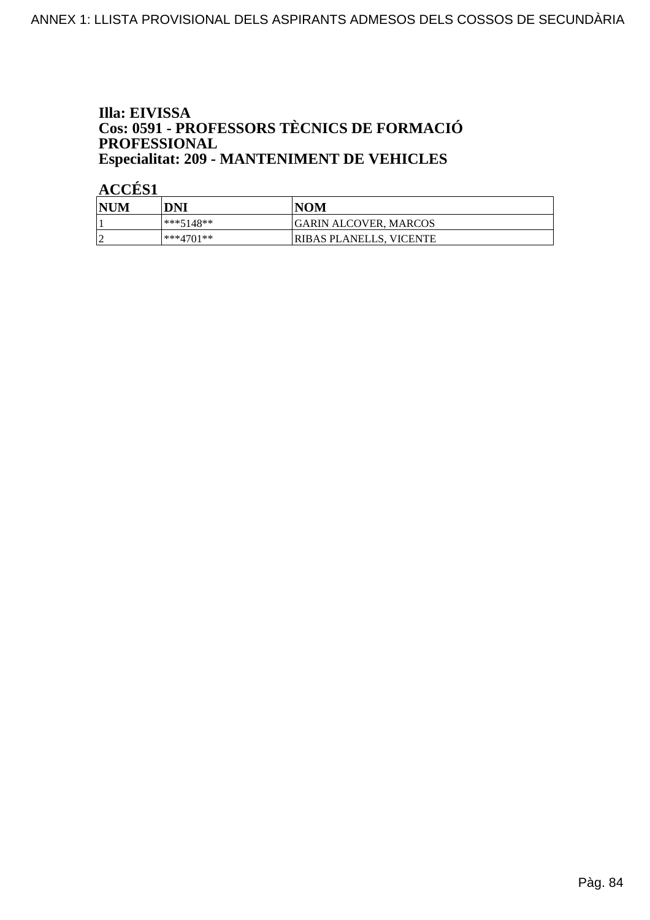**Illa: EIVISSA**
**Cos: 0591 - PROFESSORS TÈCNICS DE FORMACIÓ PROFESSIONAL**
**Especialitat: 209 - MANTENIMENT DE VEHICLES**

**ACCÉS1**

| NUM | DNI | NOM |
|---|---|---|
| 1 | ***5148** | GARIN ALCOVER, MARCOS |
| 2 | ***4701** | RIBAS PLANELLS, VICENTE |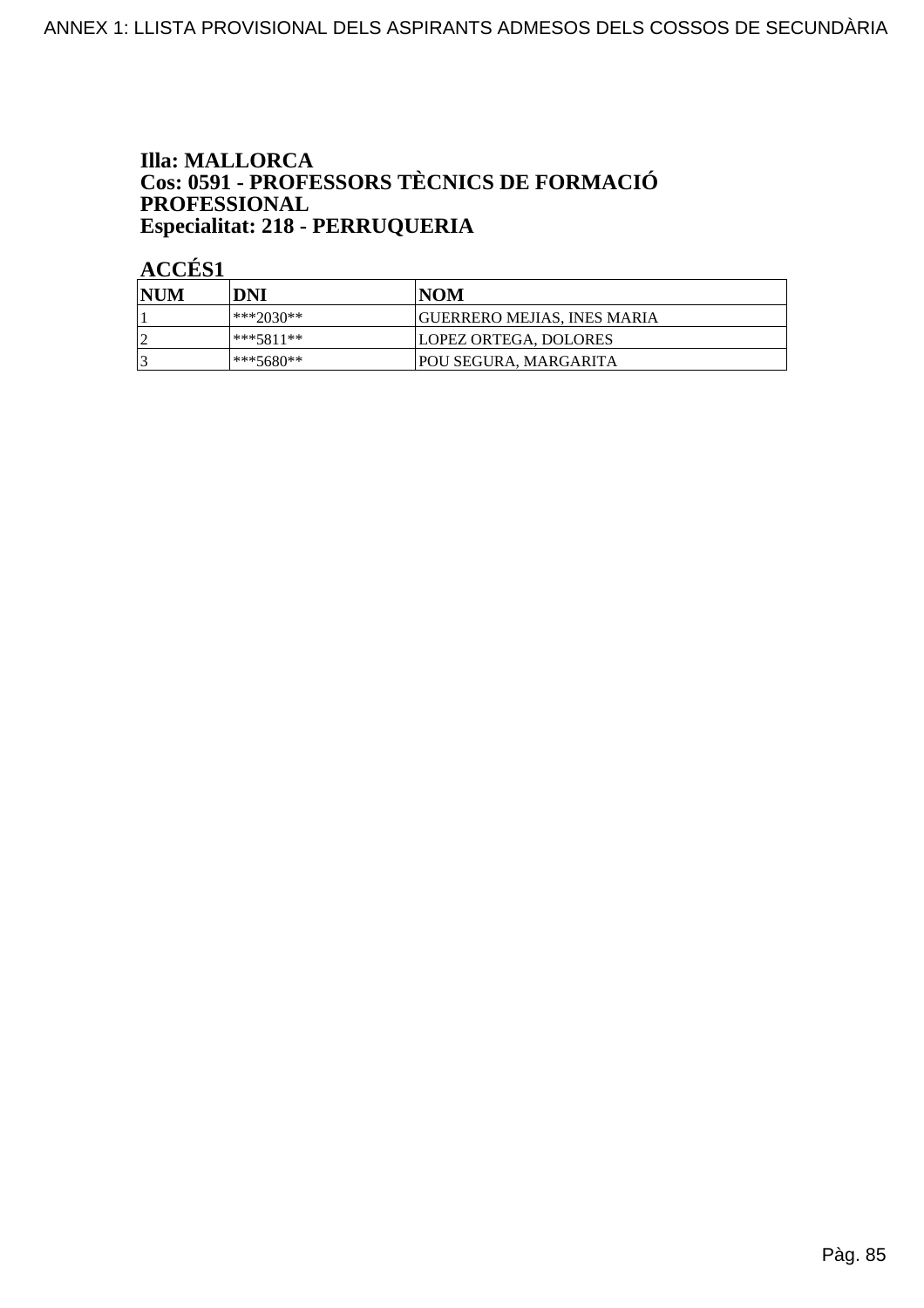**Illa: MALLORCA**
**Cos: 0591 - PROFESSORS TÈCNICS DE FORMACIÓ PROFESSIONAL**
**Especialitat: 218 - PERRUQUERIA**

**ACCÉS1**

| NUM | DNI | NOM |
|---|---|---|
| 1 | ***2030** | GUERRERO MEJIAS, INES MARIA |
| 2 | ***5811** | LOPEZ ORTEGA, DOLORES |
| 3 | ***5680** | POU SEGURA, MARGARITA |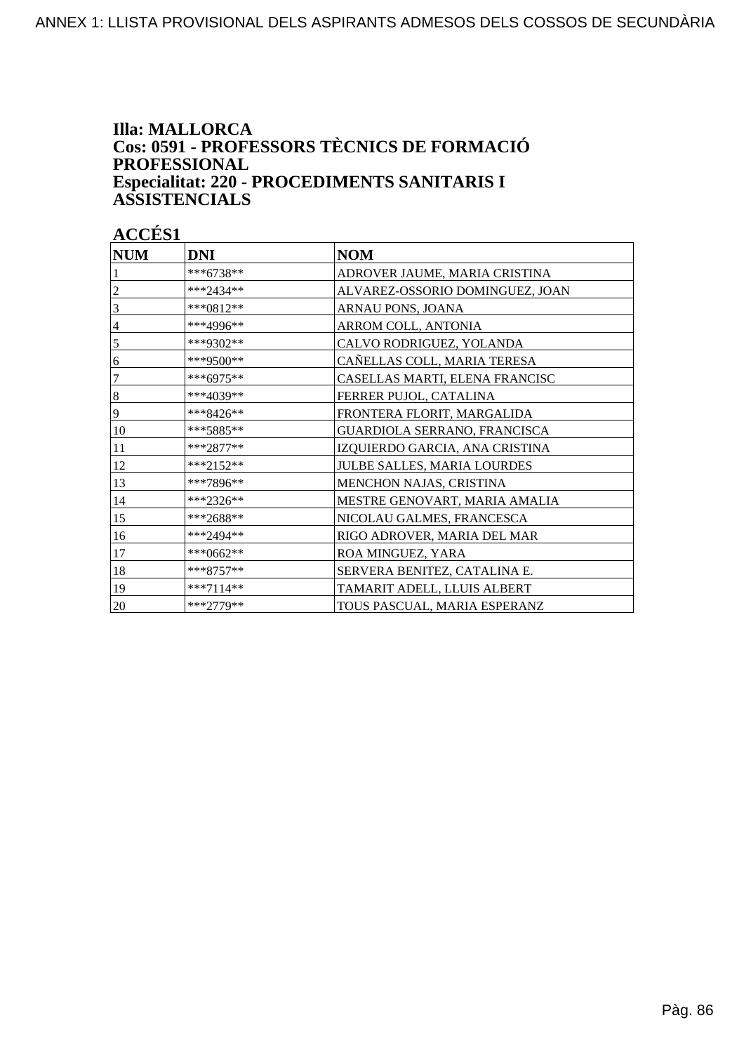**Illa: MALLORCA**
**Cos: 0591 - PROFESSORS TÈCNICS DE FORMACIÓ PROFESSIONAL**
**Especialitat: 220 - PROCEDIMENTS SANITARIS I ASSISTENCIALS**

**ACCÉS1**

| NUM | DNI | NOM |
|---|---|---|
| 1 | ***6738** | ADROVER JAUME, MARIA CRISTINA |
| 2 | ***2434** | ALVAREZ-OSSORIO DOMINGUEZ, JOAN |
| 3 | ***0812** | ARNAU PONS, JOANA |
| 4 | ***4996** | ARROM COLL, ANTONIA |
| 5 | ***9302** | CALVO RODRIGUEZ, YOLANDA |
| 6 | ***9500** | CAÑELLAS COLL, MARIA TERESA |
| 7 | ***6975** | CASELLAS MARTI, ELENA FRANCISC |
| 8 | ***4039** | FERRER PUJOL, CATALINA |
| 9 | ***8426** | FRONTERA FLORIT, MARGALIDA |
| 10 | ***5885** | GUARDIOLA SERRANO, FRANCISCA |
| 11 | ***2877** | IZQUIERDO GARCIA, ANA CRISTINA |
| 12 | ***2152** | JULBE SALLES, MARIA LOURDES |
| 13 | ***7896** | MENCHON NAJAS, CRISTINA |
| 14 | ***2326** | MESTRE GENOVART, MARIA AMALIA |
| 15 | ***2688** | NICOLAU GALMES, FRANCESCA |
| 16 | ***2494** | RIGO ADROVER, MARIA DEL MAR |
| 17 | ***0662** | ROA MINGUEZ, YARA |
| 18 | ***8757** | SERVERA BENITEZ, CATALINA E. |
| 19 | ***7114** | TAMARIT ADELL, LLUIS ALBERT |
| 20 | ***2779** | TOUS PASCUAL, MARIA ESPERANZ |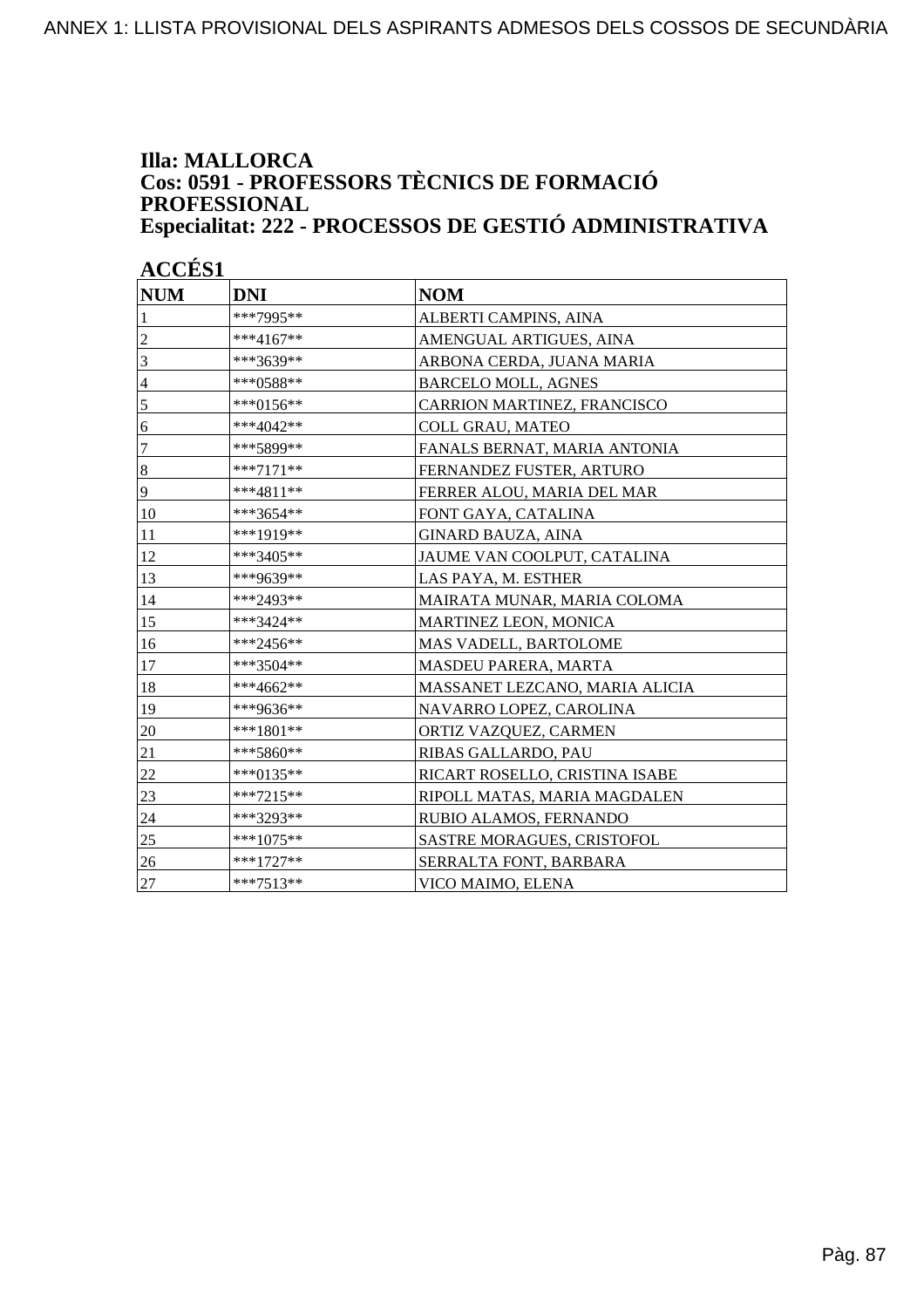**Illa: MALLORCA**
**Cos: 0591 - PROFESSORS TÈCNICS DE FORMACIÓ PROFESSIONAL**
**Especialitat: 222 - PROCESSOS DE GESTIÓ ADMINISTRATIVA**

**ACCÉS1**

| NUM | DNI | NOM |
|---|---|---|
| 1 | ***7995** | ALBERTI CAMPINS, AINA |
| 2 | ***4167** | AMENGUAL ARTIGUES, AINA |
| 3 | ***3639** | ARBONA CERDA, JUANA MARIA |
| 4 | ***0588** | BARCELO MOLL, AGNES |
| 5 | ***0156** | CARRION MARTINEZ, FRANCISCO |
| 6 | ***4042** | COLL GRAU, MATEO |
| 7 | ***5899** | FANALS BERNAT, MARIA ANTONIA |
| 8 | ***7171** | FERNANDEZ FUSTER, ARTURO |
| 9 | ***4811** | FERRER ALOU, MARIA DEL MAR |
| 10 | ***3654** | FONT GAYA, CATALINA |
| 11 | ***1919** | GINARD BAUZA, AINA |
| 12 | ***3405** | JAUME VAN COOLPUT, CATALINA |
| 13 | ***9639** | LAS PAYA, M. ESTHER |
| 14 | ***2493** | MAIRATA MUNAR, MARIA COLOMA |
| 15 | ***3424** | MARTINEZ LEON, MONICA |
| 16 | ***2456** | MAS VADELL, BARTOLOME |
| 17 | ***3504** | MASDEU PARERA, MARTA |
| 18 | ***4662** | MASSANET LEZCANO, MARIA ALICIA |
| 19 | ***9636** | NAVARRO LOPEZ, CAROLINA |
| 20 | ***1801** | ORTIZ VAZQUEZ, CARMEN |
| 21 | ***5860** | RIBAS GALLARDO, PAU |
| 22 | ***0135** | RICART ROSELLO, CRISTINA ISABE |
| 23 | ***7215** | RIPOLL MATAS, MARIA MAGDALEN |
| 24 | ***3293** | RUBIO ALAMOS, FERNANDO |
| 25 | ***1075** | SASTRE MORAGUES, CRISTOFOL |
| 26 | ***1727** | SERRALTA FONT, BARBARA |
| 27 | ***7513** | VICO MAIMO, ELENA |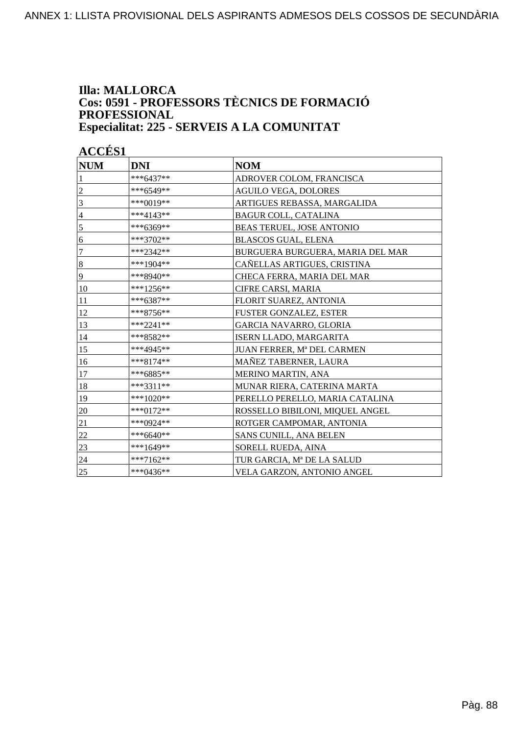**Illa: MALLORCA**
**Cos: 0591 - PROFESSORS TÈCNICS DE FORMACIÓ PROFESSIONAL**
**Especialitat: 225 - SERVEIS A LA COMUNITAT**

**ACCÉS1**

| NUM | DNI | NOM |
|---|---|---|
| 1 | ***6437** | ADROVER COLOM, FRANCISCA |
| 2 | ***6549** | AGUILO VEGA, DOLORES |
| 3 | ***0019** | ARTIGUES REBASSA, MARGALIDA |
| 4 | ***4143** | BAGUR COLL, CATALINA |
| 5 | ***6369** | BEAS TERUEL, JOSE ANTONIO |
| 6 | ***3702** | BLASCOS GUAL, ELENA |
| 7 | ***2342** | BURGUERA BURGUERA, MARIA DEL MAR |
| 8 | ***1904** | CAÑELLAS ARTIGUES, CRISTINA |
| 9 | ***8940** | CHECA FERRA, MARIA DEL MAR |
| 10 | ***1256** | CIFRE CARSI, MARIA |
| 11 | ***6387** | FLORIT SUAREZ, ANTONIA |
| 12 | ***8756** | FUSTER GONZALEZ, ESTER |
| 13 | ***2241** | GARCIA NAVARRO, GLORIA |
| 14 | ***8582** | ISERN LLADO, MARGARITA |
| 15 | ***4945** | JUAN FERRER, Mª DEL CARMEN |
| 16 | ***8174** | MAÑEZ TABERNER, LAURA |
| 17 | ***6885** | MERINO MARTIN, ANA |
| 18 | ***3311** | MUNAR RIERA, CATERINA MARTA |
| 19 | ***1020** | PERELLO PERELLO, MARIA CATALINA |
| 20 | ***0172** | ROSSELLO BIBILONI, MIQUEL ANGEL |
| 21 | ***0924** | ROTGER CAMPOMAR, ANTONIA |
| 22 | ***6640** | SANS CUNILL, ANA BELEN |
| 23 | ***1649** | SORELL RUEDA, AINA |
| 24 | ***7162** | TUR GARCIA, Mª DE LA SALUD |
| 25 | ***0436** | VELA GARZON, ANTONIO ANGEL |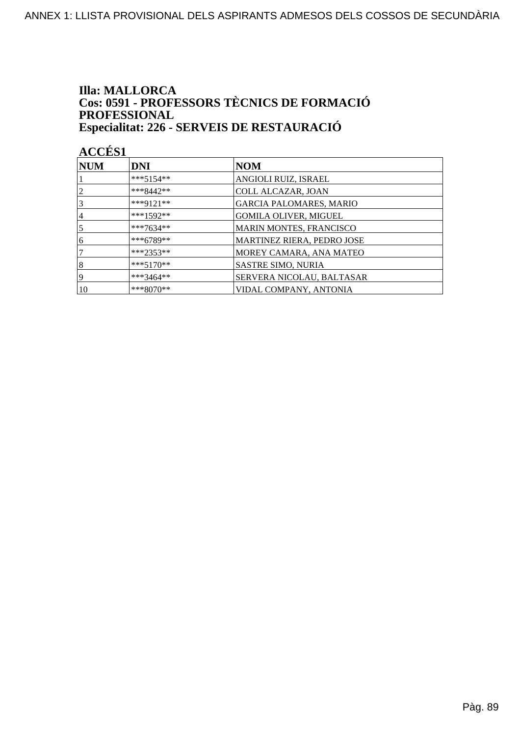**Illa: MALLORCA**
**Cos: 0591 - PROFESSORS TÈCNICS DE FORMACIÓ PROFESSIONAL**
**Especialitat: 226 - SERVEIS DE RESTAURACIÓ**

**ACCÉS1**

| NUM | DNI | NOM |
|---|---|---|
| 1 | ***5154** | ANGIOLI RUIZ, ISRAEL |
| 2 | ***8442** | COLL ALCAZAR, JOAN |
| 3 | ***9121** | GARCIA PALOMARES, MARIO |
| 4 | ***1592** | GOMILA OLIVER, MIGUEL |
| 5 | ***7634** | MARIN MONTES, FRANCISCO |
| 6 | ***6789** | MARTINEZ RIERA, PEDRO JOSE |
| 7 | ***2353** | MOREY CAMARA, ANA MATEO |
| 8 | ***5170** | SASTRE SIMO, NURIA |
| 9 | ***3464** | SERVERA NICOLAU, BALTASAR |
| 10 | ***8070** | VIDAL COMPANY, ANTONIA |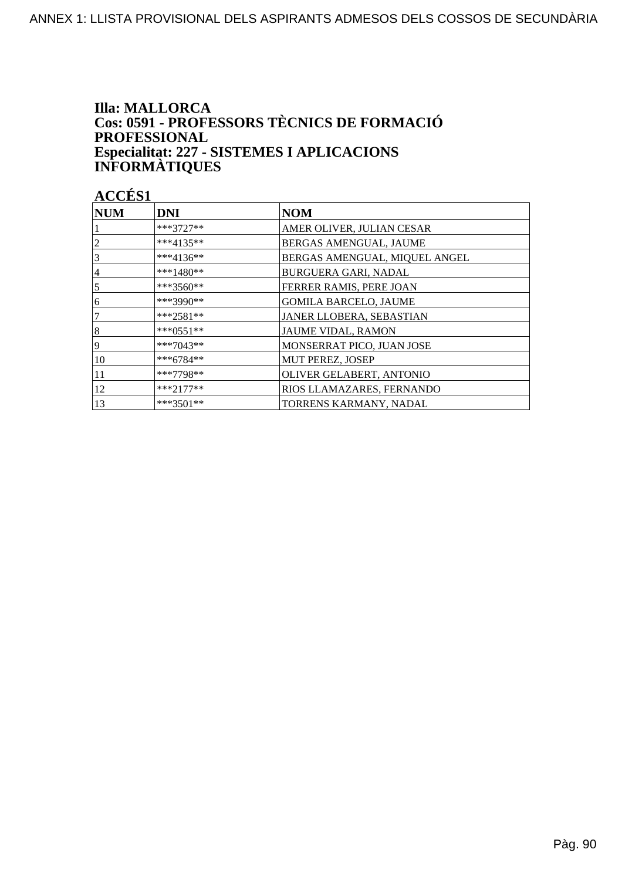**Illa: MALLORCA**
**Cos: 0591 - PROFESSORS TÈCNICS DE FORMACIÓ PROFESSIONAL**
**Especialitat: 227 - SISTEMES I APLICACIONS INFORMÀTIQUES**

**ACCÉS1**

| NUM | DNI | NOM |
|---|---|---|
| 1 | ***3727** | AMER OLIVER, JULIAN CESAR |
| 2 | ***4135** | BERGAS AMENGUAL, JAUME |
| 3 | ***4136** | BERGAS AMENGUAL, MIQUEL ANGEL |
| 4 | ***1480** | BURGUERA GARI, NADAL |
| 5 | ***3560** | FERRER RAMIS, PERE JOAN |
| 6 | ***3990** | GOMILA BARCELO, JAUME |
| 7 | ***2581** | JANER LLOBERA, SEBASTIAN |
| 8 | ***0551** | JAUME VIDAL, RAMON |
| 9 | ***7043** | MONSERRAT PICO, JUAN JOSE |
| 10 | ***6784** | MUT PEREZ, JOSEP |
| 11 | ***7798** | OLIVER GELABERT, ANTONIO |
| 12 | ***2177** | RIOS LLAMAZARES, FERNANDO |
| 13 | ***3501** | TORRENS KARMANY, NADAL |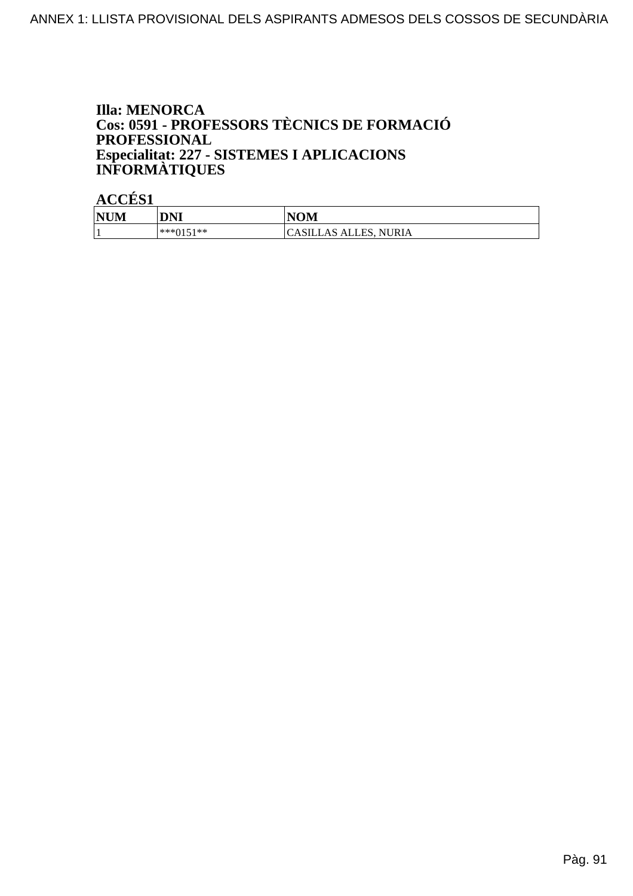**Illa: MENORCA**
**Cos: 0591 - PROFESSORS TÈCNICS DE FORMACIÓ PROFESSIONAL**
**Especialitat: 227 - SISTEMES I APLICACIONS INFORMÀTIQUES**

**ACCÉS1**

| NUM | DNI | NOM |
|---|---|---|
| 1 | ***0151** | CASILLAS ALLES, NURIA |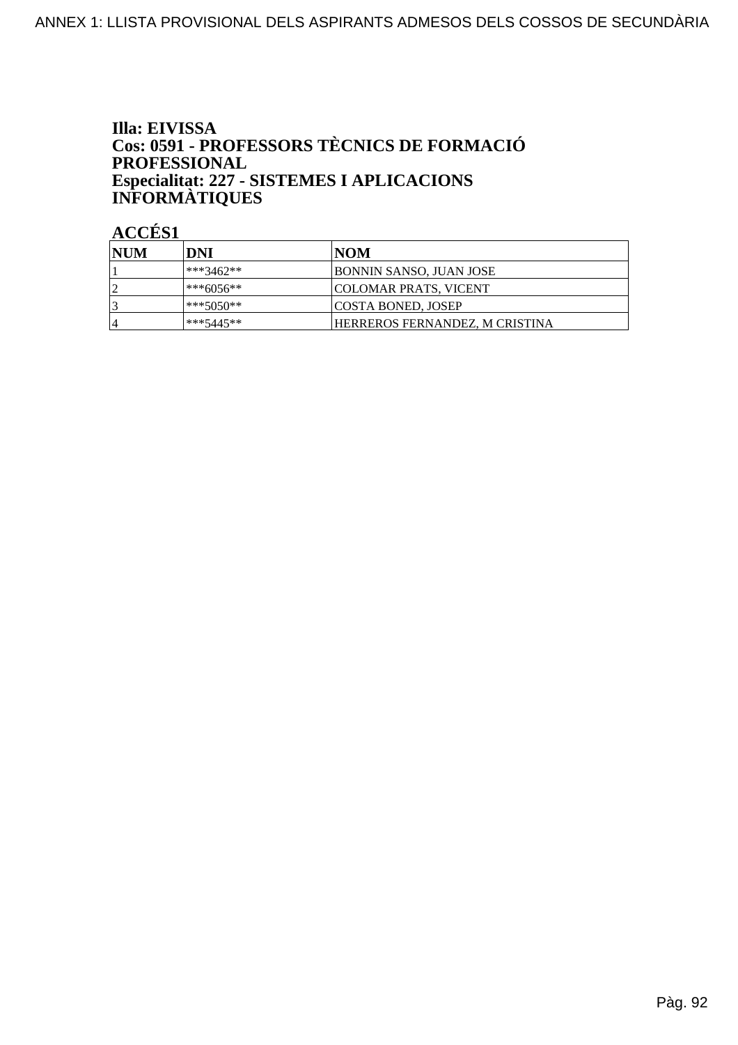**Illa: EIVISSA**
**Cos: 0591 - PROFESSORS TÈCNICS DE FORMACIÓ PROFESSIONAL**
**Especialitat: 227 - SISTEMES I APLICACIONS INFORMÀTIQUES**

**ACCÉS1**

| NUM | DNI | NOM |
|---|---|---|
| 1 | ***3462** | BONNIN SANSO, JUAN JOSE |
| 2 | ***6056** | COLOMAR PRATS, VICENT |
| 3 | ***5050** | COSTA BONED, JOSEP |
| 4 | ***5445** | HERREROS FERNANDEZ, M CRISTINA |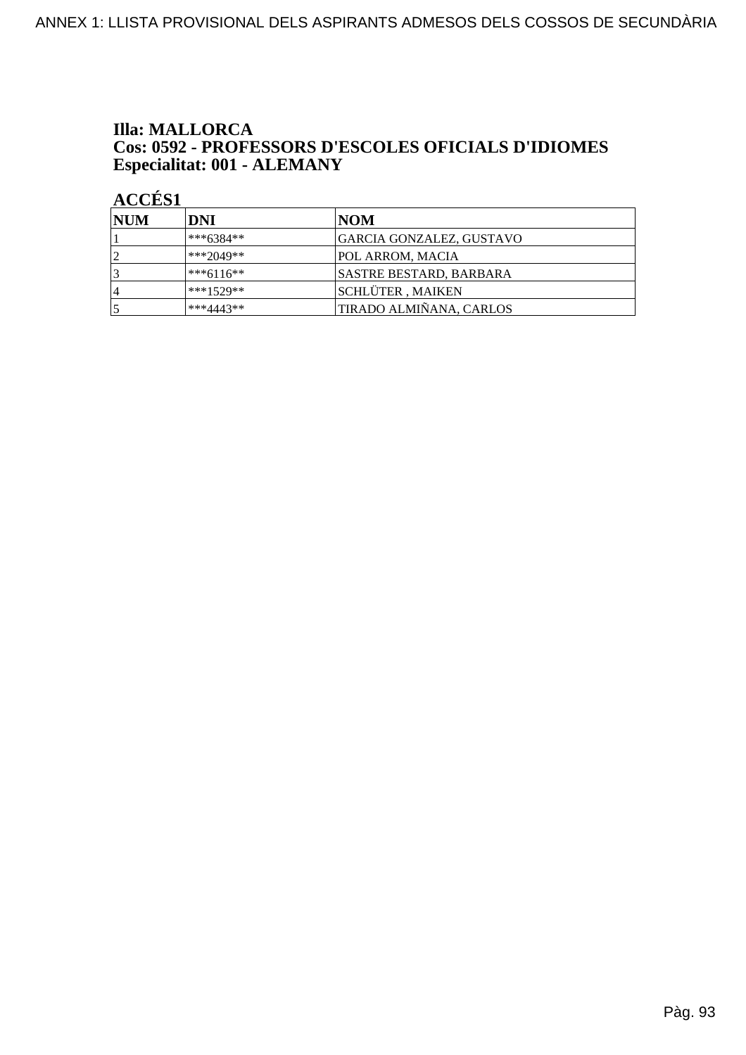**Illa: MALLORCA**
**Cos: 0592 - PROFESSORS D'ESCOLES OFICIALS D'IDIOMES**
**Especialitat: 001 - ALEMANY**

**ACCÉS1**

| NUM | DNI | NOM |
|---|---|---|
| 1 | ***6384** | GARCIA GONZALEZ, GUSTAVO |
| 2 | ***2049** | POL ARROM, MACIA |
| 3 | ***6116** | SASTRE BESTARD, BARBARA |
| 4 | ***1529** | SCHLÜTER , MAIKEN |
| 5 | ***4443** | TIRADO ALMIÑANA, CARLOS |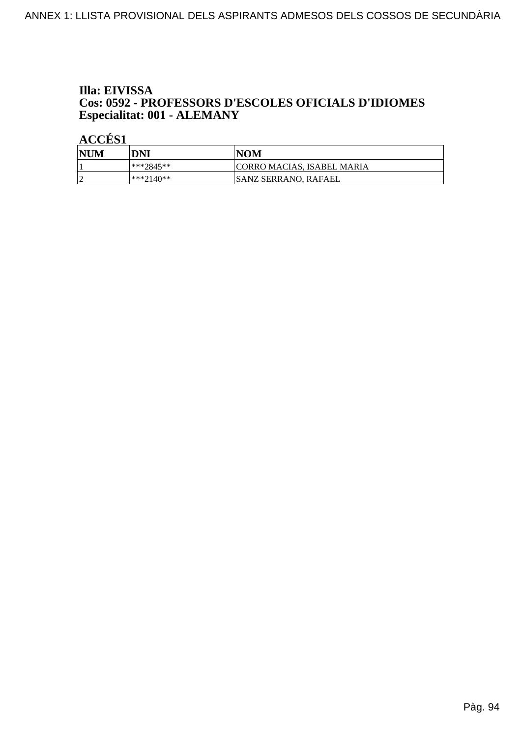**Illa: EIVISSA**
**Cos: 0592 - PROFESSORS D'ESCOLES OFICIALS D'IDIOMES**
**Especialitat: 001 - ALEMANY**

**ACCÉS1**

| NUM | DNI | NOM |
|---|---|---|
| 1 | ***2845** | CORRO MACIAS, ISABEL MARIA |
| 2 | ***2140** | SANZ SERRANO, RAFAEL |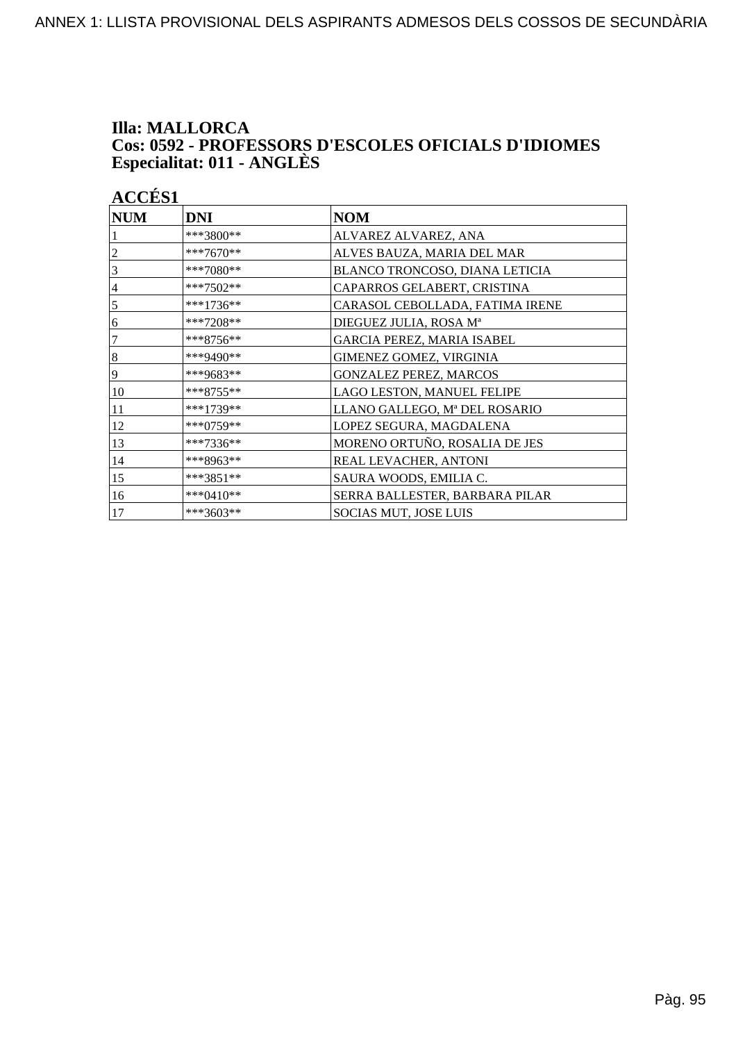**Illa: MALLORCA**
**Cos: 0592 - PROFESSORS D'ESCOLES OFICIALS D'IDIOMES**
**Especialitat: 011 - ANGLÈS**

**ACCÉS1**

| NUM | DNI | NOM |
|---|---|---|
| 1 | ***3800** | ALVAREZ ALVAREZ, ANA |
| 2 | ***7670** | ALVES BAUZA, MARIA DEL MAR |
| 3 | ***7080** | BLANCO TRONCOSO, DIANA LETICIA |
| 4 | ***7502** | CAPARROS GELABERT, CRISTINA |
| 5 | ***1736** | CARASOL CEBOLLADA, FATIMA IRENE |
| 6 | ***7208** | DIEGUEZ JULIA, ROSA Mª |
| 7 | ***8756** | GARCIA PEREZ, MARIA ISABEL |
| 8 | ***9490** | GIMENEZ GOMEZ, VIRGINIA |
| 9 | ***9683** | GONZALEZ PEREZ, MARCOS |
| 10 | ***8755** | LAGO LESTON, MANUEL FELIPE |
| 11 | ***1739** | LLANO GALLEGO, Mª DEL ROSARIO |
| 12 | ***0759** | LOPEZ SEGURA, MAGDALENA |
| 13 | ***7336** | MORENO ORTUÑO, ROSALIA DE JES |
| 14 | ***8963** | REAL LEVACHER, ANTONI |
| 15 | ***3851** | SAURA WOODS, EMILIA C. |
| 16 | ***0410** | SERRA BALLESTER, BARBARA PILAR |
| 17 | ***3603** | SOCIAS MUT, JOSE LUIS |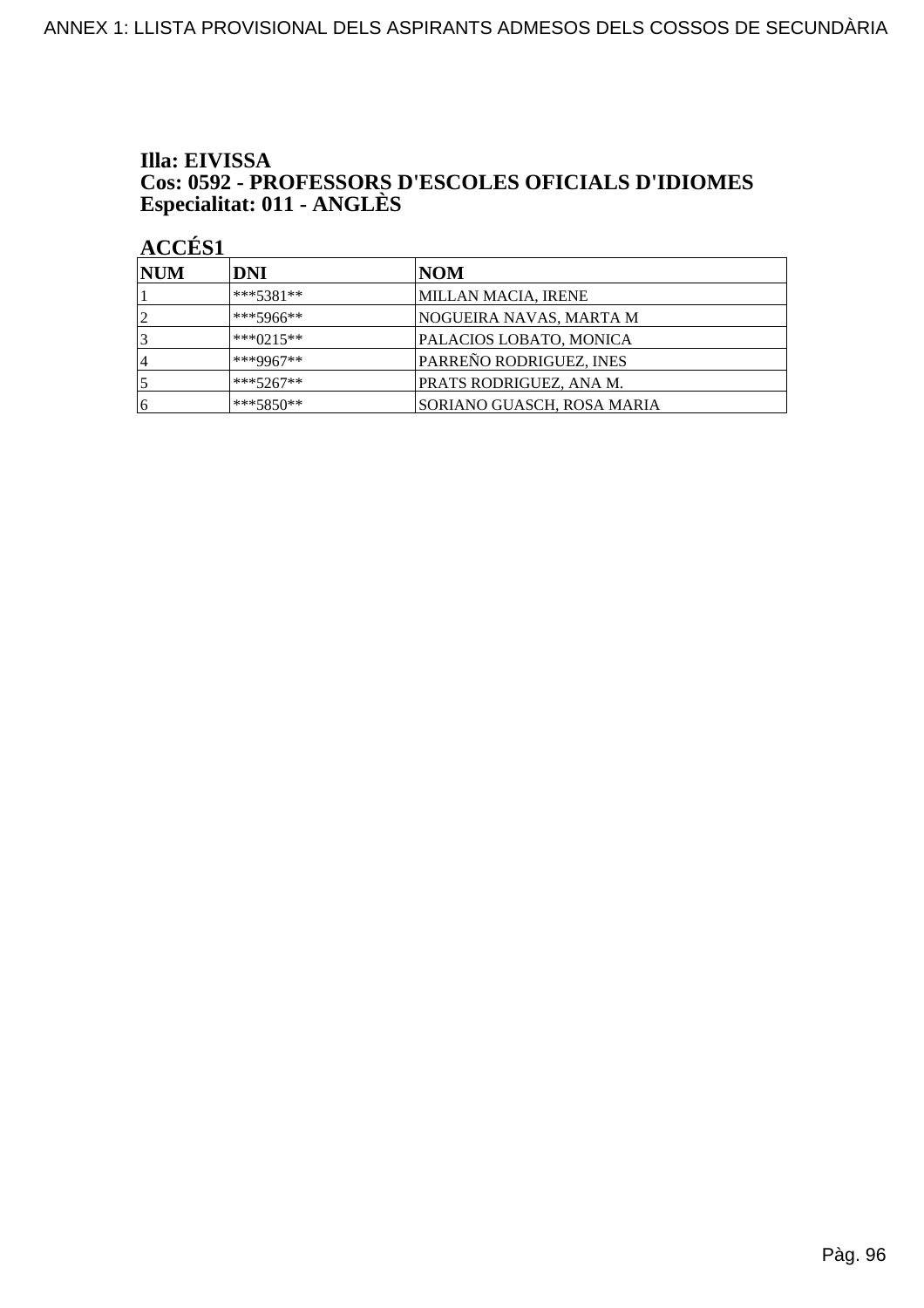**Illa: EIVISSA**
**Cos: 0592 - PROFESSORS D'ESCOLES OFICIALS D'IDIOMES**
**Especialitat: 011 - ANGLÈS**

**ACCÉS1**

| NUM | DNI | NOM |
|---|---|---|
| 1 | ***5381** | MILLAN MACIA, IRENE |
| 2 | ***5966** | NOGUEIRA NAVAS, MARTA M |
| 3 | ***0215** | PALACIOS LOBATO, MONICA |
| 4 | ***9967** | PARREÑO RODRIGUEZ, INES |
| 5 | ***5267** | PRATS RODRIGUEZ, ANA M. |
| 6 | ***5850** | SORIANO GUASCH, ROSA MARIA |